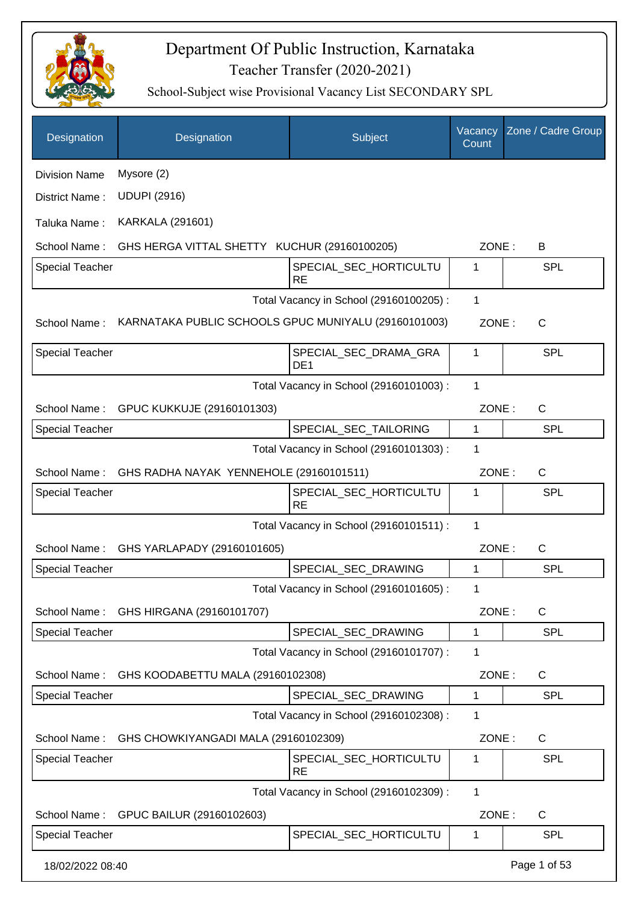# Department Of Public Instruction, Karnataka

## Teacher Transfer (2020-2021)

### School-Subject wise Provisional Vacancy List SECONDARY SPL

| Designation | Designation | Subject | Vacancy Count | Zone / Cadre Group |
|---|---|---|---|---|
| Division Name | Mysore (2) | | | |
| District Name : | UDUPI (2916) | | | |
| Taluka Name : | KARKALA (291601) | | | |
| School Name : | GHS HERGA VITTAL SHETTY KUCHUR (29160100205) | | ZONE : | B |
| Special Teacher | | SPECIAL_SEC_HORTICULTURE | 1 | SPL |
| | | Total Vacancy in School (29160100205) : | 1 | |
| School Name : | KARNATAKA PUBLIC SCHOOLS GPUC MUNIYALU (29160101003) | | ZONE : | C |
| Special Teacher | | SPECIAL_SEC_DRAMA_GRADE1 | 1 | SPL |
| | | Total Vacancy in School (29160101003) : | 1 | |
| School Name : | GPUC KUKKUJE (29160101303) | | ZONE : | C |
| Special Teacher | | SPECIAL_SEC_TAILORING | 1 | SPL |
| | | Total Vacancy in School (29160101303) : | 1 | |
| School Name : | GHS RADHA NAYAK YENNEHOLE (29160101511) | | ZONE : | C |
| Special Teacher | | SPECIAL_SEC_HORTICULTURE | 1 | SPL |
| | | Total Vacancy in School (29160101511) : | 1 | |
| School Name : | GHS YARLAPADY (29160101605) | | ZONE : | C |
| Special Teacher | | SPECIAL_SEC_DRAWING | 1 | SPL |
| | | Total Vacancy in School (29160101605) : | 1 | |
| School Name : | GHS HIRGANA (29160101707) | | ZONE : | C |
| Special Teacher | | SPECIAL_SEC_DRAWING | 1 | SPL |
| | | Total Vacancy in School (29160101707) : | 1 | |
| School Name : | GHS KOODABETTU MALA (29160102308) | | ZONE : | C |
| Special Teacher | | SPECIAL_SEC_DRAWING | 1 | SPL |
| | | Total Vacancy in School (29160102308) : | 1 | |
| School Name : | GHS CHOWKIYANGADI MALA (29160102309) | | ZONE : | C |
| Special Teacher | | SPECIAL_SEC_HORTICULTURE | 1 | SPL |
| | | Total Vacancy in School (29160102309) : | 1 | |
| School Name : | GPUC BAILUR (29160102603) | | ZONE : | C |
| Special Teacher | | SPECIAL_SEC_HORTICULTU | 1 | SPL |

18/02/2022 08:40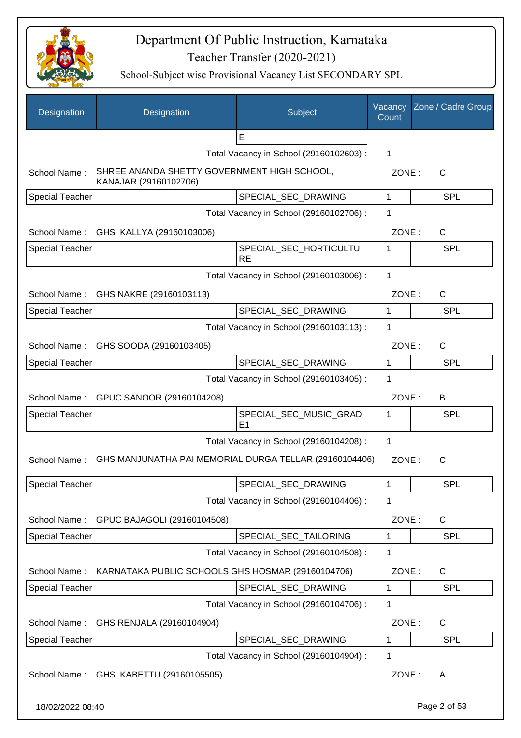# Department Of Public Instruction, Karnataka

## Teacher Transfer (2020-2021)

### School-Subject wise Provisional Vacancy List SECONDARY SPL

| Designation | Designation | Subject | Vacancy Count | Zone / Cadre Group |
|---|---|---|---|---|
| | | E | | |
| | | Total Vacancy in School (29160102603) : | 1 | |
| School Name : | SHREE ANANDA SHETTY GOVERNMENT HIGH SCHOOL, KANAJAR (29160102706) | | ZONE : | C |
| Special Teacher | | SPECIAL_SEC_DRAWING | 1 | SPL |
| | | Total Vacancy in School (29160102706) : | 1 | |
| School Name : | GHS KALLYA (29160103006) | | ZONE : | C |
| Special Teacher | | SPECIAL_SEC_HORTICULTURE | 1 | SPL |
| | | Total Vacancy in School (29160103006) : | 1 | |
| School Name : | GHS NAKRE (29160103113) | | ZONE : | C |
| Special Teacher | | SPECIAL_SEC_DRAWING | 1 | SPL |
| | | Total Vacancy in School (29160103113) : | 1 | |
| School Name : | GHS SOODA (29160103405) | | ZONE : | C |
| Special Teacher | | SPECIAL_SEC_DRAWING | 1 | SPL |
| | | Total Vacancy in School (29160103405) : | 1 | |
| School Name : | GPUC SANOOR (29160104208) | | ZONE : | B |
| Special Teacher | | SPECIAL_SEC_MUSIC_GRADE1 | 1 | SPL |
| | | Total Vacancy in School (29160104208) : | 1 | |
| School Name : | GHS MANJUNATHA PAI MEMORIAL DURGA TELLAR (29160104406) | | ZONE : | C |
| Special Teacher | | SPECIAL_SEC_DRAWING | 1 | SPL |
| | | Total Vacancy in School (29160104406) : | 1 | |
| School Name : | GPUC BAJAGOLI (29160104508) | | ZONE : | C |
| Special Teacher | | SPECIAL_SEC_TAILORING | 1 | SPL |
| | | Total Vacancy in School (29160104508) : | 1 | |
| School Name : | KARNATAKA PUBLIC SCHOOLS GHS HOSMAR (29160104706) | | ZONE : | C |
| Special Teacher | | SPECIAL_SEC_DRAWING | 1 | SPL |
| | | Total Vacancy in School (29160104706) : | 1 | |
| School Name : | GHS RENJALA (29160104904) | | ZONE : | C |
| Special Teacher | | SPECIAL_SEC_DRAWING | 1 | SPL |
| | | Total Vacancy in School (29160104904) : | 1 | |
| School Name : | GHS KABETTU (29160105505) | | ZONE : | A |

18/02/2022 08:40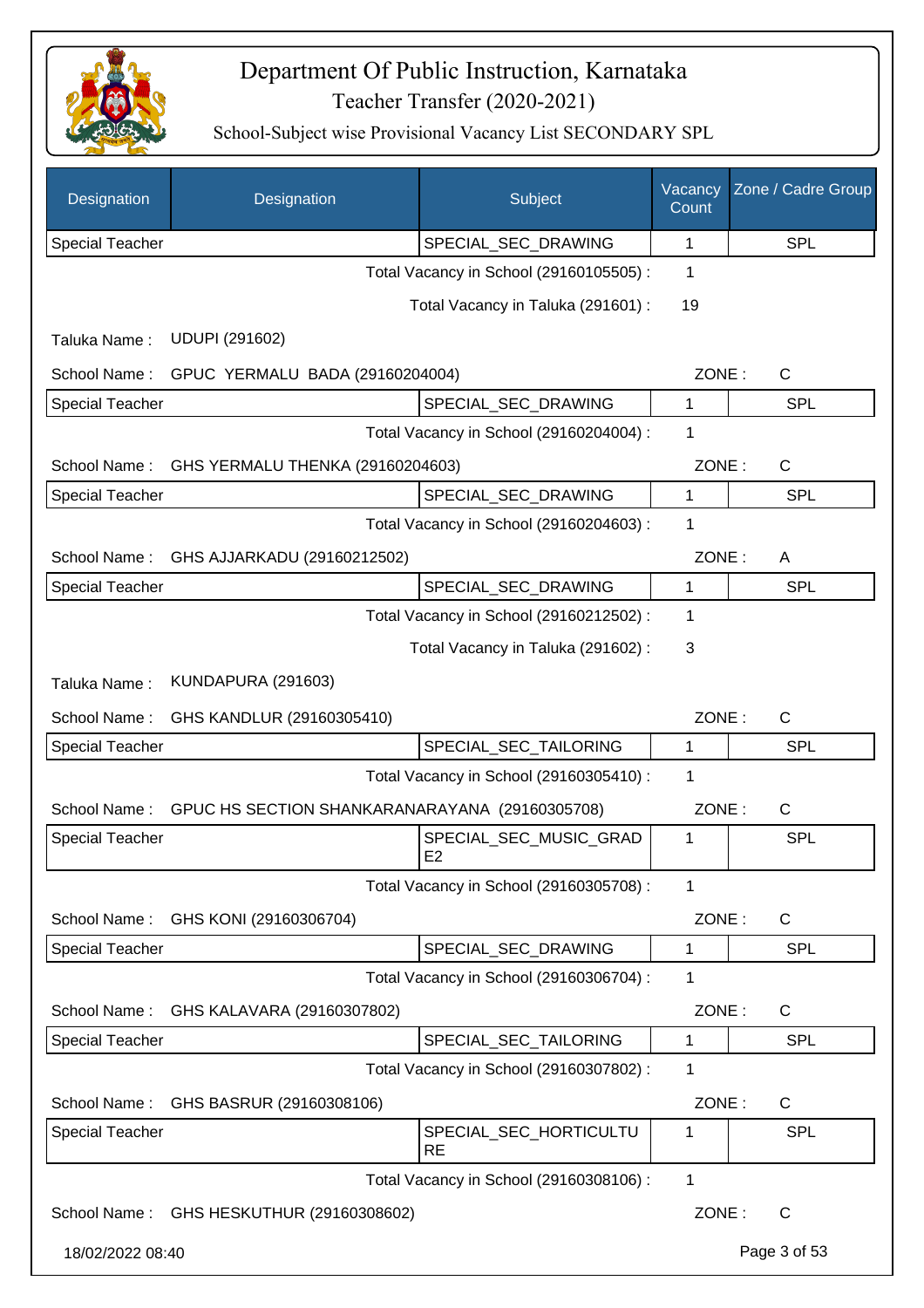# Department Of Public Instruction, Karnataka

## Teacher Transfer (2020-2021)

### School-Subject wise Provisional Vacancy List SECONDARY SPL

| Designation | Designation | Subject | Vacancy Count | Zone / Cadre Group |
|---|---|---|---|---|
| Special Teacher | | SPECIAL_SEC_DRAWING | 1 | SPL |

Total Vacancy in School (29160105505) : 1

Total Vacancy in Taluka (291601) : 19

Taluka Name : UDUPI (291602)

School Name : GPUC YERMALU BADA (29160204004) ZONE : C

| Designation | Designation | Subject | Vacancy Count | Zone / Cadre Group |
|---|---|---|---|---|
| Special Teacher | | SPECIAL_SEC_DRAWING | 1 | SPL |

Total Vacancy in School (29160204004) : 1

School Name : GHS YERMALU THENKA (29160204603) ZONE : C

| Designation | Designation | Subject | Vacancy Count | Zone / Cadre Group |
|---|---|---|---|---|
| Special Teacher | | SPECIAL_SEC_DRAWING | 1 | SPL |

Total Vacancy in School (29160204603) : 1

School Name : GHS AJJARKADU (29160212502) ZONE : A

| Designation | Designation | Subject | Vacancy Count | Zone / Cadre Group |
|---|---|---|---|---|
| Special Teacher | | SPECIAL_SEC_DRAWING | 1 | SPL |

Total Vacancy in School (29160212502) : 1

Total Vacancy in Taluka (291602) : 3

Taluka Name : KUNDAPURA (291603)

School Name : GHS KANDLUR (29160305410) ZONE : C

| Designation | Designation | Subject | Vacancy Count | Zone / Cadre Group |
|---|---|---|---|---|
| Special Teacher | | SPECIAL_SEC_TAILORING | 1 | SPL |

Total Vacancy in School (29160305410) : 1

School Name : GPUC HS SECTION SHANKARANARAYANA (29160305708) ZONE : C

| Designation | Designation | Subject | Vacancy Count | Zone / Cadre Group |
|---|---|---|---|---|
| Special Teacher | | SPECIAL_SEC_MUSIC_GRADE2 | 1 | SPL |

Total Vacancy in School (29160305708) : 1

School Name : GHS KONI (29160306704) ZONE : C

| Designation | Designation | Subject | Vacancy Count | Zone / Cadre Group |
|---|---|---|---|---|
| Special Teacher | | SPECIAL_SEC_DRAWING | 1 | SPL |

Total Vacancy in School (29160306704) : 1

School Name : GHS KALAVARA (29160307802) ZONE : C

| Designation | Designation | Subject | Vacancy Count | Zone / Cadre Group |
|---|---|---|---|---|
| Special Teacher | | SPECIAL_SEC_TAILORING | 1 | SPL |

Total Vacancy in School (29160307802) : 1

School Name : GHS BASRUR (29160308106) ZONE : C

| Designation | Designation | Subject | Vacancy Count | Zone / Cadre Group |
|---|---|---|---|---|
| Special Teacher | | SPECIAL_SEC_HORTICULTURE | 1 | SPL |

Total Vacancy in School (29160308106) : 1

School Name : GHS HESKUTHUR (29160308602) ZONE : C

18/02/2022 08:40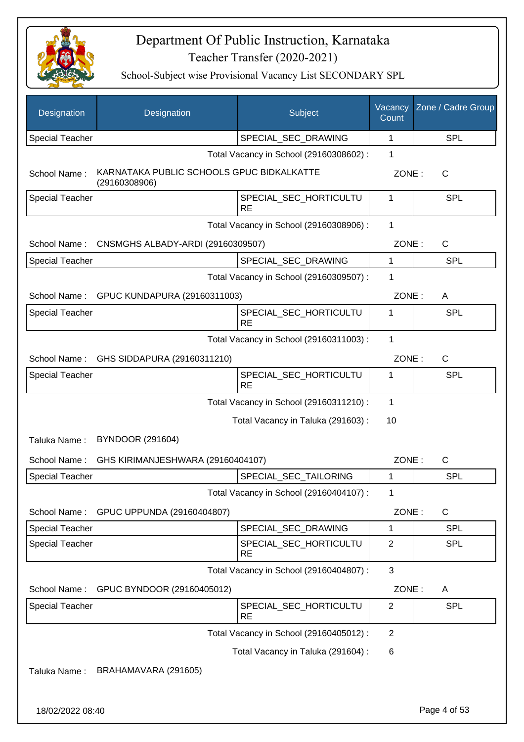# Department Of Public Instruction, Karnataka

## Teacher Transfer (2020-2021)

### School-Subject wise Provisional Vacancy List SECONDARY SPL

| Designation | Designation | Subject | Vacancy Count | Zone / Cadre Group |
|---|---|---|---|---|
| Special Teacher | | SPECIAL_SEC_DRAWING | 1 | SPL |

Total Vacancy in School (29160308602) : 1

School Name : KARNATAKA PUBLIC SCHOOLS GPUC BIDKALKATTE (29160308906) ZONE : C

| Designation | Designation | Subject | Vacancy Count | Zone / Cadre Group |
|---|---|---|---|---|
| Special Teacher | | SPECIAL_SEC_HORTICULTURE | 1 | SPL |

Total Vacancy in School (29160308906) : 1

School Name : CNSMGHS ALBADY-ARDI (29160309507) ZONE : C

| Designation | Designation | Subject | Vacancy Count | Zone / Cadre Group |
|---|---|---|---|---|
| Special Teacher | | SPECIAL_SEC_DRAWING | 1 | SPL |

Total Vacancy in School (29160309507) : 1

School Name : GPUC KUNDAPURA (29160311003) ZONE : A

| Designation | Designation | Subject | Vacancy Count | Zone / Cadre Group |
|---|---|---|---|---|
| Special Teacher | | SPECIAL_SEC_HORTICULTURE | 1 | SPL |

Total Vacancy in School (29160311003) : 1

School Name : GHS SIDDAPURA (29160311210) ZONE : C

| Designation | Designation | Subject | Vacancy Count | Zone / Cadre Group |
|---|---|---|---|---|
| Special Teacher | | SPECIAL_SEC_HORTICULTURE | 1 | SPL |

Total Vacancy in School (29160311210) : 1

Total Vacancy in Taluka (291603) : 10

Taluka Name : BYNDOOR (291604)

School Name : GHS KIRIMANJESHWARA (29160404107) ZONE : C

| Designation | Designation | Subject | Vacancy Count | Zone / Cadre Group |
|---|---|---|---|---|
| Special Teacher | | SPECIAL_SEC_TAILORING | 1 | SPL |

Total Vacancy in School (29160404107) : 1

School Name : GPUC UPPUNDA (29160404807) ZONE : C

| Designation | Designation | Subject | Vacancy Count | Zone / Cadre Group |
|---|---|---|---|---|
| Special Teacher | | SPECIAL_SEC_DRAWING | 1 | SPL |
| Special Teacher | | SPECIAL_SEC_HORTICULTURE | 2 | SPL |

Total Vacancy in School (29160404807) : 3

School Name : GPUC BYNDOOR (29160405012) ZONE : A

| Designation | Designation | Subject | Vacancy Count | Zone / Cadre Group |
|---|---|---|---|---|
| Special Teacher | | SPECIAL_SEC_HORTICULTURE | 2 | SPL |

Total Vacancy in School (29160405012) : 2

Total Vacancy in Taluka (291604) : 6

Taluka Name : BRAHAMAVARA (291605)

18/02/2022 08:40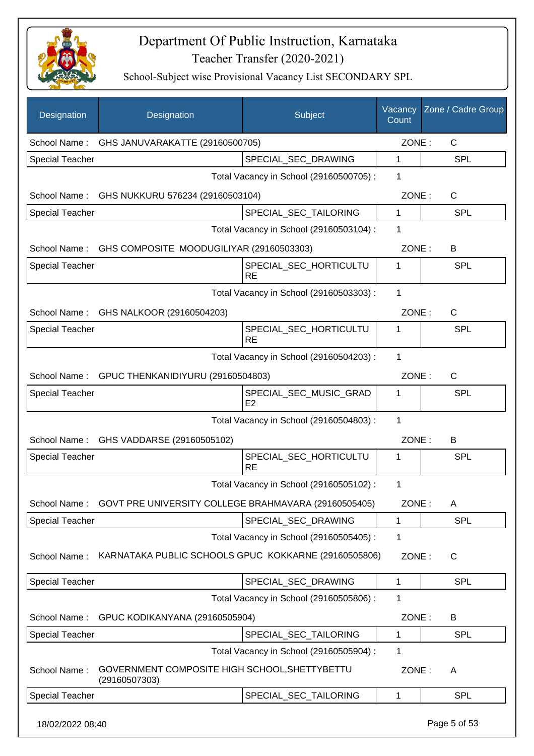# Department Of Public Instruction, Karnataka

## Teacher Transfer (2020-2021)

### School-Subject wise Provisional Vacancy List SECONDARY SPL

| Designation | Designation | Subject | Vacancy Count | Zone / Cadre Group |
|---|---|---|---|---|
| School Name : | GHS JANUVARAKATTE (29160500705) | | ZONE : | C |
| Special Teacher | | SPECIAL_SEC_DRAWING | 1 | SPL |
| | | Total Vacancy in School (29160500705) : | 1 | |
| School Name : | GHS NUKKURU 576234 (29160503104) | | ZONE : | C |
| Special Teacher | | SPECIAL_SEC_TAILORING | 1 | SPL |
| | | Total Vacancy in School (29160503104) : | 1 | |
| School Name : | GHS COMPOSITE MOODUGILIYAR (29160503303) | | ZONE : | B |
| Special Teacher | | SPECIAL_SEC_HORTICULTURE | 1 | SPL |
| | | Total Vacancy in School (29160503303) : | 1 | |
| School Name : | GHS NALKOOR (29160504203) | | ZONE : | C |
| Special Teacher | | SPECIAL_SEC_HORTICULTURE | 1 | SPL |
| | | Total Vacancy in School (29160504203) : | 1 | |
| School Name : | GPUC THENKANIDIYURU (29160504803) | | ZONE : | C |
| Special Teacher | | SPECIAL_SEC_MUSIC_GRADE2 | 1 | SPL |
| | | Total Vacancy in School (29160504803) : | 1 | |
| School Name : | GHS VADDARSE (29160505102) | | ZONE : | B |
| Special Teacher | | SPECIAL_SEC_HORTICULTURE | 1 | SPL |
| | | Total Vacancy in School (29160505102) : | 1 | |
| School Name : | GOVT PRE UNIVERSITY COLLEGE BRAHMAVARA (29160505405) | | ZONE : | A |
| Special Teacher | | SPECIAL_SEC_DRAWING | 1 | SPL |
| | | Total Vacancy in School (29160505405) : | 1 | |
| School Name : | KARNATAKA PUBLIC SCHOOLS GPUC KOKKARNE (29160505806) | | ZONE : | C |
| Special Teacher | | SPECIAL_SEC_DRAWING | 1 | SPL |
| | | Total Vacancy in School (29160505806) : | 1 | |
| School Name : | GPUC KODIKANYANA (29160505904) | | ZONE : | B |
| Special Teacher | | SPECIAL_SEC_TAILORING | 1 | SPL |
| | | Total Vacancy in School (29160505904) : | 1 | |
| School Name : | GOVERNMENT COMPOSITE HIGH SCHOOL,SHETTYBETTU (29160507303) | | ZONE : | A |
| Special Teacher | | SPECIAL_SEC_TAILORING | 1 | SPL |

18/02/2022 08:40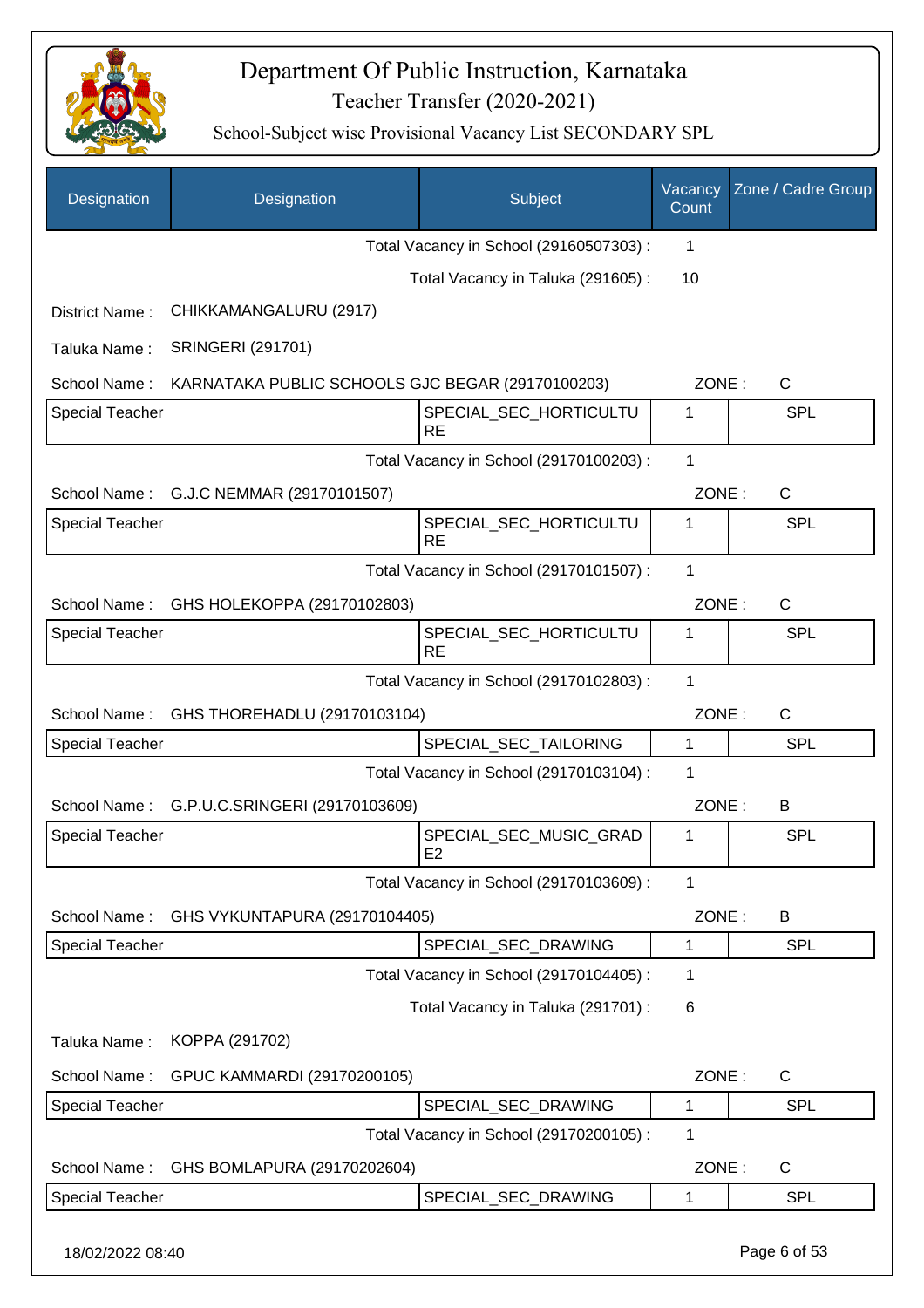# Department Of Public Instruction, Karnataka

## Teacher Transfer (2020-2021)

### School-Subject wise Provisional Vacancy List SECONDARY SPL

| Designation | Designation | Subject | Vacancy Count | Zone / Cadre Group |
|---|---|---|---|---|
| | | Total Vacancy in School (29160507303) : | 1 | |
| | | Total Vacancy in Taluka (291605) : | 10 | |
| District Name : | CHIKKAMANGALURU (2917) | | | |
| Taluka Name : | SRINGERI (291701) | | | |
| School Name : | KARNATAKA PUBLIC SCHOOLS GJC BEGAR (29170100203) | | ZONE : | C |
| Special Teacher | | SPECIAL_SEC_HORTICULTURE | 1 | SPL |
| | | Total Vacancy in School (29170100203) : | 1 | |
| School Name : | G.J.C NEMMAR (29170101507) | | ZONE : | C |
| Special Teacher | | SPECIAL_SEC_HORTICULTURE | 1 | SPL |
| | | Total Vacancy in School (29170101507) : | 1 | |
| School Name : | GHS HOLEKOPPA (29170102803) | | ZONE : | C |
| Special Teacher | | SPECIAL_SEC_HORTICULTURE | 1 | SPL |
| | | Total Vacancy in School (29170102803) : | 1 | |
| School Name : | GHS THOREHADLU (29170103104) | | ZONE : | C |
| Special Teacher | | SPECIAL_SEC_TAILORING | 1 | SPL |
| | | Total Vacancy in School (29170103104) : | 1 | |
| School Name : | G.P.U.C.SRINGERI (29170103609) | | ZONE : | B |
| Special Teacher | | SPECIAL_SEC_MUSIC_GRADE2 | 1 | SPL |
| | | Total Vacancy in School (29170103609) : | 1 | |
| School Name : | GHS VYKUNTAPURA (29170104405) | | ZONE : | B |
| Special Teacher | | SPECIAL_SEC_DRAWING | 1 | SPL |
| | | Total Vacancy in School (29170104405) : | 1 | |
| | | Total Vacancy in Taluka (291701) : | 6 | |
| Taluka Name : | KOPPA (291702) | | | |
| School Name : | GPUC KAMMARDI (29170200105) | | ZONE : | C |
| Special Teacher | | SPECIAL_SEC_DRAWING | 1 | SPL |
| | | Total Vacancy in School (29170200105) : | 1 | |
| School Name : | GHS BOMLAPURA (29170202604) | | ZONE : | C |
| Special Teacher | | SPECIAL_SEC_DRAWING | 1 | SPL |

18/02/2022 08:40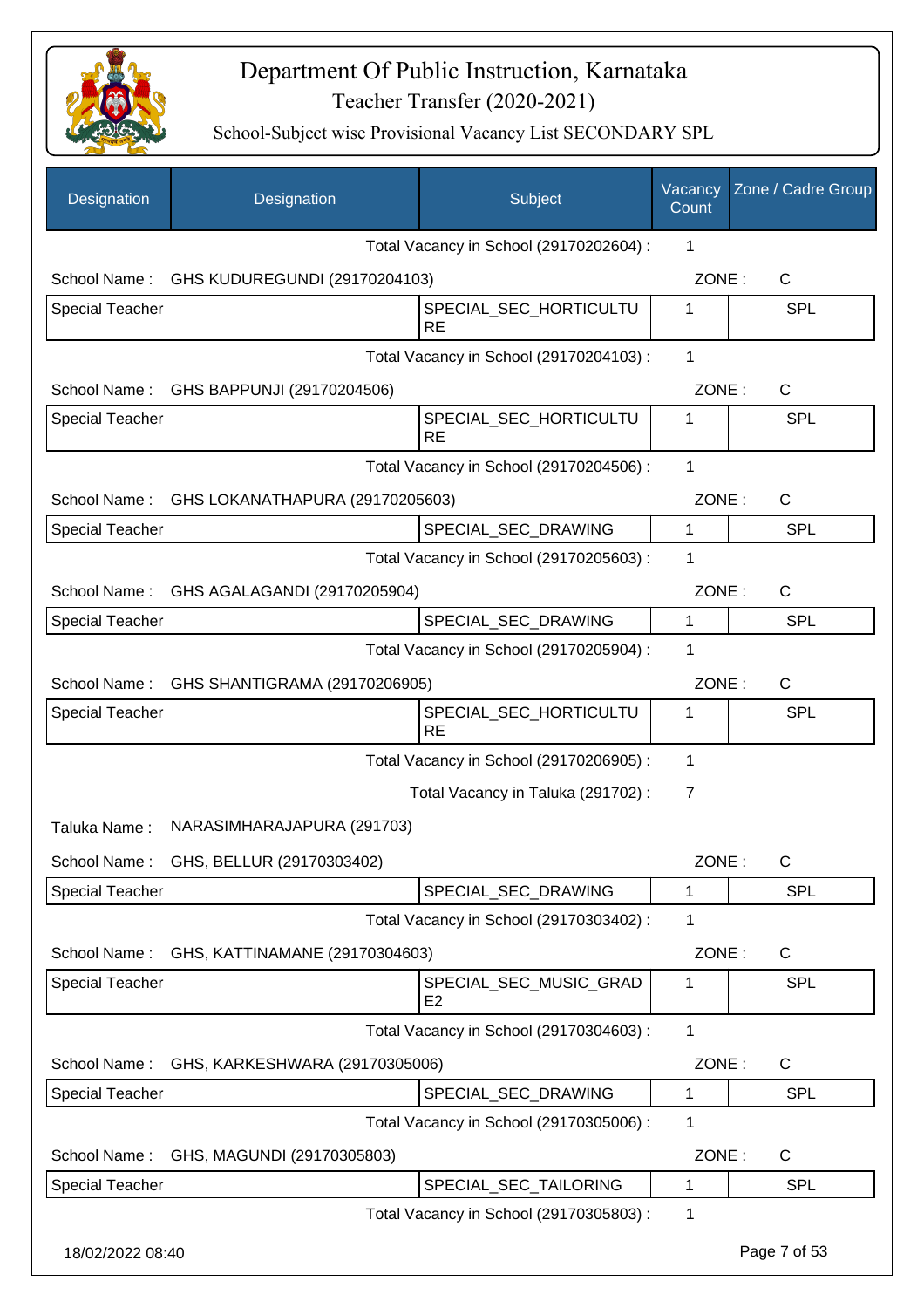# Department Of Public Instruction, Karnataka

## Teacher Transfer (2020-2021)

### School-Subject wise Provisional Vacancy List SECONDARY SPL

| Designation | Designation | Subject | Vacancy Count | Zone / Cadre Group |
|---|---|---|---|---|
| | | Total Vacancy in School (29170202604) : | 1 | |
| School Name : | GHS KUDUREGUNDI (29170204103) | | ZONE : | C |
| Special Teacher | | SPECIAL_SEC_HORTICULTURE | 1 | SPL |
| | | Total Vacancy in School (29170204103) : | 1 | |
| School Name : | GHS BAPPUNJI (29170204506) | | ZONE : | C |
| Special Teacher | | SPECIAL_SEC_HORTICULTURE | 1 | SPL |
| | | Total Vacancy in School (29170204506) : | 1 | |
| School Name : | GHS LOKANATHAPURA (29170205603) | | ZONE : | C |
| Special Teacher | | SPECIAL_SEC_DRAWING | 1 | SPL |
| | | Total Vacancy in School (29170205603) : | 1 | |
| School Name : | GHS AGALAGANDI (29170205904) | | ZONE : | C |
| Special Teacher | | SPECIAL_SEC_DRAWING | 1 | SPL |
| | | Total Vacancy in School (29170205904) : | 1 | |
| School Name : | GHS SHANTIGRAMA (29170206905) | | ZONE : | C |
| Special Teacher | | SPECIAL_SEC_HORTICULTURE | 1 | SPL |
| | | Total Vacancy in School (29170206905) : | 1 | |
| | | Total Vacancy in Taluka (291702) : | 7 | |
| Taluka Name : | NARASIMHARAJAPURA (291703) | | | |
| School Name : | GHS, BELLUR (29170303402) | | ZONE : | C |
| Special Teacher | | SPECIAL_SEC_DRAWING | 1 | SPL |
| | | Total Vacancy in School (29170303402) : | 1 | |
| School Name : | GHS, KATTINAMANE (29170304603) | | ZONE : | C |
| Special Teacher | | SPECIAL_SEC_MUSIC_GRADE2 | 1 | SPL |
| | | Total Vacancy in School (29170304603) : | 1 | |
| School Name : | GHS, KARKESHWARA (29170305006) | | ZONE : | C |
| Special Teacher | | SPECIAL_SEC_DRAWING | 1 | SPL |
| | | Total Vacancy in School (29170305006) : | 1 | |
| School Name : | GHS, MAGUNDI (29170305803) | | ZONE : | C |
| Special Teacher | | SPECIAL_SEC_TAILORING | 1 | SPL |
| | | Total Vacancy in School (29170305803) : | 1 | |

18/02/2022 08:40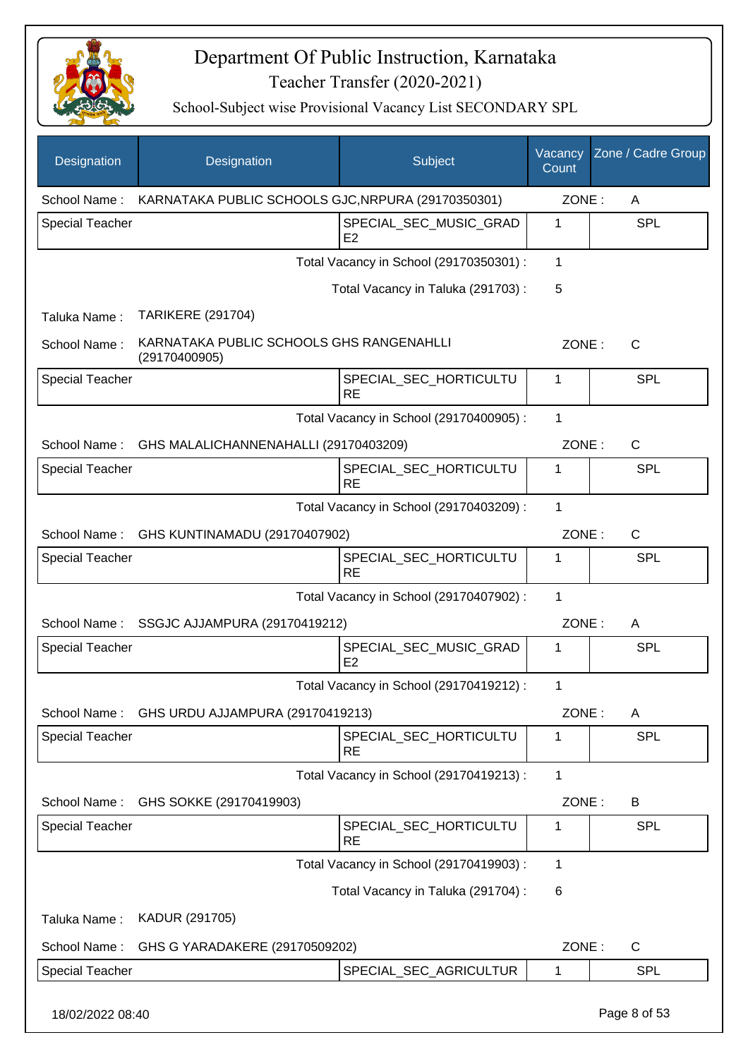# Department Of Public Instruction, Karnataka

## Teacher Transfer (2020-2021)

### School-Subject wise Provisional Vacancy List SECONDARY SPL

| Designation | Designation | Subject | Vacancy Count | Zone / Cadre Group |
|---|---|---|---|---|
| School Name : | KARNATAKA PUBLIC SCHOOLS GJC,NRPURA (29170350301) | | ZONE : | A |
| Special Teacher | | SPECIAL_SEC_MUSIC_GRADE2 | 1 | SPL |
| | | Total Vacancy in School (29170350301) : | 1 | |
| | | Total Vacancy in Taluka (291703) : | 5 | |
| Taluka Name : | TARIKERE (291704) | | | |
| School Name : | KARNATAKA PUBLIC SCHOOLS GHS RANGENAHLLI (29170400905) | | ZONE : | C |
| Special Teacher | | SPECIAL_SEC_HORTICULTURE | 1 | SPL |
| | | Total Vacancy in School (29170400905) : | 1 | |
| School Name : | GHS MALALICHANNENAHALLI (29170403209) | | ZONE : | C |
| Special Teacher | | SPECIAL_SEC_HORTICULTURE | 1 | SPL |
| | | Total Vacancy in School (29170403209) : | 1 | |
| School Name : | GHS KUNTINAMADU (29170407902) | | ZONE : | C |
| Special Teacher | | SPECIAL_SEC_HORTICULTURE | 1 | SPL |
| | | Total Vacancy in School (29170407902) : | 1 | |
| School Name : | SSGJC AJJAMPURA (29170419212) | | ZONE : | A |
| Special Teacher | | SPECIAL_SEC_MUSIC_GRADE2 | 1 | SPL |
| | | Total Vacancy in School (29170419212) : | 1 | |
| School Name : | GHS URDU AJJAMPURA (29170419213) | | ZONE : | A |
| Special Teacher | | SPECIAL_SEC_HORTICULTURE | 1 | SPL |
| | | Total Vacancy in School (29170419213) : | 1 | |
| School Name : | GHS SOKKE (29170419903) | | ZONE : | B |
| Special Teacher | | SPECIAL_SEC_HORTICULTURE | 1 | SPL |
| | | Total Vacancy in School (29170419903) : | 1 | |
| | | Total Vacancy in Taluka (291704) : | 6 | |
| Taluka Name : | KADUR (291705) | | | |
| School Name : | GHS G YARADAKERE (29170509202) | | ZONE : | C |
| Special Teacher | | SPECIAL_SEC_AGRICULTUR | 1 | SPL |

18/02/2022 08:40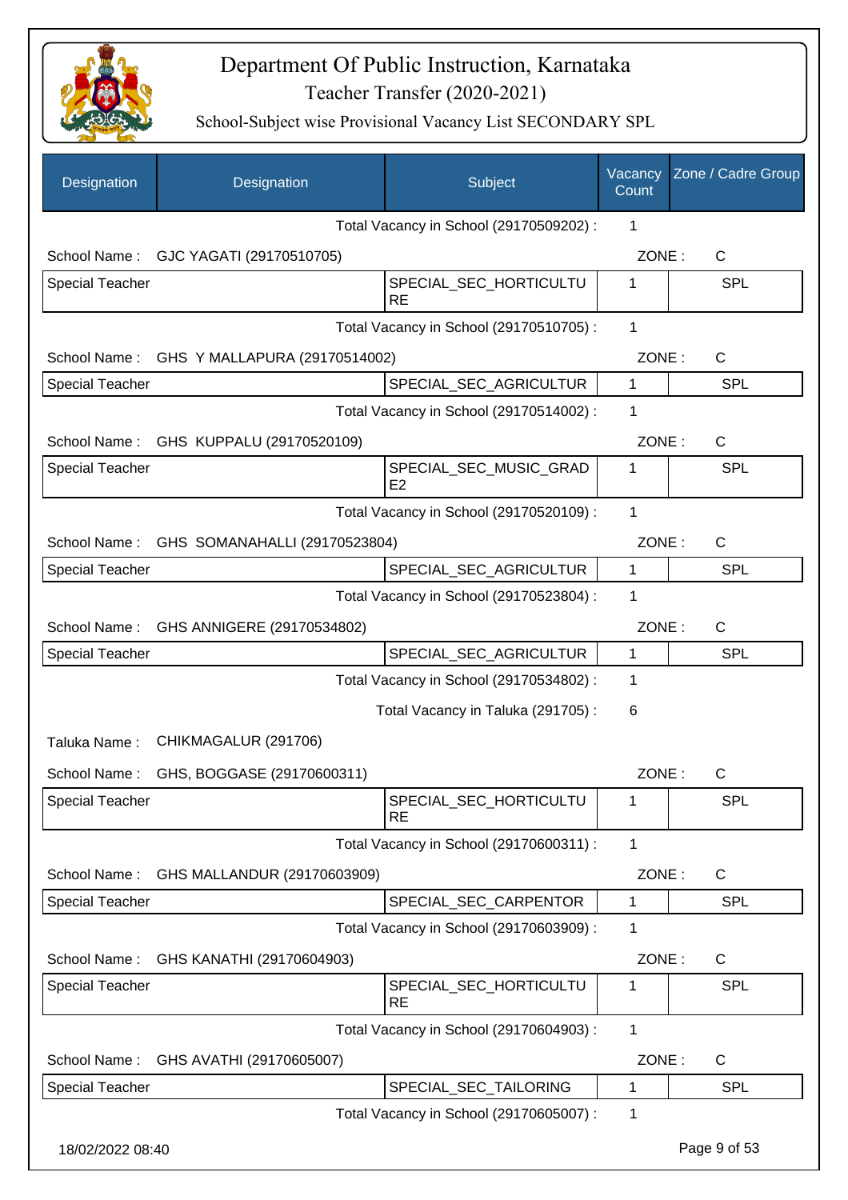# Department Of Public Instruction, Karnataka

## Teacher Transfer (2020-2021)

### School-Subject wise Provisional Vacancy List SECONDARY SPL

| Designation | Designation | Subject | Vacancy Count | Zone / Cadre Group |
|---|---|---|---|---|
| | | Total Vacancy in School (29170509202) : | 1 | |
| School Name : | GJC YAGATI (29170510705) | | ZONE : | C |
| Special Teacher | | SPECIAL_SEC_HORTICULTURE | 1 | SPL |
| | | Total Vacancy in School (29170510705) : | 1 | |
| School Name : | GHS Y MALLAPURA (29170514002) | | ZONE : | C |
| Special Teacher | | SPECIAL_SEC_AGRICULTUR | 1 | SPL |
| | | Total Vacancy in School (29170514002) : | 1 | |
| School Name : | GHS KUPPALU (29170520109) | | ZONE : | C |
| Special Teacher | | SPECIAL_SEC_MUSIC_GRADE2 | 1 | SPL |
| | | Total Vacancy in School (29170520109) : | 1 | |
| School Name : | GHS SOMANAHALLI (29170523804) | | ZONE : | C |
| Special Teacher | | SPECIAL_SEC_AGRICULTUR | 1 | SPL |
| | | Total Vacancy in School (29170523804) : | 1 | |
| School Name : | GHS ANNIGERE (29170534802) | | ZONE : | C |
| Special Teacher | | SPECIAL_SEC_AGRICULTUR | 1 | SPL |
| | | Total Vacancy in School (29170534802) : | 1 | |
| | | Total Vacancy in Taluka (291705) : | 6 | |
| Taluka Name : | CHIKMAGALUR (291706) | | | |
| School Name : | GHS, BOGGASE (29170600311) | | ZONE : | C |
| Special Teacher | | SPECIAL_SEC_HORTICULTURE | 1 | SPL |
| | | Total Vacancy in School (29170600311) : | 1 | |
| School Name : | GHS MALLANDUR (29170603909) | | ZONE : | C |
| Special Teacher | | SPECIAL_SEC_CARPENTOR | 1 | SPL |
| | | Total Vacancy in School (29170603909) : | 1 | |
| School Name : | GHS KANATHI (29170604903) | | ZONE : | C |
| Special Teacher | | SPECIAL_SEC_HORTICULTURE | 1 | SPL |
| | | Total Vacancy in School (29170604903) : | 1 | |
| School Name : | GHS AVATHI (29170605007) | | ZONE : | C |
| Special Teacher | | SPECIAL_SEC_TAILORING | 1 | SPL |
| | | Total Vacancy in School (29170605007) : | 1 | |

18/02/2022 08:40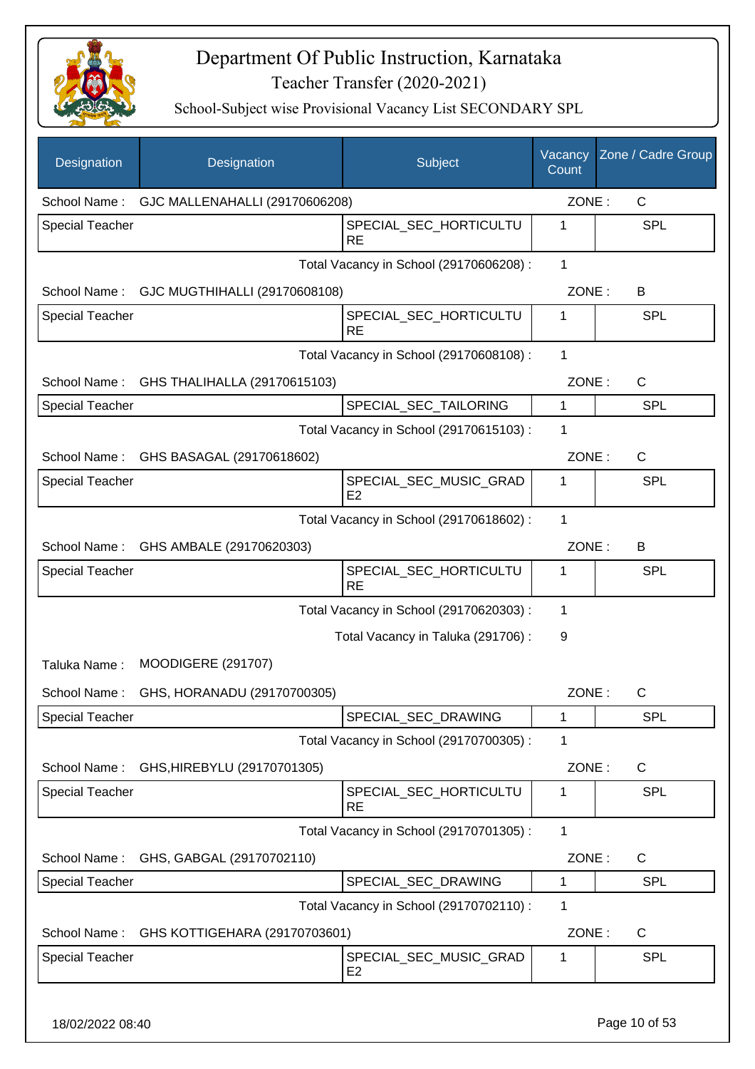# Department Of Public Instruction, Karnataka

## Teacher Transfer (2020-2021)

### School-Subject wise Provisional Vacancy List SECONDARY SPL

| Designation | Designation | Subject | Vacancy Count | Zone / Cadre Group |
|---|---|---|---|---|
| School Name : | GJC MALLENAHALLI (29170606208) | | ZONE : | C |
| Special Teacher | | SPECIAL_SEC_HORTICULTURE | 1 | SPL |
| | | Total Vacancy in School (29170606208) : | 1 | |
| School Name : | GJC MUGTHIHALLI (29170608108) | | ZONE : | B |
| Special Teacher | | SPECIAL_SEC_HORTICULTURE | 1 | SPL |
| | | Total Vacancy in School (29170608108) : | 1 | |
| School Name : | GHS THALIHALLA (29170615103) | | ZONE : | C |
| Special Teacher | | SPECIAL_SEC_TAILORING | 1 | SPL |
| | | Total Vacancy in School (29170615103) : | 1 | |
| School Name : | GHS BASAGAL (29170618602) | | ZONE : | C |
| Special Teacher | | SPECIAL_SEC_MUSIC_GRADE2 | 1 | SPL |
| | | Total Vacancy in School (29170618602) : | 1 | |
| School Name : | GHS AMBALE (29170620303) | | ZONE : | B |
| Special Teacher | | SPECIAL_SEC_HORTICULTURE | 1 | SPL |
| | | Total Vacancy in School (29170620303) : | 1 | |
| | | Total Vacancy in Taluka (291706) : | 9 | |
| Taluka Name : | MOODIGERE (291707) | | | |
| School Name : | GHS, HORANADU (29170700305) | | ZONE : | C |
| Special Teacher | | SPECIAL_SEC_DRAWING | 1 | SPL |
| | | Total Vacancy in School (29170700305) : | 1 | |
| School Name : | GHS,HIREBYLU (29170701305) | | ZONE : | C |
| Special Teacher | | SPECIAL_SEC_HORTICULTURE | 1 | SPL |
| | | Total Vacancy in School (29170701305) : | 1 | |
| School Name : | GHS, GABGAL (29170702110) | | ZONE : | C |
| Special Teacher | | SPECIAL_SEC_DRAWING | 1 | SPL |
| | | Total Vacancy in School (29170702110) : | 1 | |
| School Name : | GHS KOTTIGEHARA (29170703601) | | ZONE : | C |
| Special Teacher | | SPECIAL_SEC_MUSIC_GRADE2 | 1 | SPL |

18/02/2022 08:40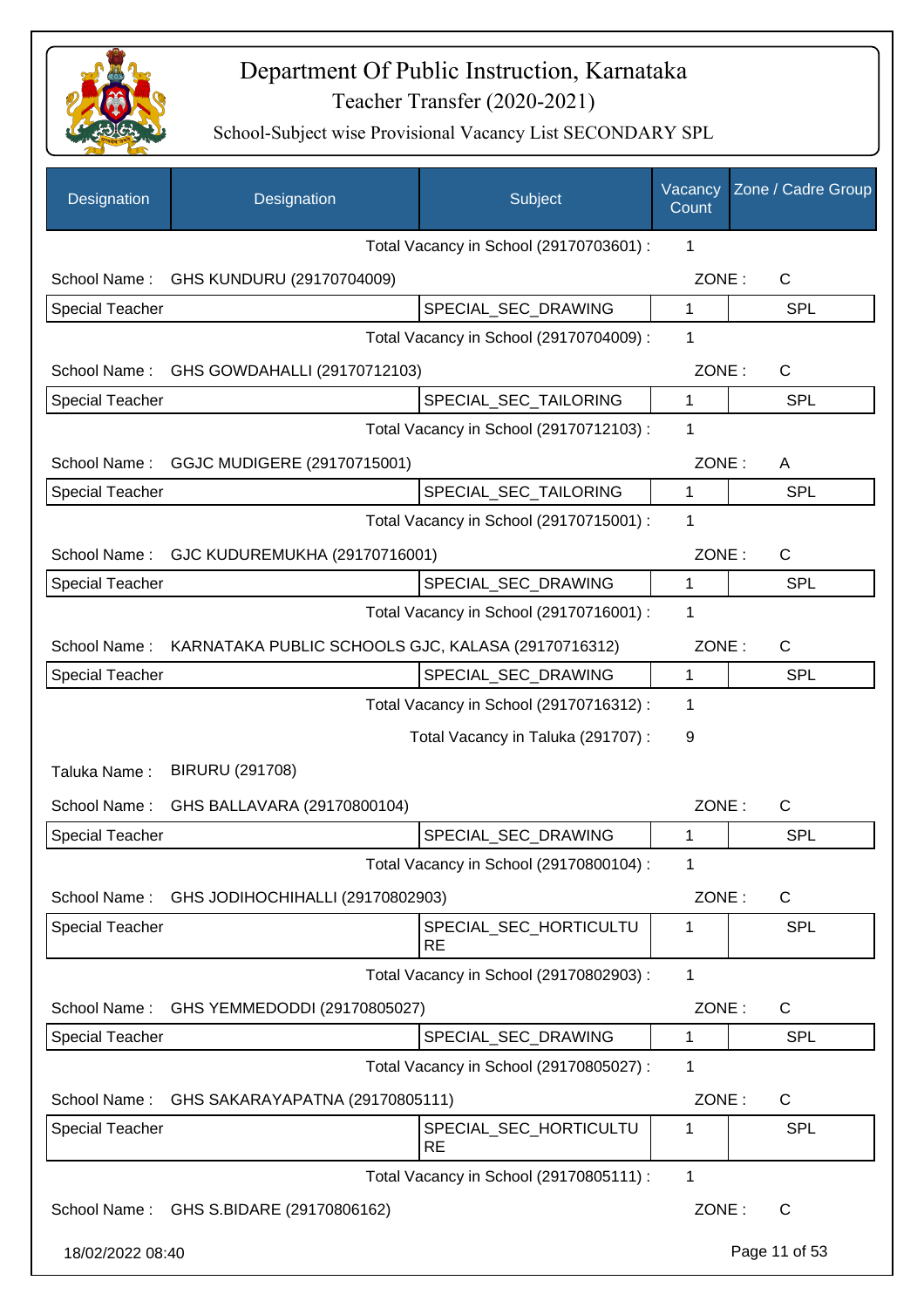# Department Of Public Instruction, Karnataka

## Teacher Transfer (2020-2021)

### School-Subject wise Provisional Vacancy List SECONDARY SPL

| Designation | Designation | Subject | Vacancy Count | Zone / Cadre Group |
|---|---|---|---|---|
| | | Total Vacancy in School (29170703601) : | 1 | |
| School Name : | GHS KUNDURU (29170704009) | | ZONE : | C |
| Special Teacher | | SPECIAL_SEC_DRAWING | 1 | SPL |
| | | Total Vacancy in School (29170704009) : | 1 | |
| School Name : | GHS GOWDAHALLI (29170712103) | | ZONE : | C |
| Special Teacher | | SPECIAL_SEC_TAILORING | 1 | SPL |
| | | Total Vacancy in School (29170712103) : | 1 | |
| School Name : | GGJC MUDIGERE (29170715001) | | ZONE : | A |
| Special Teacher | | SPECIAL_SEC_TAILORING | 1 | SPL |
| | | Total Vacancy in School (29170715001) : | 1 | |
| School Name : | GJC KUDUREMUKHA (29170716001) | | ZONE : | C |
| Special Teacher | | SPECIAL_SEC_DRAWING | 1 | SPL |
| | | Total Vacancy in School (29170716001) : | 1 | |
| School Name : | KARNATAKA PUBLIC SCHOOLS GJC, KALASA (29170716312) | | ZONE : | C |
| Special Teacher | | SPECIAL_SEC_DRAWING | 1 | SPL |
| | | Total Vacancy in School (29170716312) : | 1 | |
| | | Total Vacancy in Taluka (291707) : | 9 | |
| Taluka Name : | BIRURU (291708) | | | |
| School Name : | GHS BALLAVARA (29170800104) | | ZONE : | C |
| Special Teacher | | SPECIAL_SEC_DRAWING | 1 | SPL |
| | | Total Vacancy in School (29170800104) : | 1 | |
| School Name : | GHS JODIHOCHIHALLI (29170802903) | | ZONE : | C |
| Special Teacher | | SPECIAL_SEC_HORTICULTURE | 1 | SPL |
| | | Total Vacancy in School (29170802903) : | 1 | |
| School Name : | GHS YEMMEDODDI (29170805027) | | ZONE : | C |
| Special Teacher | | SPECIAL_SEC_DRAWING | 1 | SPL |
| | | Total Vacancy in School (29170805027) : | 1 | |
| School Name : | GHS SAKARAYAPATNA (29170805111) | | ZONE : | C |
| Special Teacher | | SPECIAL_SEC_HORTICULTURE | 1 | SPL |
| | | Total Vacancy in School (29170805111) : | 1 | |
| School Name : | GHS S.BIDARE (29170806162) | | ZONE : | C |

18/02/2022 08:40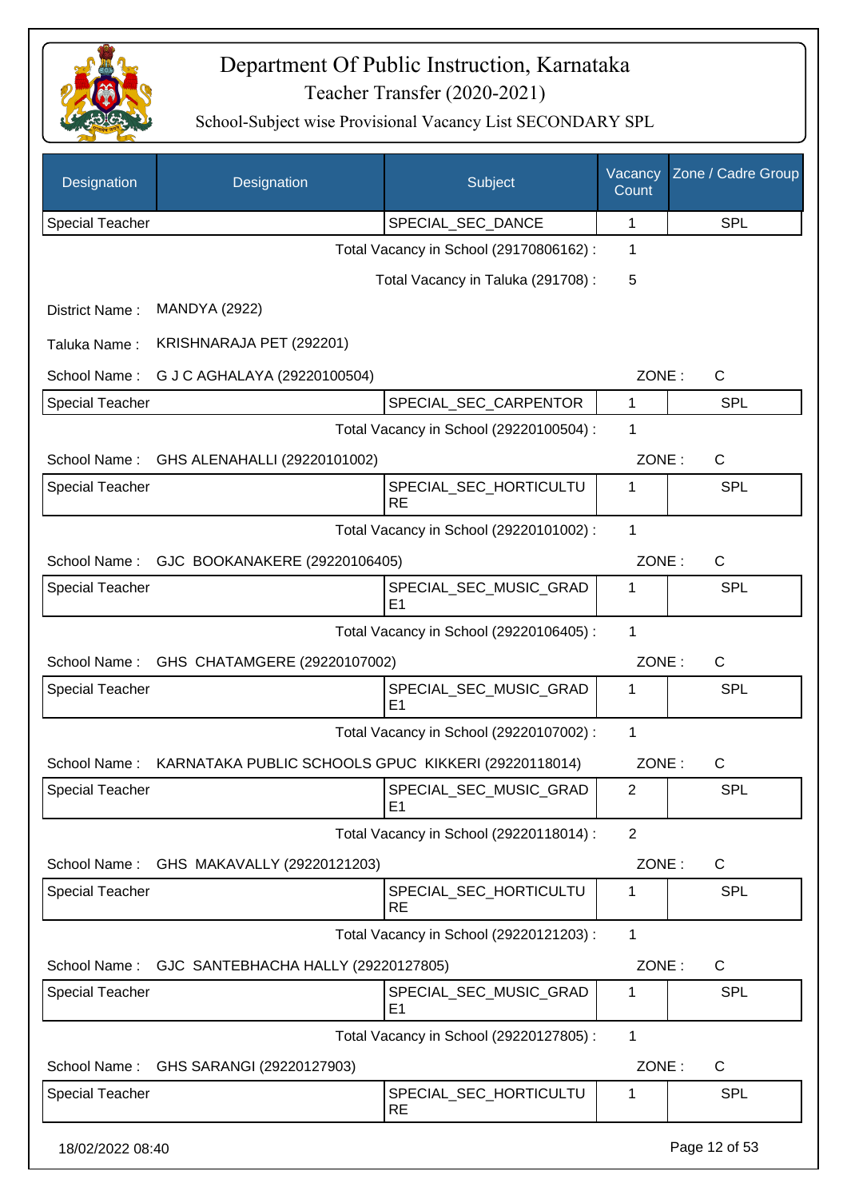# Department Of Public Instruction, Karnataka

## Teacher Transfer (2020-2021)

### School-Subject wise Provisional Vacancy List SECONDARY SPL

| Designation | Designation | Subject | Vacancy Count | Zone / Cadre Group |
|---|---|---|---|---|
| Special Teacher | | SPECIAL_SEC_DANCE | 1 | SPL |

Total Vacancy in School (29170806162) : 1

Total Vacancy in Taluka (291708) : 5

District Name : MANDYA (2922)

Taluka Name : KRISHNARAJA PET (292201)

School Name : G J C AGHALAYA (29220100504) ZONE : C

| Designation | Designation | Subject | Vacancy Count | Zone / Cadre Group |
|---|---|---|---|---|
| Special Teacher | | SPECIAL_SEC_CARPENTOR | 1 | SPL |

Total Vacancy in School (29220100504) : 1

School Name : GHS ALENAHALLI (29220101002) ZONE : C

| Designation | Designation | Subject | Vacancy Count | Zone / Cadre Group |
|---|---|---|---|---|
| Special Teacher | | SPECIAL_SEC_HORTICULTURE | 1 | SPL |

Total Vacancy in School (29220101002) : 1

School Name : GJC BOOKANAKERE (29220106405) ZONE : C

| Designation | Designation | Subject | Vacancy Count | Zone / Cadre Group |
|---|---|---|---|---|
| Special Teacher | | SPECIAL_SEC_MUSIC_GRADE1 | 1 | SPL |

Total Vacancy in School (29220106405) : 1

School Name : GHS CHATAMGERE (29220107002) ZONE : C

| Designation | Designation | Subject | Vacancy Count | Zone / Cadre Group |
|---|---|---|---|---|
| Special Teacher | | SPECIAL_SEC_MUSIC_GRADE1 | 1 | SPL |

Total Vacancy in School (29220107002) : 1

School Name : KARNATAKA PUBLIC SCHOOLS GPUC KIKKERI (29220118014) ZONE : C

| Designation | Designation | Subject | Vacancy Count | Zone / Cadre Group |
|---|---|---|---|---|
| Special Teacher | | SPECIAL_SEC_MUSIC_GRADE1 | 2 | SPL |

Total Vacancy in School (29220118014) : 2

School Name : GHS MAKAVALLY (29220121203) ZONE : C

| Designation | Designation | Subject | Vacancy Count | Zone / Cadre Group |
|---|---|---|---|---|
| Special Teacher | | SPECIAL_SEC_HORTICULTURE | 1 | SPL |

Total Vacancy in School (29220121203) : 1

School Name : GJC SANTEBHACHA HALLY (29220127805) ZONE : C

| Designation | Designation | Subject | Vacancy Count | Zone / Cadre Group |
|---|---|---|---|---|
| Special Teacher | | SPECIAL_SEC_MUSIC_GRADE1 | 1 | SPL |

Total Vacancy in School (29220127805) : 1

School Name : GHS SARANGI (29220127903) ZONE : C

| Designation | Designation | Subject | Vacancy Count | Zone / Cadre Group |
|---|---|---|---|---|
| Special Teacher | | SPECIAL_SEC_HORTICULTURE | 1 | SPL |

18/02/2022 08:40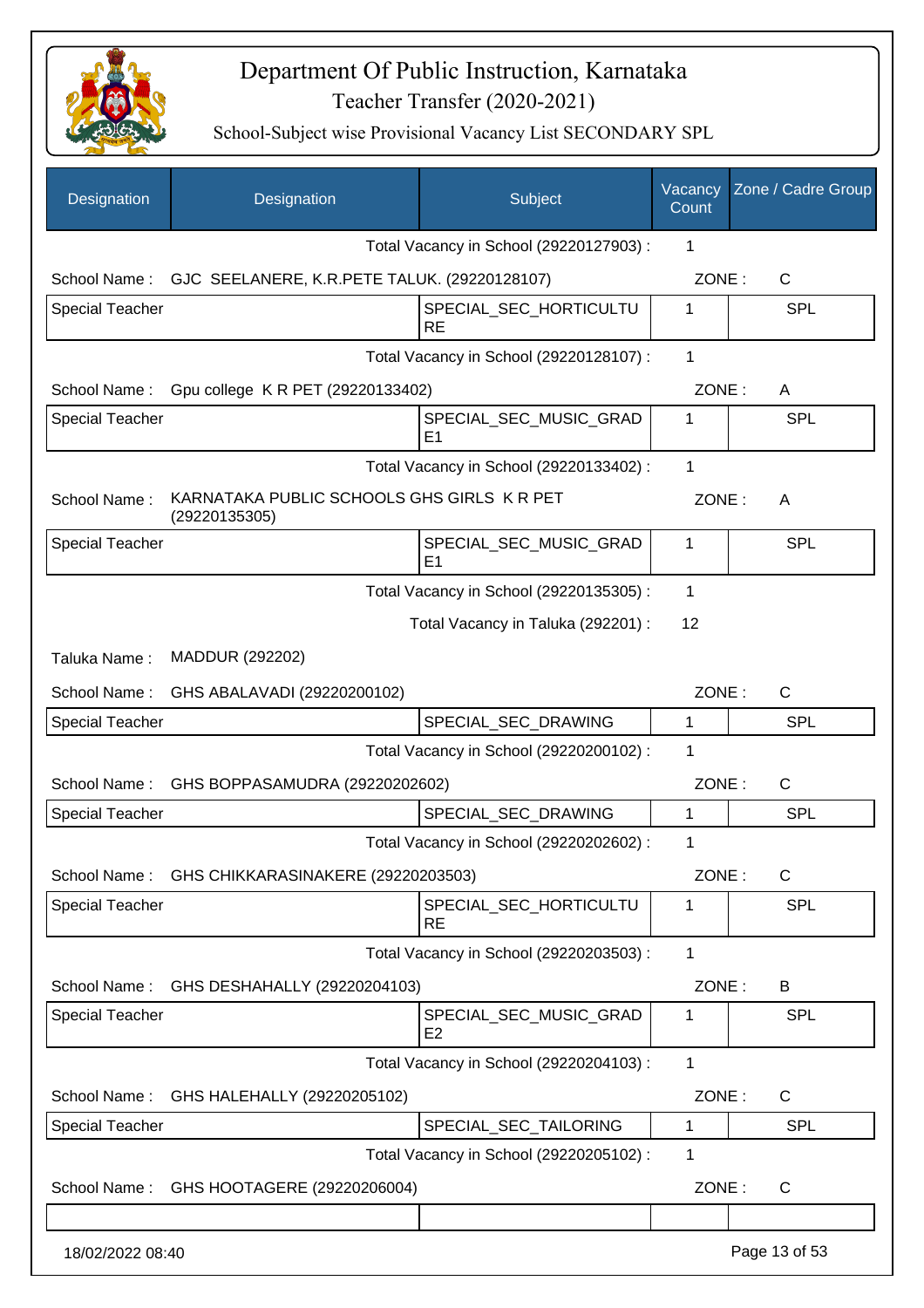# Department Of Public Instruction, Karnataka

## Teacher Transfer (2020-2021)

### School-Subject wise Provisional Vacancy List SECONDARY SPL

| Designation | Designation | Subject | Vacancy Count | Zone / Cadre Group |
|---|---|---|---|---|
| | | Total Vacancy in School (29220127903) : | 1 | |
| School Name : | GJC SEELANERE, K.R.PETE TALUK. (29220128107) | | ZONE : | C |
| Special Teacher | | SPECIAL_SEC_HORTICULTURE | 1 | SPL |
| | | Total Vacancy in School (29220128107) : | 1 | |
| School Name : | Gpu college K R PET (29220133402) | | ZONE : | A |
| Special Teacher | | SPECIAL_SEC_MUSIC_GRADE1 | 1 | SPL |
| | | Total Vacancy in School (29220133402) : | 1 | |
| School Name : | KARNATAKA PUBLIC SCHOOLS GHS GIRLS K R PET (29220135305) | | ZONE : | A |
| Special Teacher | | SPECIAL_SEC_MUSIC_GRADE1 | 1 | SPL |
| | | Total Vacancy in School (29220135305) : | 1 | |
| | | Total Vacancy in Taluka (292201) : | 12 | |
| Taluka Name : | MADDUR (292202) | | | |
| School Name : | GHS ABALAVADI (29220200102) | | ZONE : | C |
| Special Teacher | | SPECIAL_SEC_DRAWING | 1 | SPL |
| | | Total Vacancy in School (29220200102) : | 1 | |
| School Name : | GHS BOPPASAMUDRA (29220202602) | | ZONE : | C |
| Special Teacher | | SPECIAL_SEC_DRAWING | 1 | SPL |
| | | Total Vacancy in School (29220202602) : | 1 | |
| School Name : | GHS CHIKKARASINAKERE (29220203503) | | ZONE : | C |
| Special Teacher | | SPECIAL_SEC_HORTICULTURE | 1 | SPL |
| | | Total Vacancy in School (29220203503) : | 1 | |
| School Name : | GHS DESHAHALLY (29220204103) | | ZONE : | B |
| Special Teacher | | SPECIAL_SEC_MUSIC_GRADE2 | 1 | SPL |
| | | Total Vacancy in School (29220204103) : | 1 | |
| School Name : | GHS HALEHALLY (29220205102) | | ZONE : | C |
| Special Teacher | | SPECIAL_SEC_TAILORING | 1 | SPL |
| | | Total Vacancy in School (29220205102) : | 1 | |
| School Name : | GHS HOOTAGERE (29220206004) | | ZONE : | C |
| | | | | |

18/02/2022 08:40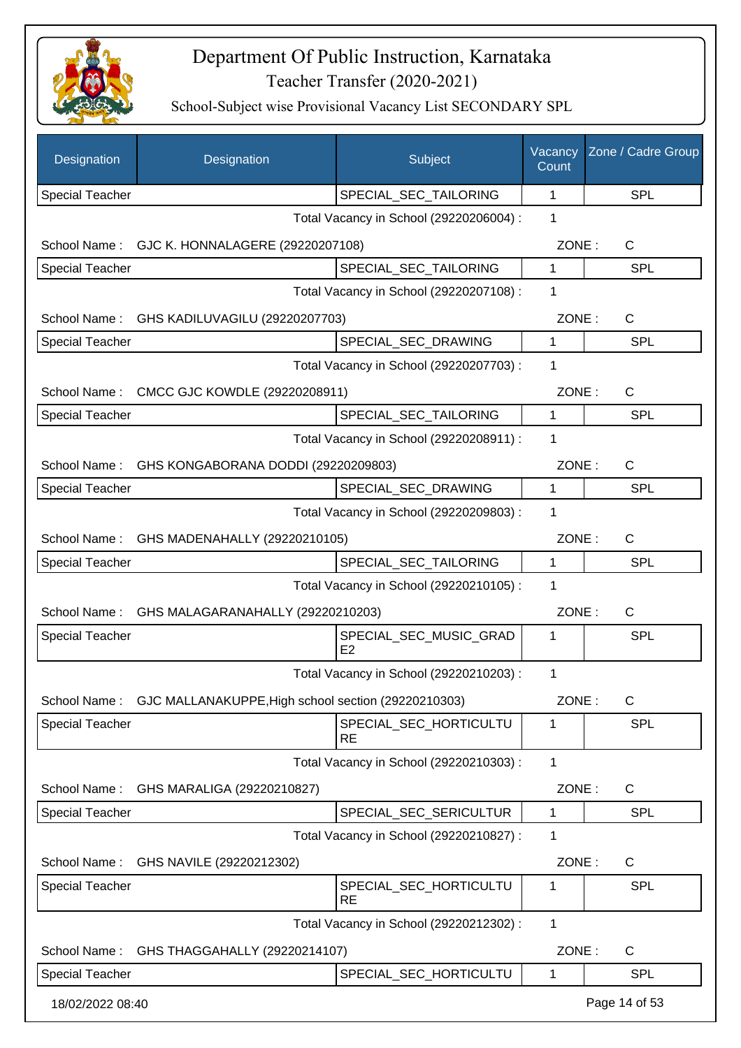# Department Of Public Instruction, Karnataka

Teacher Transfer (2020-2021)

School-Subject wise Provisional Vacancy List SECONDARY SPL

| Designation | Designation | Subject | Vacancy Count | Zone / Cadre Group |
|---|---|---|---|---|
| Special Teacher | | SPECIAL_SEC_TAILORING | 1 | SPL |

Total Vacancy in School (29220206004) : 1

School Name : GJC K. HONNALAGERE (29220207108) ZONE : C

| Designation | Subject | Vacancy Count | Zone / Cadre Group |
|---|---|---|---|
| Special Teacher | SPECIAL_SEC_TAILORING | 1 | SPL |

Total Vacancy in School (29220207108) : 1

School Name : GHS KADILUVAGILU (29220207703) ZONE : C

| Designation | Subject | Vacancy Count | Zone / Cadre Group |
|---|---|---|---|
| Special Teacher | SPECIAL_SEC_DRAWING | 1 | SPL |

Total Vacancy in School (29220207703) : 1

School Name : CMCC GJC KOWDLE (29220208911) ZONE : C

| Designation | Subject | Vacancy Count | Zone / Cadre Group |
|---|---|---|---|
| Special Teacher | SPECIAL_SEC_TAILORING | 1 | SPL |

Total Vacancy in School (29220208911) : 1

School Name : GHS KONGABORANA DODDI (29220209803) ZONE : C

| Designation | Subject | Vacancy Count | Zone / Cadre Group |
|---|---|---|---|
| Special Teacher | SPECIAL_SEC_DRAWING | 1 | SPL |

Total Vacancy in School (29220209803) : 1

School Name : GHS MADENAHALLY (29220210105) ZONE : C

| Designation | Subject | Vacancy Count | Zone / Cadre Group |
|---|---|---|---|
| Special Teacher | SPECIAL_SEC_TAILORING | 1 | SPL |

Total Vacancy in School (29220210105) : 1

School Name : GHS MALAGARANAHALLY (29220210203) ZONE : C

| Designation | Subject | Vacancy Count | Zone / Cadre Group |
|---|---|---|---|
| Special Teacher | SPECIAL_SEC_MUSIC_GRADE2 | 1 | SPL |

Total Vacancy in School (29220210203) : 1

School Name : GJC MALLANAKUPPE,High school section (29220210303) ZONE : C

| Designation | Subject | Vacancy Count | Zone / Cadre Group |
|---|---|---|---|
| Special Teacher | SPECIAL_SEC_HORTICULTURE | 1 | SPL |

Total Vacancy in School (29220210303) : 1

School Name : GHS MARALIGA (29220210827) ZONE : C

| Designation | Subject | Vacancy Count | Zone / Cadre Group |
|---|---|---|---|
| Special Teacher | SPECIAL_SEC_SERICULTUR | 1 | SPL |

Total Vacancy in School (29220210827) : 1

School Name : GHS NAVILE (29220212302) ZONE : C

| Designation | Subject | Vacancy Count | Zone / Cadre Group |
|---|---|---|---|
| Special Teacher | SPECIAL_SEC_HORTICULTURE | 1 | SPL |

Total Vacancy in School (29220212302) : 1

School Name : GHS THAGGAHALLY (29220214107) ZONE : C

| Designation | Subject | Vacancy Count | Zone / Cadre Group |
|---|---|---|---|
| Special Teacher | SPECIAL_SEC_HORTICULTU | 1 | SPL |

18/02/2022 08:40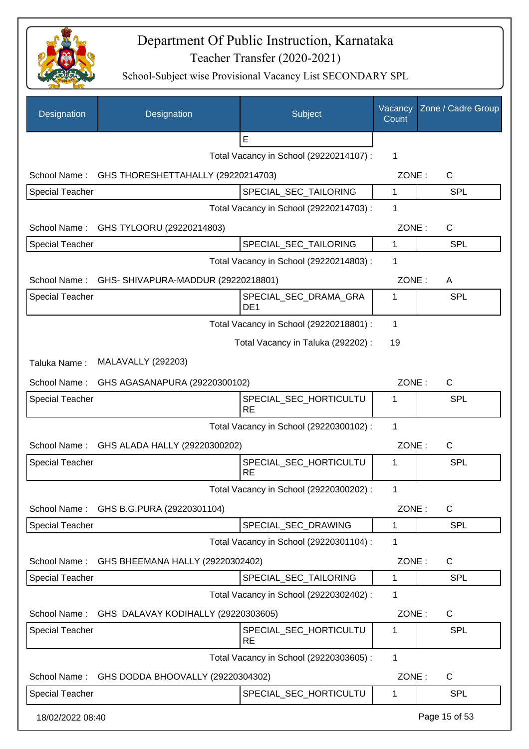# Department Of Public Instruction, Karnataka

## Teacher Transfer (2020-2021)

### School-Subject wise Provisional Vacancy List SECONDARY SPL

| Designation | Designation | Subject | Vacancy Count | Zone / Cadre Group |
|---|---|---|---|---|
| | | E | | |
| | | Total Vacancy in School (29220214107) : | 1 | |
| School Name : | GHS THORESHETTAHALLY (29220214703) | | ZONE : | C |
| Special Teacher | | SPECIAL_SEC_TAILORING | 1 | SPL |
| | | Total Vacancy in School (29220214703) : | 1 | |
| School Name : | GHS TYLOORU (29220214803) | | ZONE : | C |
| Special Teacher | | SPECIAL_SEC_TAILORING | 1 | SPL |
| | | Total Vacancy in School (29220214803) : | 1 | |
| School Name : | GHS- SHIVAPURA-MADDUR (29220218801) | | ZONE : | A |
| Special Teacher | | SPECIAL_SEC_DRAMA_GRADE1 | 1 | SPL |
| | | Total Vacancy in School (29220218801) : | 1 | |
| | | Total Vacancy in Taluka (292202) : | 19 | |
| Taluka Name : | MALAVALLY (292203) | | | |
| School Name : | GHS AGASANAPURA (29220300102) | | ZONE : | C |
| Special Teacher | | SPECIAL_SEC_HORTICULTURE | 1 | SPL |
| | | Total Vacancy in School (29220300102) : | 1 | |
| School Name : | GHS ALADA HALLY (29220300202) | | ZONE : | C |
| Special Teacher | | SPECIAL_SEC_HORTICULTURE | 1 | SPL |
| | | Total Vacancy in School (29220300202) : | 1 | |
| School Name : | GHS B.G.PURA (29220301104) | | ZONE : | C |
| Special Teacher | | SPECIAL_SEC_DRAWING | 1 | SPL |
| | | Total Vacancy in School (29220301104) : | 1 | |
| School Name : | GHS BHEEMANA HALLY (29220302402) | | ZONE : | C |
| Special Teacher | | SPECIAL_SEC_TAILORING | 1 | SPL |
| | | Total Vacancy in School (29220302402) : | 1 | |
| School Name : | GHS DALAVAY KODIHALLY (29220303605) | | ZONE : | C |
| Special Teacher | | SPECIAL_SEC_HORTICULTURE | 1 | SPL |
| | | Total Vacancy in School (29220303605) : | 1 | |
| School Name : | GHS DODDA BHOOVALLY (29220304302) | | ZONE : | C |
| Special Teacher | | SPECIAL_SEC_HORTICULTU | 1 | SPL |

18/02/2022 08:40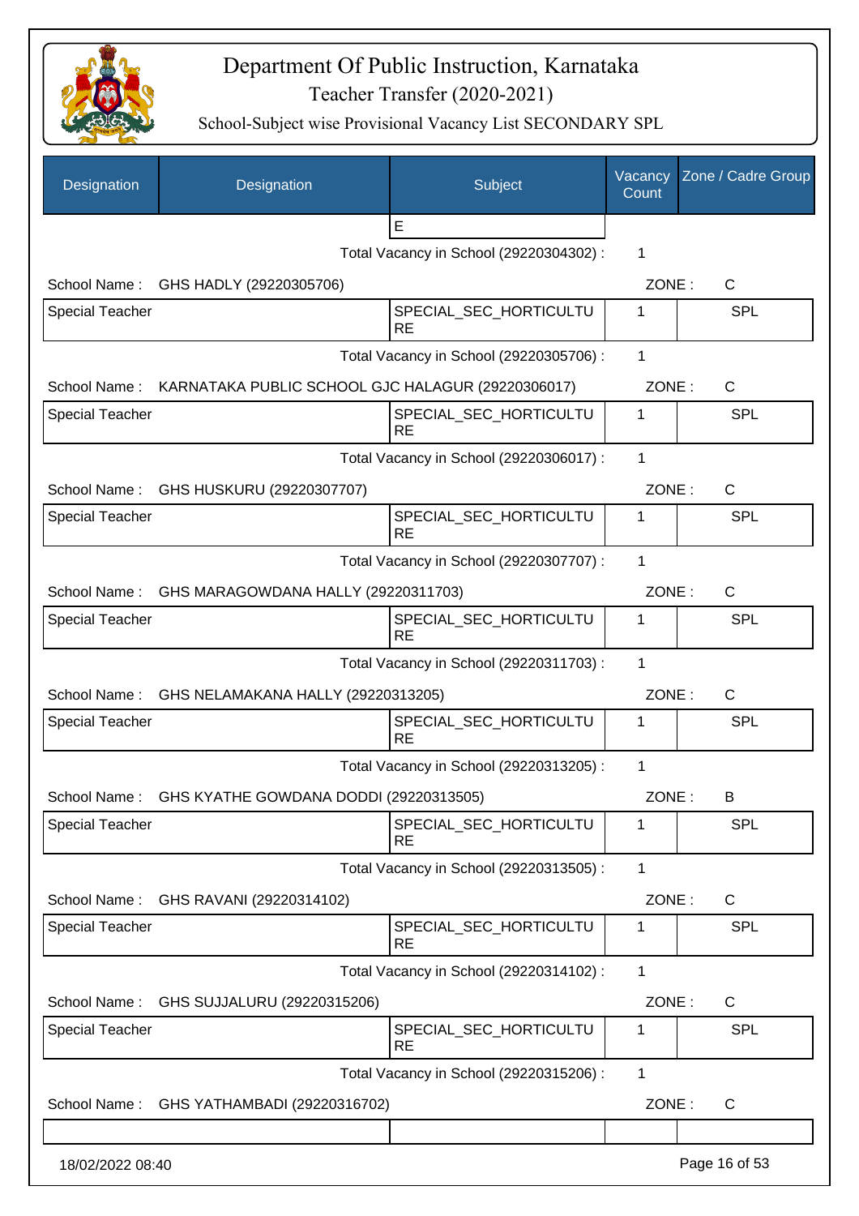# Department Of Public Instruction, Karnataka

Teacher Transfer (2020-2021)

School-Subject wise Provisional Vacancy List SECONDARY SPL

| Designation | Designation | Subject | Vacancy Count | Zone / Cadre Group |
|---|---|---|---|---|
| | | E | | |
| | | Total Vacancy in School (29220304302) : | 1 | |
| School Name : | GHS HADLY (29220305706) | | ZONE : | C |
| Special Teacher | | SPECIAL_SEC_HORTICULTURE | 1 | SPL |
| | | Total Vacancy in School (29220305706) : | 1 | |
| School Name : | KARNATAKA PUBLIC SCHOOL GJC HALAGUR (29220306017) | | ZONE : | C |
| Special Teacher | | SPECIAL_SEC_HORTICULTURE | 1 | SPL |
| | | Total Vacancy in School (29220306017) : | 1 | |
| School Name : | GHS HUSKURU (29220307707) | | ZONE : | C |
| Special Teacher | | SPECIAL_SEC_HORTICULTURE | 1 | SPL |
| | | Total Vacancy in School (29220307707) : | 1 | |
| School Name : | GHS MARAGOWDANA HALLY (29220311703) | | ZONE : | C |
| Special Teacher | | SPECIAL_SEC_HORTICULTURE | 1 | SPL |
| | | Total Vacancy in School (29220311703) : | 1 | |
| School Name : | GHS NELAMAKANA HALLY (29220313205) | | ZONE : | C |
| Special Teacher | | SPECIAL_SEC_HORTICULTURE | 1 | SPL |
| | | Total Vacancy in School (29220313205) : | 1 | |
| School Name : | GHS KYATHE GOWDANA DODDI (29220313505) | | ZONE : | B |
| Special Teacher | | SPECIAL_SEC_HORTICULTURE | 1 | SPL |
| | | Total Vacancy in School (29220313505) : | 1 | |
| School Name : | GHS RAVANI (29220314102) | | ZONE : | C |
| Special Teacher | | SPECIAL_SEC_HORTICULTURE | 1 | SPL |
| | | Total Vacancy in School (29220314102) : | 1 | |
| School Name : | GHS SUJJALURU (29220315206) | | ZONE : | C |
| Special Teacher | | SPECIAL_SEC_HORTICULTURE | 1 | SPL |
| | | Total Vacancy in School (29220315206) : | 1 | |
| School Name : | GHS YATHAMBADI (29220316702) | | ZONE : | C |
| | | | | |

18/02/2022 08:40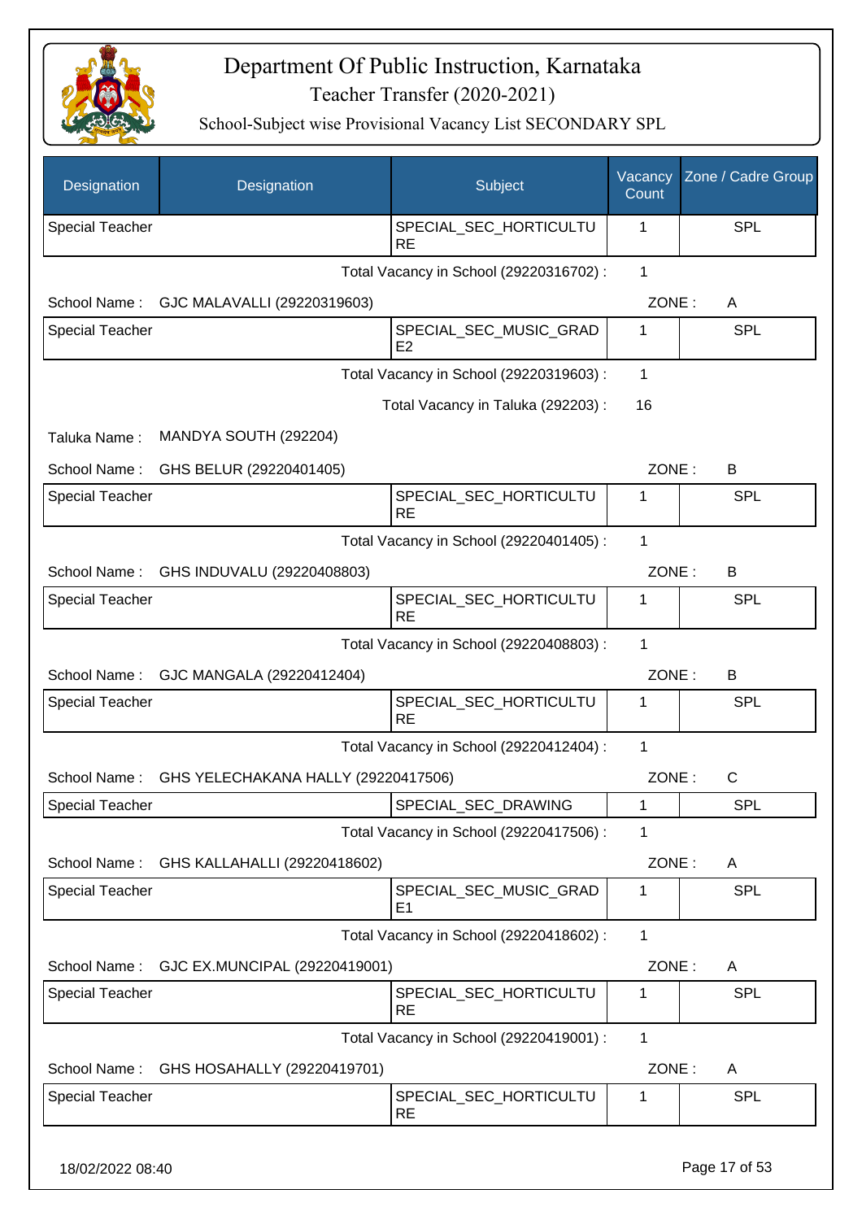# Department Of Public Instruction, Karnataka

## Teacher Transfer (2020-2021)

### School-Subject wise Provisional Vacancy List SECONDARY SPL

| Designation | Designation | Subject | Vacancy Count | Zone / Cadre Group |
|---|---|---|---|---|
| Special Teacher | | SPECIAL_SEC_HORTICULTURE | 1 | SPL |

Total Vacancy in School (29220316702) : 1

School Name : GJC MALAVALLI (29220319603) ZONE : A

| Designation | Designation | Subject | Vacancy Count | Zone / Cadre Group |
|---|---|---|---|---|
| Special Teacher | | SPECIAL_SEC_MUSIC_GRADE2 | 1 | SPL |

Total Vacancy in School (29220319603) : 1

Total Vacancy in Taluka (292203) : 16

Taluka Name : MANDYA SOUTH (292204)

School Name : GHS BELUR (29220401405) ZONE : B

| Designation | Designation | Subject | Vacancy Count | Zone / Cadre Group |
|---|---|---|---|---|
| Special Teacher | | SPECIAL_SEC_HORTICULTURE | 1 | SPL |

Total Vacancy in School (29220401405) : 1

School Name : GHS INDUVALU (29220408803) ZONE : B

| Designation | Designation | Subject | Vacancy Count | Zone / Cadre Group |
|---|---|---|---|---|
| Special Teacher | | SPECIAL_SEC_HORTICULTURE | 1 | SPL |

Total Vacancy in School (29220408803) : 1

School Name : GJC MANGALA (29220412404) ZONE : B

| Designation | Designation | Subject | Vacancy Count | Zone / Cadre Group |
|---|---|---|---|---|
| Special Teacher | | SPECIAL_SEC_HORTICULTURE | 1 | SPL |

Total Vacancy in School (29220412404) : 1

School Name : GHS YELECHAKANA HALLY (29220417506) ZONE : C

| Designation | Designation | Subject | Vacancy Count | Zone / Cadre Group |
|---|---|---|---|---|
| Special Teacher | | SPECIAL_SEC_DRAWING | 1 | SPL |

Total Vacancy in School (29220417506) : 1

School Name : GHS KALLAHALLI (29220418602) ZONE : A

| Designation | Designation | Subject | Vacancy Count | Zone / Cadre Group |
|---|---|---|---|---|
| Special Teacher | | SPECIAL_SEC_MUSIC_GRADE1 | 1 | SPL |

Total Vacancy in School (29220418602) : 1

School Name : GJC EX.MUNCIPAL (29220419001) ZONE : A

| Designation | Designation | Subject | Vacancy Count | Zone / Cadre Group |
|---|---|---|---|---|
| Special Teacher | | SPECIAL_SEC_HORTICULTURE | 1 | SPL |

Total Vacancy in School (29220419001) : 1

School Name : GHS HOSAHALLY (29220419701) ZONE : A

| Designation | Designation | Subject | Vacancy Count | Zone / Cadre Group |
|---|---|---|---|---|
| Special Teacher | | SPECIAL_SEC_HORTICULTURE | 1 | SPL |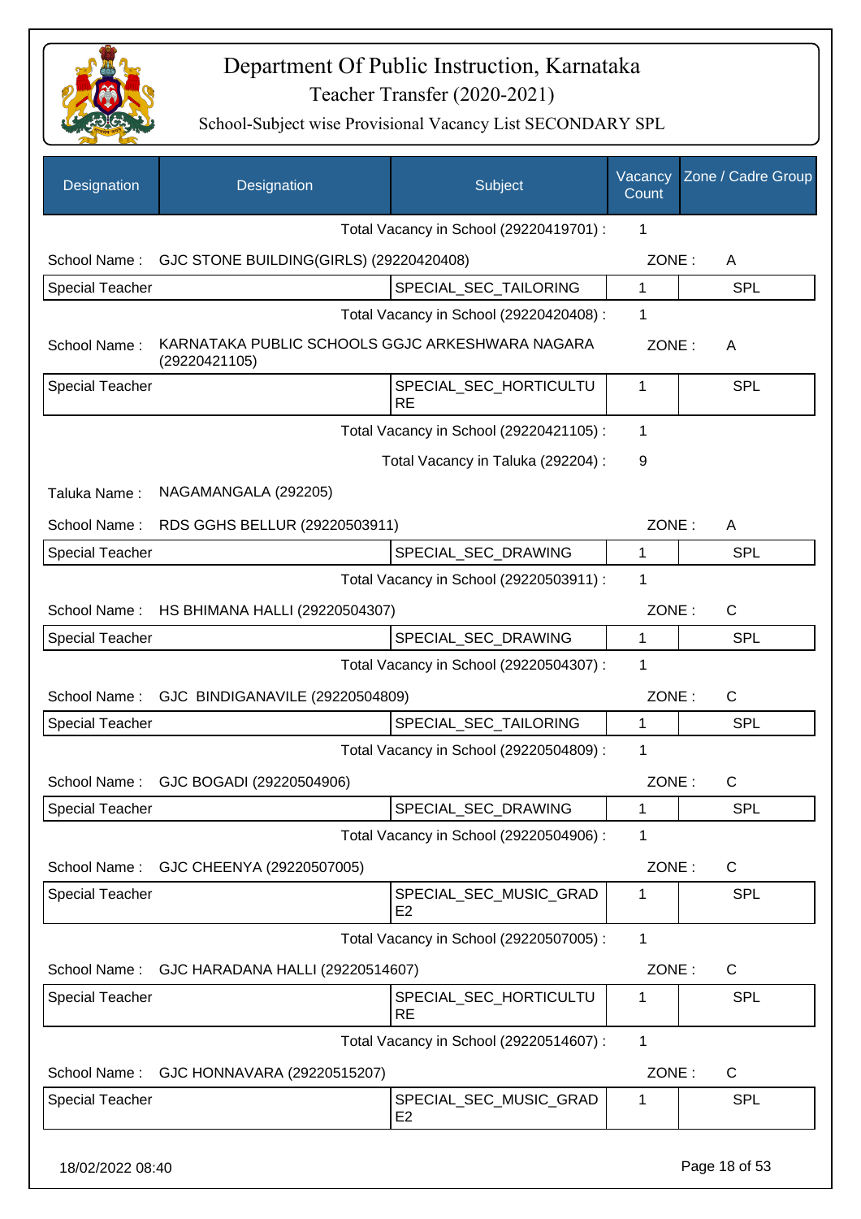# Department Of Public Instruction, Karnataka

## Teacher Transfer (2020-2021)

### School-Subject wise Provisional Vacancy List SECONDARY SPL

| Designation | Designation | Subject | Vacancy Count | Zone / Cadre Group |
|---|---|---|---|---|
| | | Total Vacancy in School (29220419701) : | 1 | |
| School Name : | GJC STONE BUILDING(GIRLS) (29220420408) | | ZONE : | A |
| Special Teacher | | SPECIAL_SEC_TAILORING | 1 | SPL |
| | | Total Vacancy in School (29220420408) : | 1 | |
| School Name : | KARNATAKA PUBLIC SCHOOLS GGJC ARKESHWARA NAGARA (29220421105) | | ZONE : | A |
| Special Teacher | | SPECIAL_SEC_HORTICULTURE | 1 | SPL |
| | | Total Vacancy in School (29220421105) : | 1 | |
| | | Total Vacancy in Taluka (292204) : | 9 | |
| Taluka Name : | NAGAMANGALA (292205) | | | |
| School Name : | RDS GGHS BELLUR (29220503911) | | ZONE : | A |
| Special Teacher | | SPECIAL_SEC_DRAWING | 1 | SPL |
| | | Total Vacancy in School (29220503911) : | 1 | |
| School Name : | HS BHIMANA HALLI (29220504307) | | ZONE : | C |
| Special Teacher | | SPECIAL_SEC_DRAWING | 1 | SPL |
| | | Total Vacancy in School (29220504307) : | 1 | |
| School Name : | GJC BINDIGANAVILE (29220504809) | | ZONE : | C |
| Special Teacher | | SPECIAL_SEC_TAILORING | 1 | SPL |
| | | Total Vacancy in School (29220504809) : | 1 | |
| School Name : | GJC BOGADI (29220504906) | | ZONE : | C |
| Special Teacher | | SPECIAL_SEC_DRAWING | 1 | SPL |
| | | Total Vacancy in School (29220504906) : | 1 | |
| School Name : | GJC CHEENYA (29220507005) | | ZONE : | C |
| Special Teacher | | SPECIAL_SEC_MUSIC_GRADE2 | 1 | SPL |
| | | Total Vacancy in School (29220507005) : | 1 | |
| School Name : | GJC HARADANA HALLI (29220514607) | | ZONE : | C |
| Special Teacher | | SPECIAL_SEC_HORTICULTURE | 1 | SPL |
| | | Total Vacancy in School (29220514607) : | 1 | |
| School Name : | GJC HONNAVARA (29220515207) | | ZONE : | C |
| Special Teacher | | SPECIAL_SEC_MUSIC_GRADE2 | 1 | SPL |

18/02/2022 08:40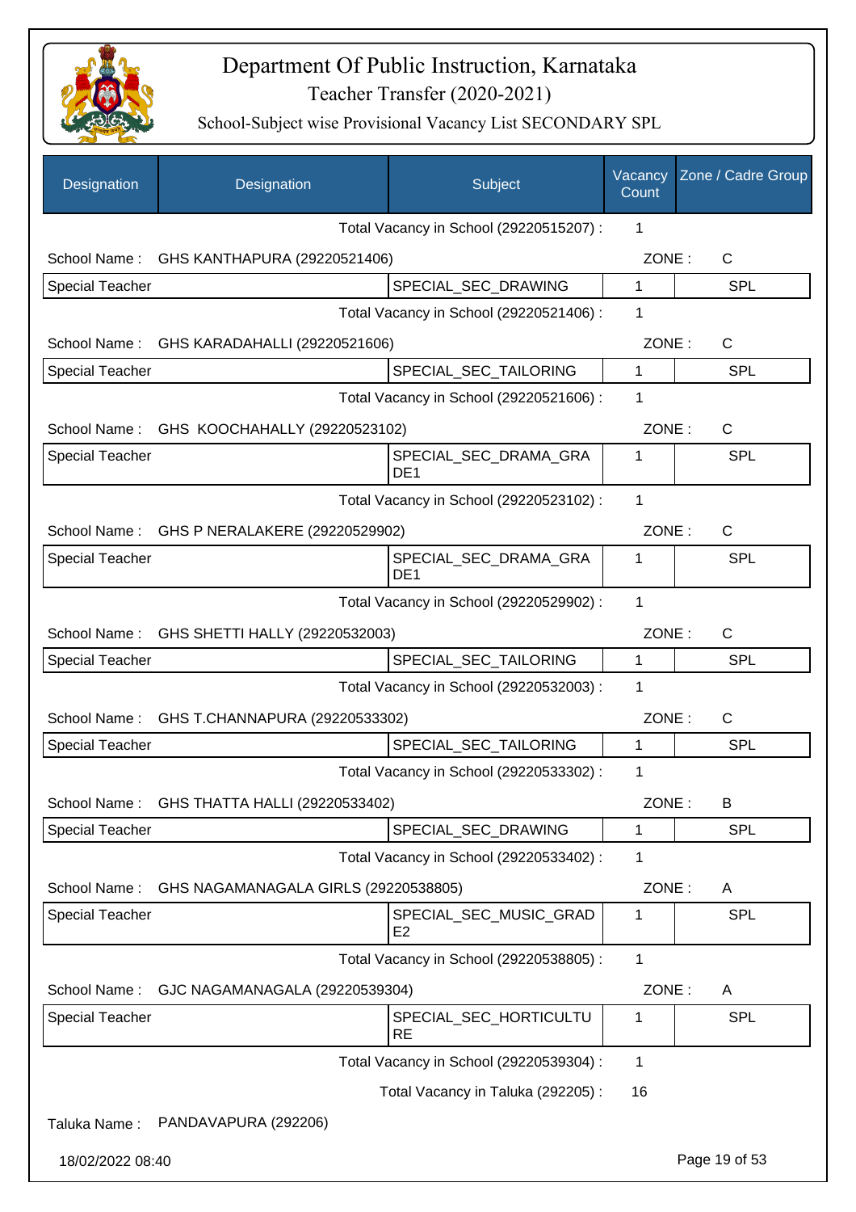# Department Of Public Instruction, Karnataka

## Teacher Transfer (2020-2021)

### School-Subject wise Provisional Vacancy List SECONDARY SPL

| Designation | Designation | Subject | Vacancy Count | Zone / Cadre Group |
|---|---|---|---|---|
| | | Total Vacancy in School (29220515207) : | 1 | |
| School Name : | GHS KANTHAPURA (29220521406) | | ZONE : | C |
| Special Teacher | | SPECIAL_SEC_DRAWING | 1 | SPL |
| | | Total Vacancy in School (29220521406) : | 1 | |
| School Name : | GHS KARADAHALLI (29220521606) | | ZONE : | C |
| Special Teacher | | SPECIAL_SEC_TAILORING | 1 | SPL |
| | | Total Vacancy in School (29220521606) : | 1 | |
| School Name : | GHS KOOCHAHALLY (29220523102) | | ZONE : | C |
| Special Teacher | | SPECIAL_SEC_DRAMA_GRADE1 | 1 | SPL |
| | | Total Vacancy in School (29220523102) : | 1 | |
| School Name : | GHS P NERALAKERE (29220529902) | | ZONE : | C |
| Special Teacher | | SPECIAL_SEC_DRAMA_GRADE1 | 1 | SPL |
| | | Total Vacancy in School (29220529902) : | 1 | |
| School Name : | GHS SHETTI HALLY (29220532003) | | ZONE : | C |
| Special Teacher | | SPECIAL_SEC_TAILORING | 1 | SPL |
| | | Total Vacancy in School (29220532003) : | 1 | |
| School Name : | GHS T.CHANNAPURA (29220533302) | | ZONE : | C |
| Special Teacher | | SPECIAL_SEC_TAILORING | 1 | SPL |
| | | Total Vacancy in School (29220533302) : | 1 | |
| School Name : | GHS THATTA HALLI (29220533402) | | ZONE : | B |
| Special Teacher | | SPECIAL_SEC_DRAWING | 1 | SPL |
| | | Total Vacancy in School (29220533402) : | 1 | |
| School Name : | GHS NAGAMANAGALA GIRLS (29220538805) | | ZONE : | A |
| Special Teacher | | SPECIAL_SEC_MUSIC_GRADE2 | 1 | SPL |
| | | Total Vacancy in School (29220538805) : | 1 | |
| School Name : | GJC NAGAMANAGALA (29220539304) | | ZONE : | A |
| Special Teacher | | SPECIAL_SEC_HORTICULTURE | 1 | SPL |
| | | Total Vacancy in School (29220539304) : | 1 | |
| | | Total Vacancy in Taluka (292205) : | 16 | |

Taluka Name : PANDAVAPURA (292206)

18/02/2022 08:40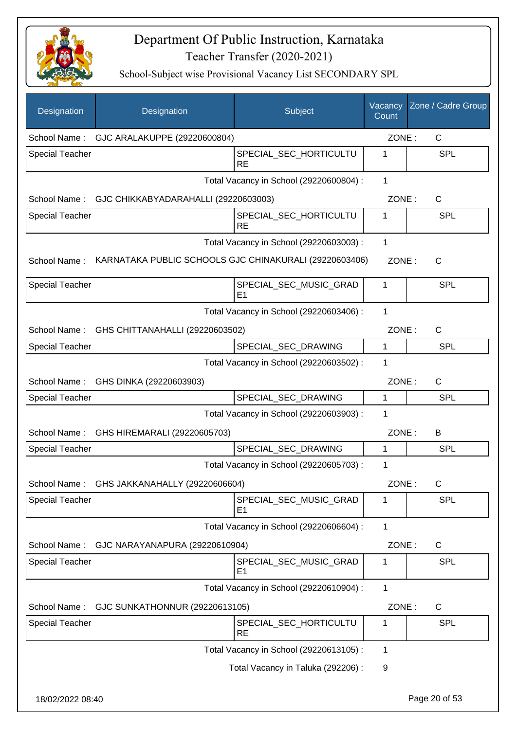# Department Of Public Instruction, Karnataka

## Teacher Transfer (2020-2021)

### School-Subject wise Provisional Vacancy List SECONDARY SPL

| Designation | Designation | Subject | Vacancy Count | Zone / Cadre Group |
|---|---|---|---|---|
| School Name : | GJC ARALAKUPPE (29220600804) | | ZONE : | C |
| Special Teacher | | SPECIAL_SEC_HORTICULTURE | 1 | SPL |
| | | Total Vacancy in School (29220600804) : | 1 | |
| School Name : | GJC CHIKKABYADARAHALLI (29220603003) | | ZONE : | C |
| Special Teacher | | SPECIAL_SEC_HORTICULTURE | 1 | SPL |
| | | Total Vacancy in School (29220603003) : | 1 | |
| School Name : | KARNATAKA PUBLIC SCHOOLS GJC CHINAKURALI (29220603406) | | ZONE : | C |
| Special Teacher | | SPECIAL_SEC_MUSIC_GRADE1 | 1 | SPL |
| | | Total Vacancy in School (29220603406) : | 1 | |
| School Name : | GHS CHITTANAHALLI (29220603502) | | ZONE : | C |
| Special Teacher | | SPECIAL_SEC_DRAWING | 1 | SPL |
| | | Total Vacancy in School (29220603502) : | 1 | |
| School Name : | GHS DINKA (29220603903) | | ZONE : | C |
| Special Teacher | | SPECIAL_SEC_DRAWING | 1 | SPL |
| | | Total Vacancy in School (29220603903) : | 1 | |
| School Name : | GHS HIREMARALI (29220605703) | | ZONE : | B |
| Special Teacher | | SPECIAL_SEC_DRAWING | 1 | SPL |
| | | Total Vacancy in School (29220605703) : | 1 | |
| School Name : | GHS JAKKANAHALLY (29220606604) | | ZONE : | C |
| Special Teacher | | SPECIAL_SEC_MUSIC_GRADE1 | 1 | SPL |
| | | Total Vacancy in School (29220606604) : | 1 | |
| School Name : | GJC NARAYANAPURA (29220610904) | | ZONE : | C |
| Special Teacher | | SPECIAL_SEC_MUSIC_GRADE1 | 1 | SPL |
| | | Total Vacancy in School (29220610904) : | 1 | |
| School Name : | GJC SUNKATHONNUR (29220613105) | | ZONE : | C |
| Special Teacher | | SPECIAL_SEC_HORTICULTURE | 1 | SPL |
| | | Total Vacancy in School (29220613105) : | 1 | |
| | | Total Vacancy in Taluka (292206) : | 9 | |

18/02/2022 08:40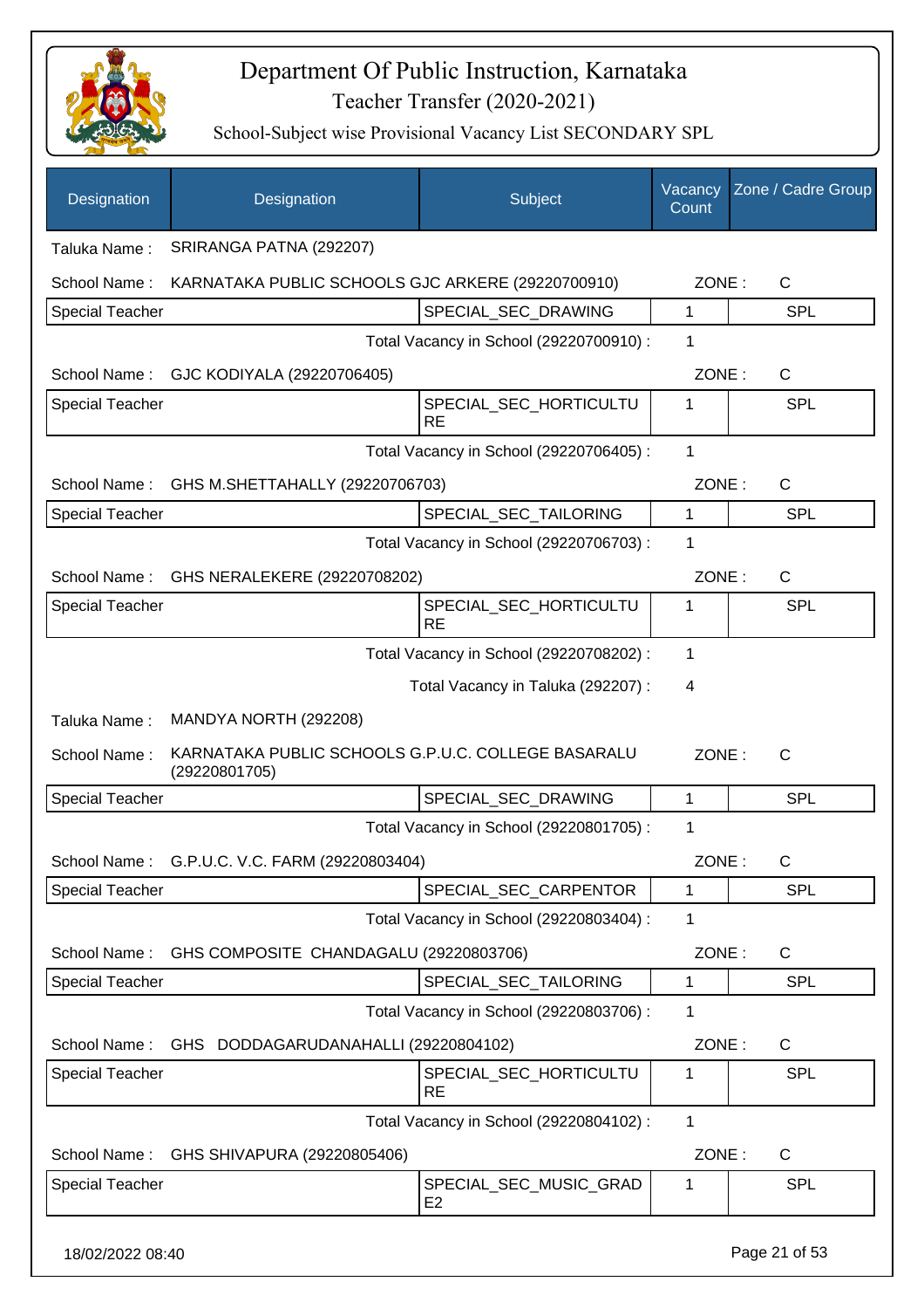# Department Of Public Instruction, Karnataka

## Teacher Transfer (2020-2021)

### School-Subject wise Provisional Vacancy List SECONDARY SPL

| Designation | Designation | Subject | Vacancy Count | Zone / Cadre Group |
|---|---|---|---|---|
| Taluka Name : | SRIRANGA PATNA (292207) | | | |
| School Name : | KARNATAKA PUBLIC SCHOOLS GJC ARKERE (29220700910) | | ZONE : | C |
| Special Teacher | | SPECIAL_SEC_DRAWING | 1 | SPL |
| | | Total Vacancy in School (29220700910) : | 1 | |
| School Name : | GJC KODIYALA (29220706405) | | ZONE : | C |
| Special Teacher | | SPECIAL_SEC_HORTICULTURE | 1 | SPL |
| | | Total Vacancy in School (29220706405) : | 1 | |
| School Name : | GHS M.SHETTAHALLY (29220706703) | | ZONE : | C |
| Special Teacher | | SPECIAL_SEC_TAILORING | 1 | SPL |
| | | Total Vacancy in School (29220706703) : | 1 | |
| School Name : | GHS NERALEKERE (29220708202) | | ZONE : | C |
| Special Teacher | | SPECIAL_SEC_HORTICULTURE | 1 | SPL |
| | | Total Vacancy in School (29220708202) : | 1 | |
| | | Total Vacancy in Taluka (292207) : | 4 | |
| Taluka Name : | MANDYA NORTH (292208) | | | |
| School Name : | KARNATAKA PUBLIC SCHOOLS G.P.U.C. COLLEGE BASARALU (29220801705) | | ZONE : | C |
| Special Teacher | | SPECIAL_SEC_DRAWING | 1 | SPL |
| | | Total Vacancy in School (29220801705) : | 1 | |
| School Name : | G.P.U.C. V.C. FARM (29220803404) | | ZONE : | C |
| Special Teacher | | SPECIAL_SEC_CARPENTOR | 1 | SPL |
| | | Total Vacancy in School (29220803404) : | 1 | |
| School Name : | GHS COMPOSITE CHANDAGALU (29220803706) | | ZONE : | C |
| Special Teacher | | SPECIAL_SEC_TAILORING | 1 | SPL |
| | | Total Vacancy in School (29220803706) : | 1 | |
| School Name : | GHS DODDAGARUDANAHALLI (29220804102) | | ZONE : | C |
| Special Teacher | | SPECIAL_SEC_HORTICULTURE | 1 | SPL |
| | | Total Vacancy in School (29220804102) : | 1 | |
| School Name : | GHS SHIVAPURA (29220805406) | | ZONE : | C |
| Special Teacher | | SPECIAL_SEC_MUSIC_GRADE2 | 1 | SPL |

18/02/2022 08:40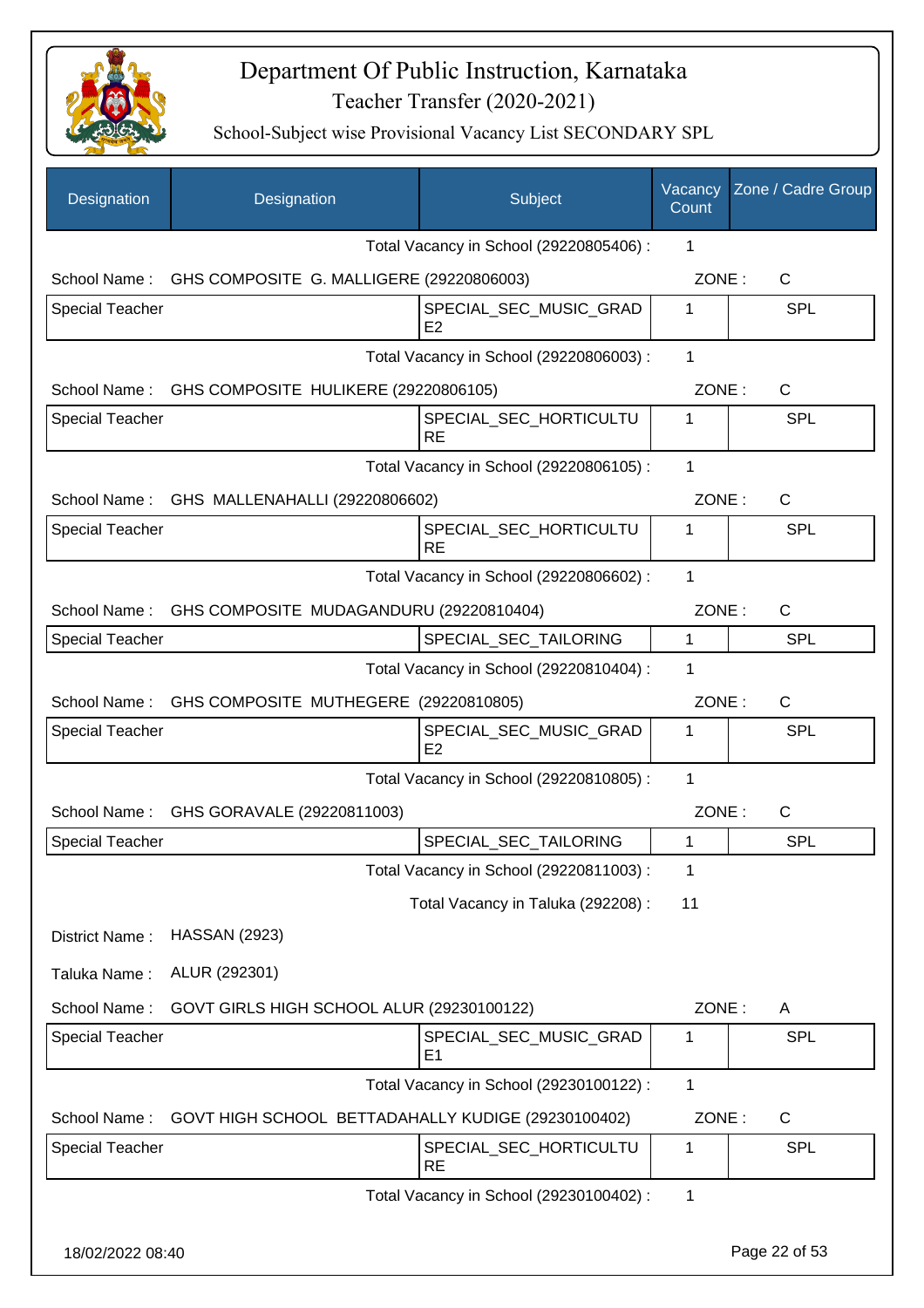# Department Of Public Instruction, Karnataka

## Teacher Transfer (2020-2021)

### School-Subject wise Provisional Vacancy List SECONDARY SPL

| Designation | Designation | Subject | Vacancy Count | Zone / Cadre Group |
|---|---|---|---|---|
| | | Total Vacancy in School (29220805406) : | 1 | |
| School Name : | GHS COMPOSITE G. MALLIGERE (29220806003) | | ZONE : | C |
| Special Teacher | | SPECIAL_SEC_MUSIC_GRADE2 | 1 | SPL |
| | | Total Vacancy in School (29220806003) : | 1 | |
| School Name : | GHS COMPOSITE HULIKERE (29220806105) | | ZONE : | C |
| Special Teacher | | SPECIAL_SEC_HORTICULTURE | 1 | SPL |
| | | Total Vacancy in School (29220806105) : | 1 | |
| School Name : | GHS MALLENAHALLI (29220806602) | | ZONE : | C |
| Special Teacher | | SPECIAL_SEC_HORTICULTURE | 1 | SPL |
| | | Total Vacancy in School (29220806602) : | 1 | |
| School Name : | GHS COMPOSITE MUDAGANDURU (29220810404) | | ZONE : | C |
| Special Teacher | | SPECIAL_SEC_TAILORING | 1 | SPL |
| | | Total Vacancy in School (29220810404) : | 1 | |
| School Name : | GHS COMPOSITE MUTHEGERE (29220810805) | | ZONE : | C |
| Special Teacher | | SPECIAL_SEC_MUSIC_GRADE2 | 1 | SPL |
| | | Total Vacancy in School (29220810805) : | 1 | |
| School Name : | GHS GORAVALE (29220811003) | | ZONE : | C |
| Special Teacher | | SPECIAL_SEC_TAILORING | 1 | SPL |
| | | Total Vacancy in School (29220811003) : | 1 | |
| | | Total Vacancy in Taluka (292208) : | 11 | |
| District Name : | HASSAN (2923) | | | |
| Taluka Name : | ALUR (292301) | | | |
| School Name : | GOVT GIRLS HIGH SCHOOL ALUR (29230100122) | | ZONE : | A |
| Special Teacher | | SPECIAL_SEC_MUSIC_GRADE1 | 1 | SPL |
| | | Total Vacancy in School (29230100122) : | 1 | |
| School Name : | GOVT HIGH SCHOOL BETTADAHALLY KUDIGE (29230100402) | | ZONE : | C |
| Special Teacher | | SPECIAL_SEC_HORTICULTURE | 1 | SPL |
| | | Total Vacancy in School (29230100402) : | 1 | |

18/02/2022 08:40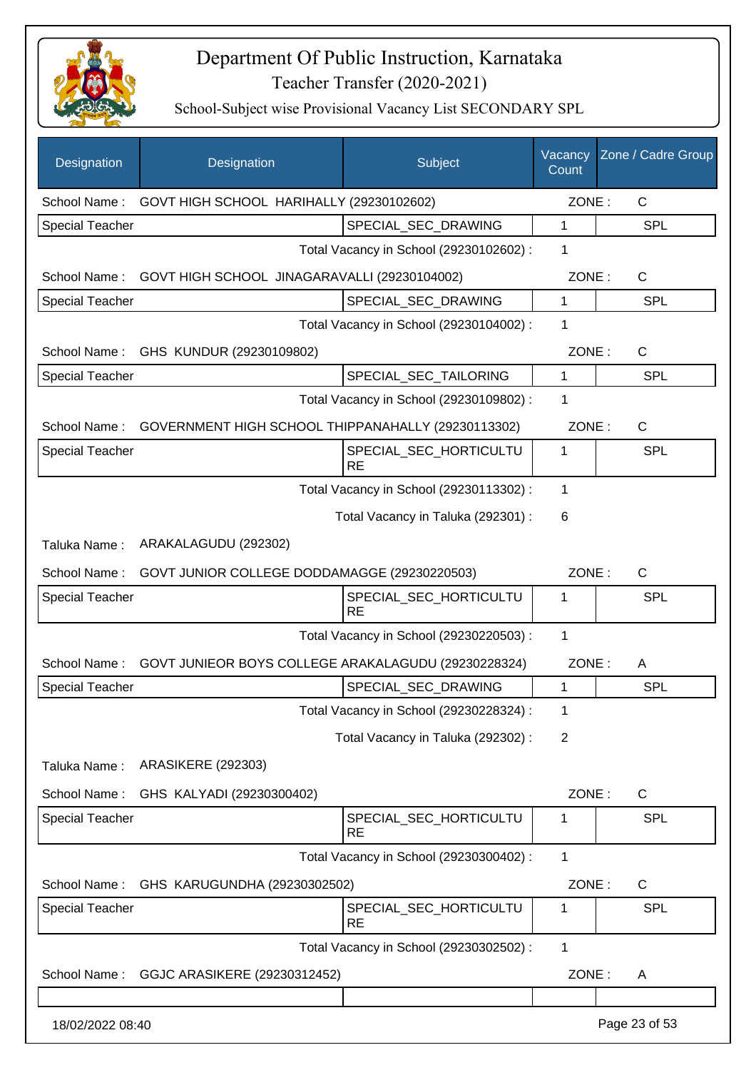# Department Of Public Instruction, Karnataka

## Teacher Transfer (2020-2021)

### School-Subject wise Provisional Vacancy List SECONDARY SPL

| Designation | Designation | Subject | Vacancy Count | Zone / Cadre Group |
|---|---|---|---|---|
| School Name : | GOVT HIGH SCHOOL HARIHALLY (29230102602) | | ZONE : | C |
| Special Teacher | | SPECIAL_SEC_DRAWING | 1 | SPL |
| | | Total Vacancy in School (29230102602) : | 1 | |
| School Name : | GOVT HIGH SCHOOL JINAGARAVALLI (29230104002) | | ZONE : | C |
| Special Teacher | | SPECIAL_SEC_DRAWING | 1 | SPL |
| | | Total Vacancy in School (29230104002) : | 1 | |
| School Name : | GHS KUNDUR (29230109802) | | ZONE : | C |
| Special Teacher | | SPECIAL_SEC_TAILORING | 1 | SPL |
| | | Total Vacancy in School (29230109802) : | 1 | |
| School Name : | GOVERNMENT HIGH SCHOOL THIPPANAHALLY (29230113302) | | ZONE : | C |
| Special Teacher | | SPECIAL_SEC_HORTICULTURE | 1 | SPL |
| | | Total Vacancy in School (29230113302) : | 1 | |
| | | Total Vacancy in Taluka (292301) : | 6 | |
| Taluka Name : | ARAKALAGUDU (292302) | | | |
| School Name : | GOVT JUNIOR COLLEGE DODDAMAGGE (29230220503) | | ZONE : | C |
| Special Teacher | | SPECIAL_SEC_HORTICULTURE | 1 | SPL |
| | | Total Vacancy in School (29230220503) : | 1 | |
| School Name : | GOVT JUNIEOR BOYS COLLEGE ARAKALAGUDU (29230228324) | | ZONE : | A |
| Special Teacher | | SPECIAL_SEC_DRAWING | 1 | SPL |
| | | Total Vacancy in School (29230228324) : | 1 | |
| | | Total Vacancy in Taluka (292302) : | 2 | |
| Taluka Name : | ARASIKERE (292303) | | | |
| School Name : | GHS KALYADI (29230300402) | | ZONE : | C |
| Special Teacher | | SPECIAL_SEC_HORTICULTURE | 1 | SPL |
| | | Total Vacancy in School (29230300402) : | 1 | |
| School Name : | GHS KARUGUNDHA (29230302502) | | ZONE : | C |
| Special Teacher | | SPECIAL_SEC_HORTICULTURE | 1 | SPL |
| | | Total Vacancy in School (29230302502) : | 1 | |
| School Name : | GGJC ARASIKERE (29230312452) | | ZONE : | A |

18/02/2022 08:40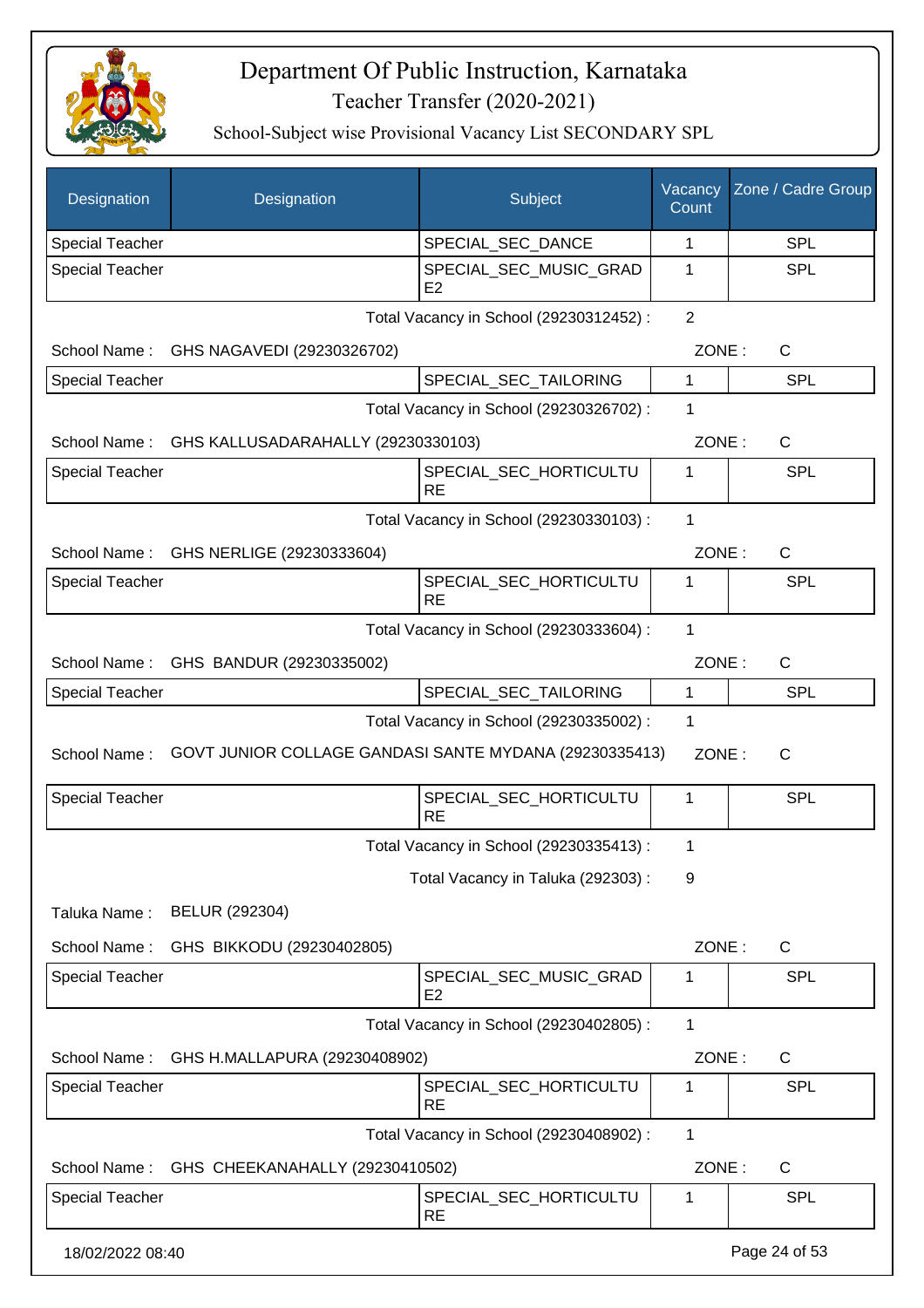# Department Of Public Instruction, Karnataka

Teacher Transfer (2020-2021)

School-Subject wise Provisional Vacancy List SECONDARY SPL

| Designation | Designation | Subject | Vacancy Count | Zone / Cadre Group |
|---|---|---|---|---|
| Special Teacher | | SPECIAL_SEC_DANCE | 1 | SPL |
| Special Teacher | | SPECIAL_SEC_MUSIC_GRADE2 | 1 | SPL |

Total Vacancy in School (29230312452) : 2

School Name : GHS NAGAVEDI (29230326702) ZONE : C

| Special Teacher | | SPECIAL_SEC_TAILORING | 1 | SPL |
|---|---|---|---|---|

Total Vacancy in School (29230326702) : 1

School Name : GHS KALLUSADARAHALLY (29230330103) ZONE : C

| Special Teacher | | SPECIAL_SEC_HORTICULTURE | 1 | SPL |
|---|---|---|---|---|

Total Vacancy in School (29230330103) : 1

School Name : GHS NERLIGE (29230333604) ZONE : C

| Special Teacher | | SPECIAL_SEC_HORTICULTURE | 1 | SPL |
|---|---|---|---|---|

Total Vacancy in School (29230333604) : 1

School Name : GHS BANDUR (29230335002) ZONE : C

| Special Teacher | | SPECIAL_SEC_TAILORING | 1 | SPL |
|---|---|---|---|---|

Total Vacancy in School (29230335002) : 1

School Name : GOVT JUNIOR COLLAGE GANDASI SANTE MYDANA (29230335413) ZONE : C

| Special Teacher | | SPECIAL_SEC_HORTICULTURE | 1 | SPL |
|---|---|---|---|---|

Total Vacancy in School (29230335413) : 1

Total Vacancy in Taluka (292303) : 9

Taluka Name : BELUR (292304)

School Name : GHS BIKKODU (29230402805) ZONE : C

| Special Teacher | | SPECIAL_SEC_MUSIC_GRADE2 | 1 | SPL |
|---|---|---|---|---|

Total Vacancy in School (29230402805) : 1

School Name : GHS H.MALLAPURA (29230408902) ZONE : C

| Special Teacher | | SPECIAL_SEC_HORTICULTURE | 1 | SPL |
|---|---|---|---|---|

Total Vacancy in School (29230408902) : 1

School Name : GHS CHEEKANAHALLY (29230410502) ZONE : C

| Special Teacher | | SPECIAL_SEC_HORTICULTURE | 1 | SPL |
|---|---|---|---|---|

18/02/2022 08:40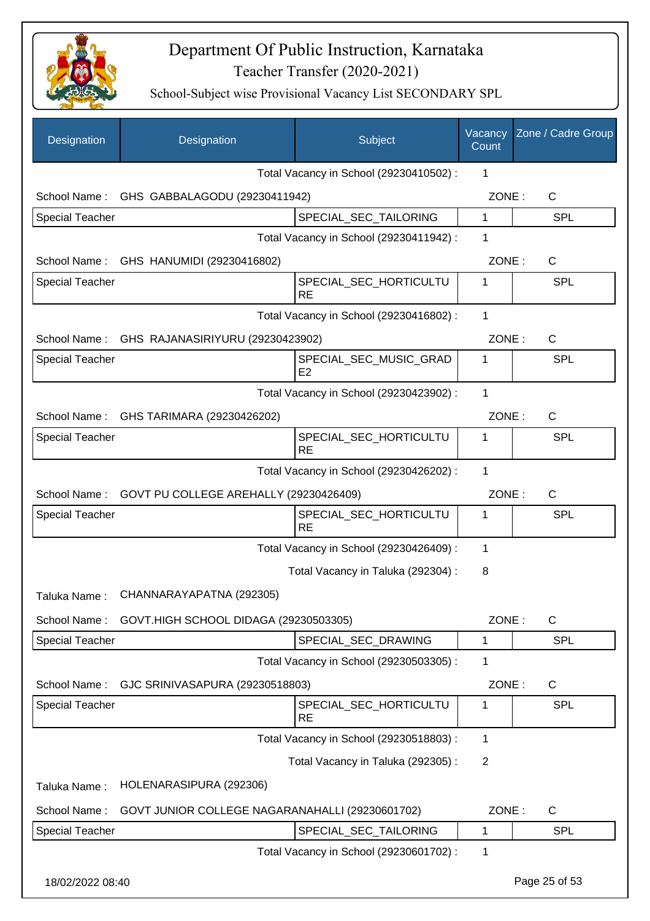# Department Of Public Instruction, Karnataka

## Teacher Transfer (2020-2021)

### School-Subject wise Provisional Vacancy List SECONDARY SPL

| Designation | Designation | Subject | Vacancy Count | Zone / Cadre Group |
|---|---|---|---|---|
| | | Total Vacancy in School (29230410502) : | 1 | |
| School Name : | GHS GABBALAGODU (29230411942) | | ZONE : | C |
| Special Teacher | | SPECIAL_SEC_TAILORING | 1 | SPL |
| | | Total Vacancy in School (29230411942) : | 1 | |
| School Name : | GHS HANUMIDI (29230416802) | | ZONE : | C |
| Special Teacher | | SPECIAL_SEC_HORTICULTURE | 1 | SPL |
| | | Total Vacancy in School (29230416802) : | 1 | |
| School Name : | GHS RAJANASIRIYURU (29230423902) | | ZONE : | C |
| Special Teacher | | SPECIAL_SEC_MUSIC_GRADE2 | 1 | SPL |
| | | Total Vacancy in School (29230423902) : | 1 | |
| School Name : | GHS TARIMARA (29230426202) | | ZONE : | C |
| Special Teacher | | SPECIAL_SEC_HORTICULTURE | 1 | SPL |
| | | Total Vacancy in School (29230426202) : | 1 | |
| School Name : | GOVT PU COLLEGE AREHALLY (29230426409) | | ZONE : | C |
| Special Teacher | | SPECIAL_SEC_HORTICULTURE | 1 | SPL |
| | | Total Vacancy in School (29230426409) : | 1 | |
| | | Total Vacancy in Taluka (292304) : | 8 | |
| Taluka Name : | CHANNARAYAPATNA (292305) | | | |
| School Name : | GOVT.HIGH SCHOOL DIDAGA (29230503305) | | ZONE : | C |
| Special Teacher | | SPECIAL_SEC_DRAWING | 1 | SPL |
| | | Total Vacancy in School (29230503305) : | 1 | |
| School Name : | GJC SRINIVASAPURA (29230518803) | | ZONE : | C |
| Special Teacher | | SPECIAL_SEC_HORTICULTURE | 1 | SPL |
| | | Total Vacancy in School (29230518803) : | 1 | |
| | | Total Vacancy in Taluka (292305) : | 2 | |
| Taluka Name : | HOLENARASIPURA (292306) | | | |
| School Name : | GOVT JUNIOR COLLEGE NAGARANAHALLI (29230601702) | | ZONE : | C |
| Special Teacher | | SPECIAL_SEC_TAILORING | 1 | SPL |
| | | Total Vacancy in School (29230601702) : | 1 | |

18/02/2022 08:40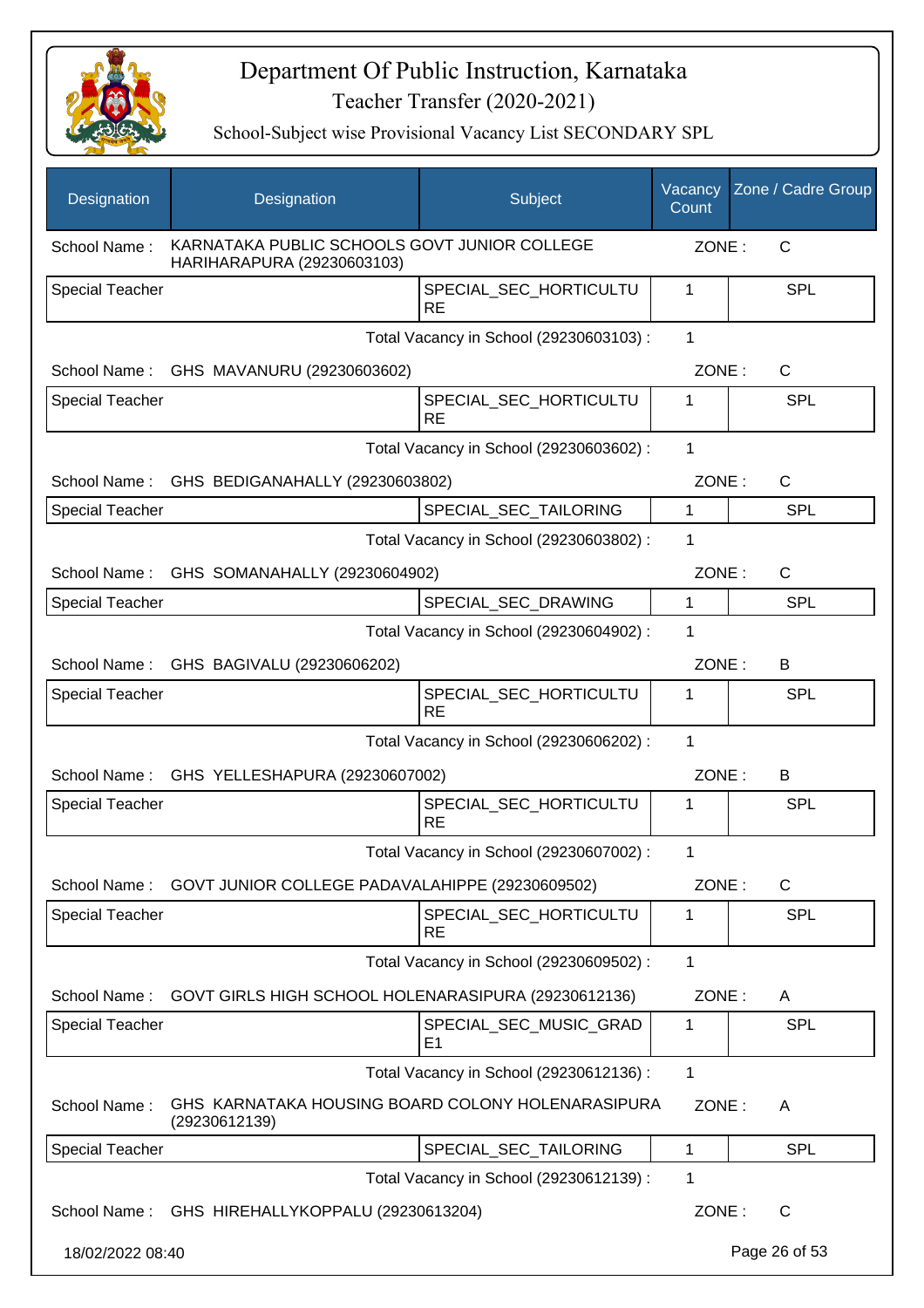# Department Of Public Instruction, Karnataka

## Teacher Transfer (2020-2021)

### School-Subject wise Provisional Vacancy List SECONDARY SPL

| Designation | Designation | Subject | Vacancy Count | Zone / Cadre Group |
|---|---|---|---|---|
| School Name : | KARNATAKA PUBLIC SCHOOLS GOVT JUNIOR COLLEGE HARIHARAPURA (29230603103) | | ZONE : | C |
| Special Teacher | | SPECIAL_SEC_HORTICULTURE | 1 | SPL |
| | | Total Vacancy in School (29230603103) : | 1 | |
| School Name : | GHS MAVANURU (29230603602) | | ZONE : | C |
| Special Teacher | | SPECIAL_SEC_HORTICULTURE | 1 | SPL |
| | | Total Vacancy in School (29230603602) : | 1 | |
| School Name : | GHS BEDIGANAHALLY (29230603802) | | ZONE : | C |
| Special Teacher | | SPECIAL_SEC_TAILORING | 1 | SPL |
| | | Total Vacancy in School (29230603802) : | 1 | |
| School Name : | GHS SOMANAHALLY (29230604902) | | ZONE : | C |
| Special Teacher | | SPECIAL_SEC_DRAWING | 1 | SPL |
| | | Total Vacancy in School (29230604902) : | 1 | |
| School Name : | GHS BAGIVALU (29230606202) | | ZONE : | B |
| Special Teacher | | SPECIAL_SEC_HORTICULTURE | 1 | SPL |
| | | Total Vacancy in School (29230606202) : | 1 | |
| School Name : | GHS YELLESHAPURA (29230607002) | | ZONE : | B |
| Special Teacher | | SPECIAL_SEC_HORTICULTURE | 1 | SPL |
| | | Total Vacancy in School (29230607002) : | 1 | |
| School Name : | GOVT JUNIOR COLLEGE PADAVALAHIPPE (29230609502) | | ZONE : | C |
| Special Teacher | | SPECIAL_SEC_HORTICULTURE | 1 | SPL |
| | | Total Vacancy in School (29230609502) : | 1 | |
| School Name : | GOVT GIRLS HIGH SCHOOL HOLENARASIPURA (29230612136) | | ZONE : | A |
| Special Teacher | | SPECIAL_SEC_MUSIC_GRADE1 | 1 | SPL |
| | | Total Vacancy in School (29230612136) : | 1 | |
| School Name : | GHS KARNATAKA HOUSING BOARD COLONY HOLENARASIPURA (29230612139) | | ZONE : | A |
| Special Teacher | | SPECIAL_SEC_TAILORING | 1 | SPL |
| | | Total Vacancy in School (29230612139) : | 1 | |
| School Name : | GHS HIREHALLYKOPPALU (29230613204) | | ZONE : | C |

18/02/2022 08:40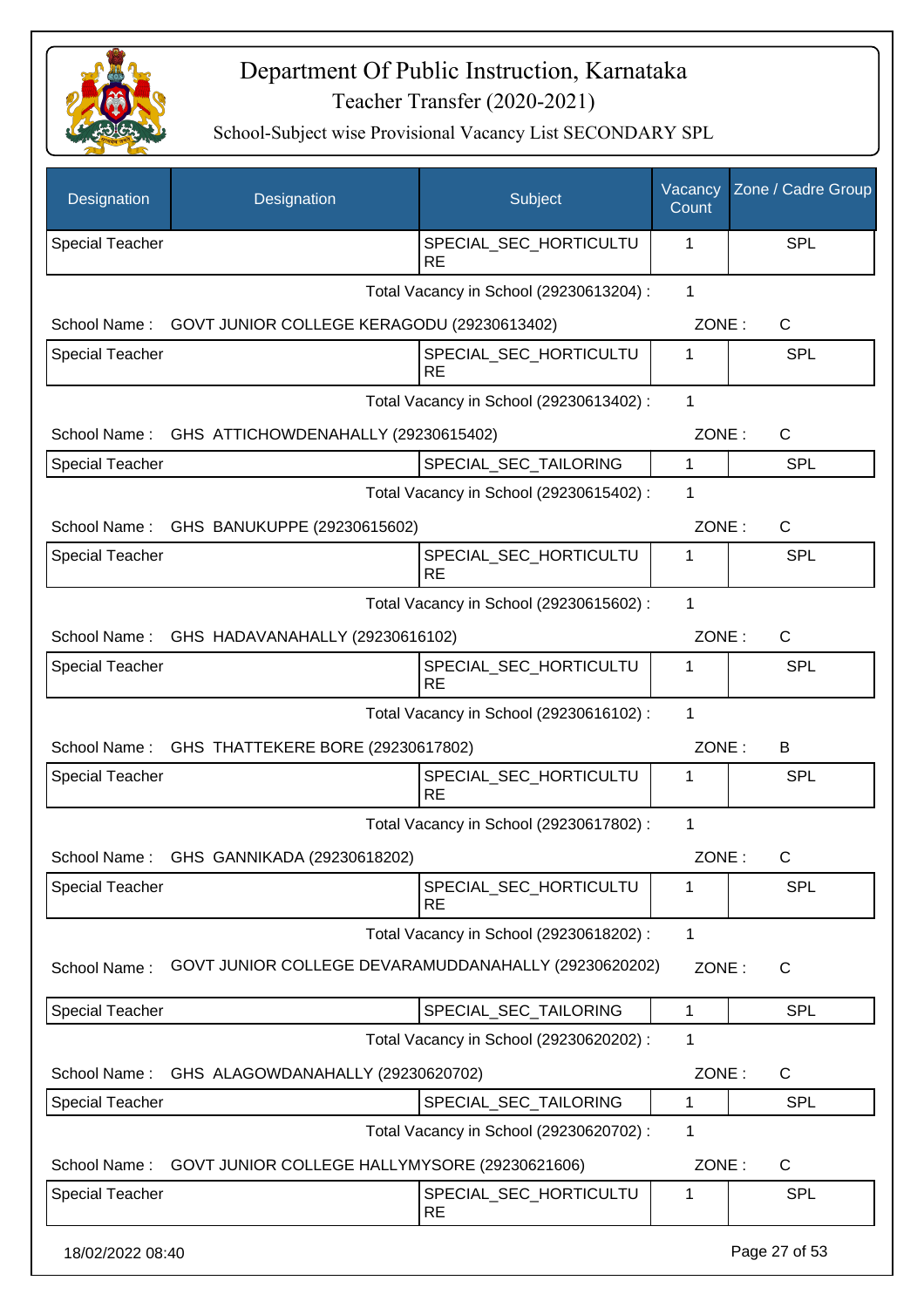# Department Of Public Instruction, Karnataka

## Teacher Transfer (2020-2021)

### School-Subject wise Provisional Vacancy List SECONDARY SPL

| Designation | Designation | Subject | Vacancy Count | Zone / Cadre Group |
|---|---|---|---|---|
| Special Teacher | | SPECIAL_SEC_HORTICULTURE | 1 | SPL |

Total Vacancy in School (29230613204) : 1

School Name : GOVT JUNIOR COLLEGE KERAGODU (29230613402) ZONE : C

| Designation | Designation | Subject | Vacancy Count | Zone / Cadre Group |
|---|---|---|---|---|
| Special Teacher | | SPECIAL_SEC_HORTICULTURE | 1 | SPL |

Total Vacancy in School (29230613402) : 1

School Name : GHS ATTICHOWDENAHALLY (29230615402) ZONE : C

| Designation | Designation | Subject | Vacancy Count | Zone / Cadre Group |
|---|---|---|---|---|
| Special Teacher | | SPECIAL_SEC_TAILORING | 1 | SPL |

Total Vacancy in School (29230615402) : 1

School Name : GHS BANUKUPPE (29230615602) ZONE : C

| Designation | Designation | Subject | Vacancy Count | Zone / Cadre Group |
|---|---|---|---|---|
| Special Teacher | | SPECIAL_SEC_HORTICULTURE | 1 | SPL |

Total Vacancy in School (29230615602) : 1

School Name : GHS HADAVANAHALLY (29230616102) ZONE : C

| Designation | Designation | Subject | Vacancy Count | Zone / Cadre Group |
|---|---|---|---|---|
| Special Teacher | | SPECIAL_SEC_HORTICULTURE | 1 | SPL |

Total Vacancy in School (29230616102) : 1

School Name : GHS THATTEKERE BORE (29230617802) ZONE : B

| Designation | Designation | Subject | Vacancy Count | Zone / Cadre Group |
|---|---|---|---|---|
| Special Teacher | | SPECIAL_SEC_HORTICULTURE | 1 | SPL |

Total Vacancy in School (29230617802) : 1

School Name : GHS GANNIKADA (29230618202) ZONE : C

| Designation | Designation | Subject | Vacancy Count | Zone / Cadre Group |
|---|---|---|---|---|
| Special Teacher | | SPECIAL_SEC_HORTICULTURE | 1 | SPL |

Total Vacancy in School (29230618202) : 1

School Name : GOVT JUNIOR COLLEGE DEVARAMUDDANAHALLY (29230620202) ZONE : C

| Designation | Designation | Subject | Vacancy Count | Zone / Cadre Group |
|---|---|---|---|---|
| Special Teacher | | SPECIAL_SEC_TAILORING | 1 | SPL |

Total Vacancy in School (29230620202) : 1

School Name : GHS ALAGOWDANAHALLY (29230620702) ZONE : C

| Designation | Designation | Subject | Vacancy Count | Zone / Cadre Group |
|---|---|---|---|---|
| Special Teacher | | SPECIAL_SEC_TAILORING | 1 | SPL |

Total Vacancy in School (29230620702) : 1

School Name : GOVT JUNIOR COLLEGE HALLYMYSORE (29230621606) ZONE : C

| Designation | Designation | Subject | Vacancy Count | Zone / Cadre Group |
|---|---|---|---|---|
| Special Teacher | | SPECIAL_SEC_HORTICULTURE | 1 | SPL |

18/02/2022 08:40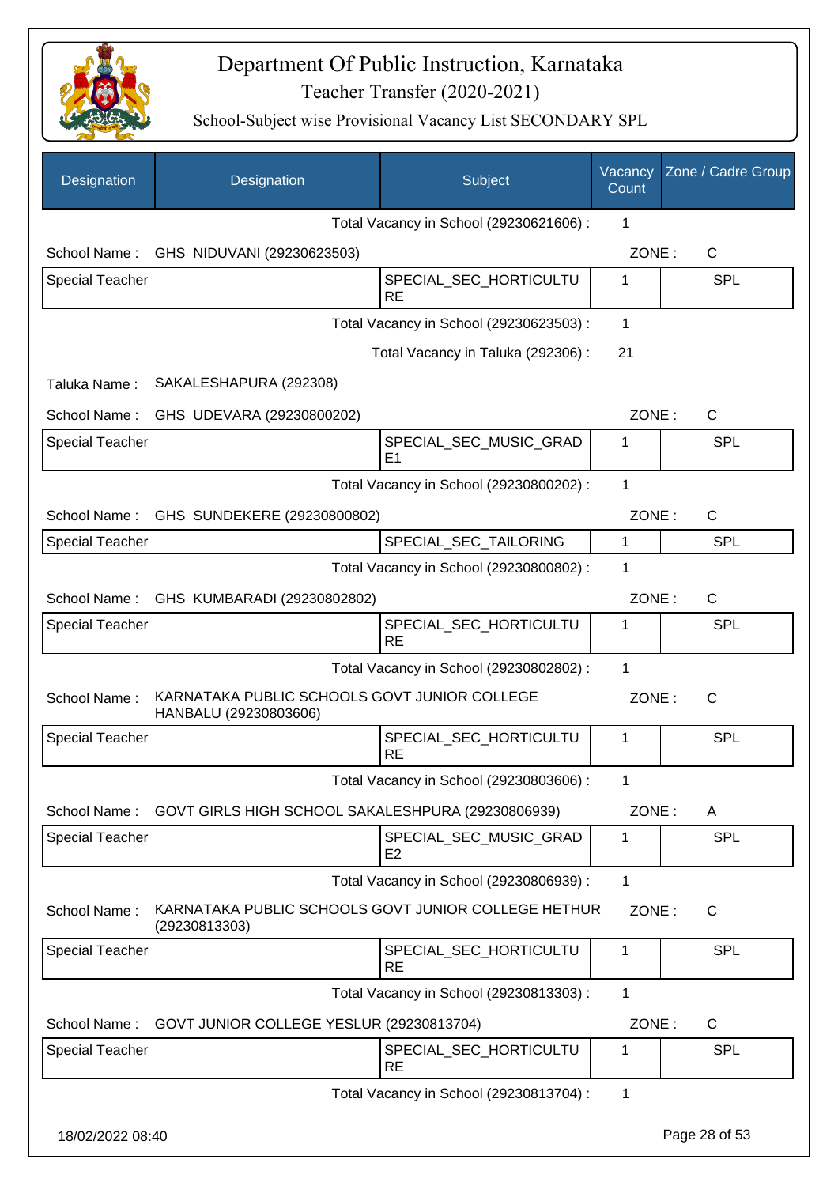# Department Of Public Instruction, Karnataka

## Teacher Transfer (2020-2021)

### School-Subject wise Provisional Vacancy List SECONDARY SPL

| Designation | Designation | Subject | Vacancy Count | Zone / Cadre Group |
|---|---|---|---|---|
| | | Total Vacancy in School (29230621606) : | 1 | |
| School Name : | GHS NIDUVANI (29230623503) | | ZONE : | C |
| Special Teacher | | SPECIAL_SEC_HORTICULTURE | 1 | SPL |
| | | Total Vacancy in School (29230623503) : | 1 | |
| | | Total Vacancy in Taluka (292306) : | 21 | |
| Taluka Name : | SAKALESHAPURA (292308) | | | |
| School Name : | GHS UDEVARA (29230800202) | | ZONE : | C |
| Special Teacher | | SPECIAL_SEC_MUSIC_GRADE1 | 1 | SPL |
| | | Total Vacancy in School (29230800202) : | 1 | |
| School Name : | GHS SUNDEKERE (29230800802) | | ZONE : | C |
| Special Teacher | | SPECIAL_SEC_TAILORING | 1 | SPL |
| | | Total Vacancy in School (29230800802) : | 1 | |
| School Name : | GHS KUMBARADI (29230802802) | | ZONE : | C |
| Special Teacher | | SPECIAL_SEC_HORTICULTURE | 1 | SPL |
| | | Total Vacancy in School (29230802802) : | 1 | |
| School Name : | KARNATAKA PUBLIC SCHOOLS GOVT JUNIOR COLLEGE HANBALU (29230803606) | | ZONE : | C |
| Special Teacher | | SPECIAL_SEC_HORTICULTURE | 1 | SPL |
| | | Total Vacancy in School (29230803606) : | 1 | |
| School Name : | GOVT GIRLS HIGH SCHOOL SAKALESHPURA (29230806939) | | ZONE : | A |
| Special Teacher | | SPECIAL_SEC_MUSIC_GRADE2 | 1 | SPL |
| | | Total Vacancy in School (29230806939) : | 1 | |
| School Name : | KARNATAKA PUBLIC SCHOOLS GOVT JUNIOR COLLEGE HETHUR (29230813303) | | ZONE : | C |
| Special Teacher | | SPECIAL_SEC_HORTICULTURE | 1 | SPL |
| | | Total Vacancy in School (29230813303) : | 1 | |
| School Name : | GOVT JUNIOR COLLEGE YESLUR (29230813704) | | ZONE : | C |
| Special Teacher | | SPECIAL_SEC_HORTICULTURE | 1 | SPL |
| | | Total Vacancy in School (29230813704) : | 1 | |

18/02/2022 08:40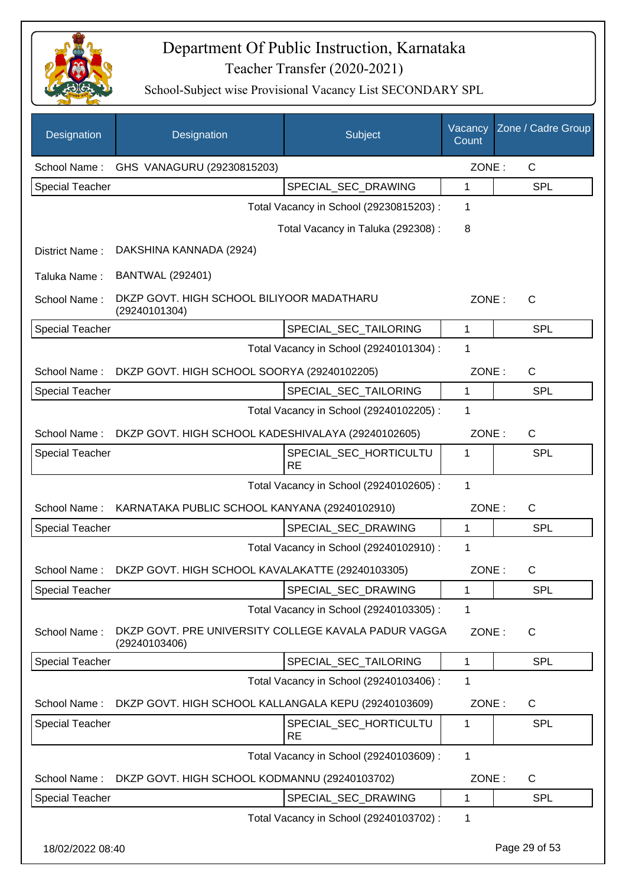# Department Of Public Instruction, Karnataka

## Teacher Transfer (2020-2021)

### School-Subject wise Provisional Vacancy List SECONDARY SPL

| Designation | Designation | Subject | Vacancy Count | Zone / Cadre Group |
|---|---|---|---|---|
| School Name : | GHS VANAGURU (29230815203) | | ZONE : | C |
| Special Teacher | | SPECIAL_SEC_DRAWING | 1 | SPL |
| | | Total Vacancy in School (29230815203) : | 1 | |
| | | Total Vacancy in Taluka (292308) : | 8 | |
| District Name : | DAKSHINA KANNADA (2924) | | | |
| Taluka Name : | BANTWAL (292401) | | | |
| School Name : | DKZP GOVT. HIGH SCHOOL BILIYOOR MADATHARU (29240101304) | | ZONE : | C |
| Special Teacher | | SPECIAL_SEC_TAILORING | 1 | SPL |
| | | Total Vacancy in School (29240101304) : | 1 | |
| School Name : | DKZP GOVT. HIGH SCHOOL SOORYA (29240102205) | | ZONE : | C |
| Special Teacher | | SPECIAL_SEC_TAILORING | 1 | SPL |
| | | Total Vacancy in School (29240102205) : | 1 | |
| School Name : | DKZP GOVT. HIGH SCHOOL KADESHIVALAYA (29240102605) | | ZONE : | C |
| Special Teacher | | SPECIAL_SEC_HORTICULTURE | 1 | SPL |
| | | Total Vacancy in School (29240102605) : | 1 | |
| School Name : | KARNATAKA PUBLIC SCHOOL KANYANA (29240102910) | | ZONE : | C |
| Special Teacher | | SPECIAL_SEC_DRAWING | 1 | SPL |
| | | Total Vacancy in School (29240102910) : | 1 | |
| School Name : | DKZP GOVT. HIGH SCHOOL KAVALAKATTE (29240103305) | | ZONE : | C |
| Special Teacher | | SPECIAL_SEC_DRAWING | 1 | SPL |
| | | Total Vacancy in School (29240103305) : | 1 | |
| School Name : | DKZP GOVT. PRE UNIVERSITY COLLEGE KAVALA PADUR VAGGA (29240103406) | | ZONE : | C |
| Special Teacher | | SPECIAL_SEC_TAILORING | 1 | SPL |
| | | Total Vacancy in School (29240103406) : | 1 | |
| School Name : | DKZP GOVT. HIGH SCHOOL KALLANGALA KEPU (29240103609) | | ZONE : | C |
| Special Teacher | | SPECIAL_SEC_HORTICULTURE | 1 | SPL |
| | | Total Vacancy in School (29240103609) : | 1 | |
| School Name : | DKZP GOVT. HIGH SCHOOL KODMANNU (29240103702) | | ZONE : | C |
| Special Teacher | | SPECIAL_SEC_DRAWING | 1 | SPL |
| | | Total Vacancy in School (29240103702) : | 1 | |

18/02/2022 08:40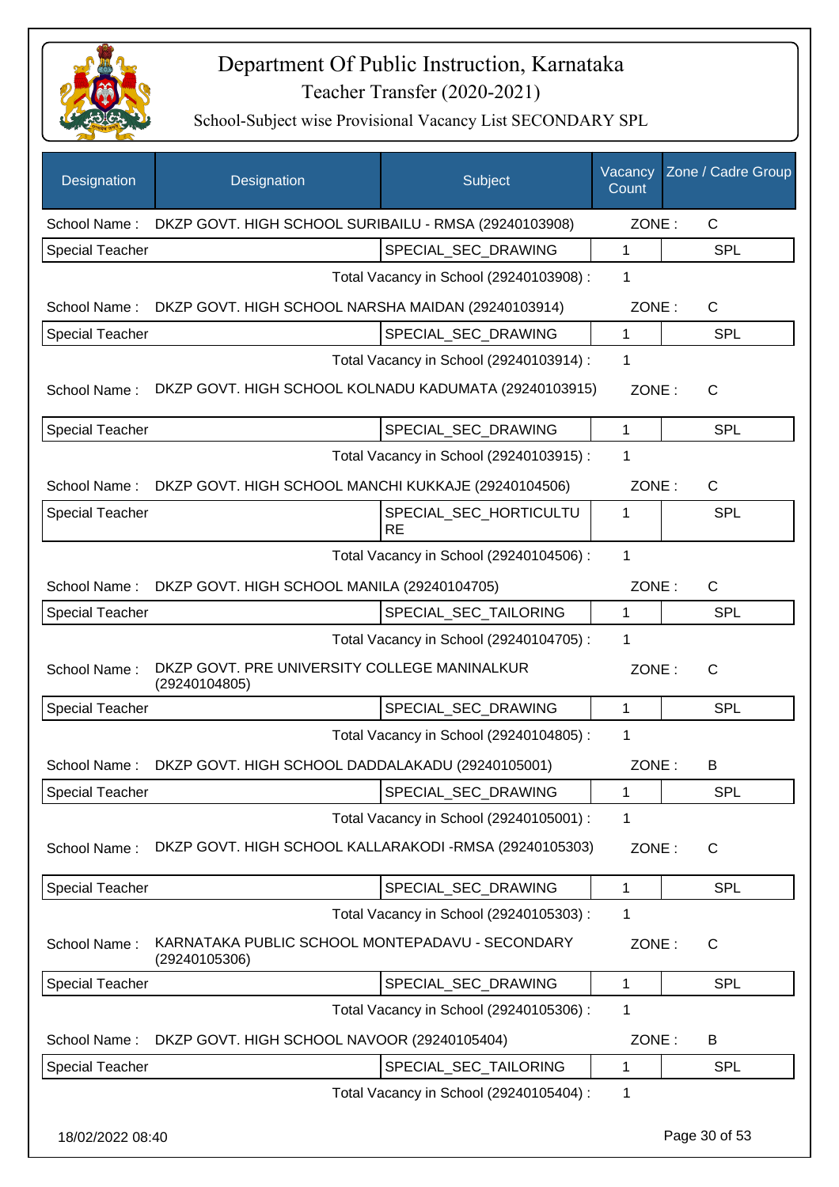# Department Of Public Instruction, Karnataka

## Teacher Transfer (2020-2021)

### School-Subject wise Provisional Vacancy List SECONDARY SPL

| Designation | Designation | Subject | Vacancy Count | Zone / Cadre Group |
|---|---|---|---|---|
| School Name : | DKZP GOVT. HIGH SCHOOL SURIBAILU - RMSA (29240103908) | | ZONE : | C |
| Special Teacher | | SPECIAL_SEC_DRAWING | 1 | SPL |
| | | Total Vacancy in School (29240103908) : | 1 | |
| School Name : | DKZP GOVT. HIGH SCHOOL NARSHA MAIDAN (29240103914) | | ZONE : | C |
| Special Teacher | | SPECIAL_SEC_DRAWING | 1 | SPL |
| | | Total Vacancy in School (29240103914) : | 1 | |
| School Name : | DKZP GOVT. HIGH SCHOOL KOLNADU KADUMATA (29240103915) | | ZONE : | C |
| Special Teacher | | SPECIAL_SEC_DRAWING | 1 | SPL |
| | | Total Vacancy in School (29240103915) : | 1 | |
| School Name : | DKZP GOVT. HIGH SCHOOL MANCHI KUKKAJE (29240104506) | | ZONE : | C |
| Special Teacher | | SPECIAL_SEC_HORTICULTURE | 1 | SPL |
| | | Total Vacancy in School (29240104506) : | 1 | |
| School Name : | DKZP GOVT. HIGH SCHOOL MANILA (29240104705) | | ZONE : | C |
| Special Teacher | | SPECIAL_SEC_TAILORING | 1 | SPL |
| | | Total Vacancy in School (29240104705) : | 1 | |
| School Name : | DKZP GOVT. PRE UNIVERSITY COLLEGE MANINALKUR (29240104805) | | ZONE : | C |
| Special Teacher | | SPECIAL_SEC_DRAWING | 1 | SPL |
| | | Total Vacancy in School (29240104805) : | 1 | |
| School Name : | DKZP GOVT. HIGH SCHOOL DADDALAKADU (29240105001) | | ZONE : | B |
| Special Teacher | | SPECIAL_SEC_DRAWING | 1 | SPL |
| | | Total Vacancy in School (29240105001) : | 1 | |
| School Name : | DKZP GOVT. HIGH SCHOOL KALLARAKODI -RMSA (29240105303) | | ZONE : | C |
| Special Teacher | | SPECIAL_SEC_DRAWING | 1 | SPL |
| | | Total Vacancy in School (29240105303) : | 1 | |
| School Name : | KARNATAKA PUBLIC SCHOOL MONTEPADAVU - SECONDARY (29240105306) | | ZONE : | C |
| Special Teacher | | SPECIAL_SEC_DRAWING | 1 | SPL |
| | | Total Vacancy in School (29240105306) : | 1 | |
| School Name : | DKZP GOVT. HIGH SCHOOL NAVOOR (29240105404) | | ZONE : | B |
| Special Teacher | | SPECIAL_SEC_TAILORING | 1 | SPL |
| | | Total Vacancy in School (29240105404) : | 1 | |

18/02/2022 08:40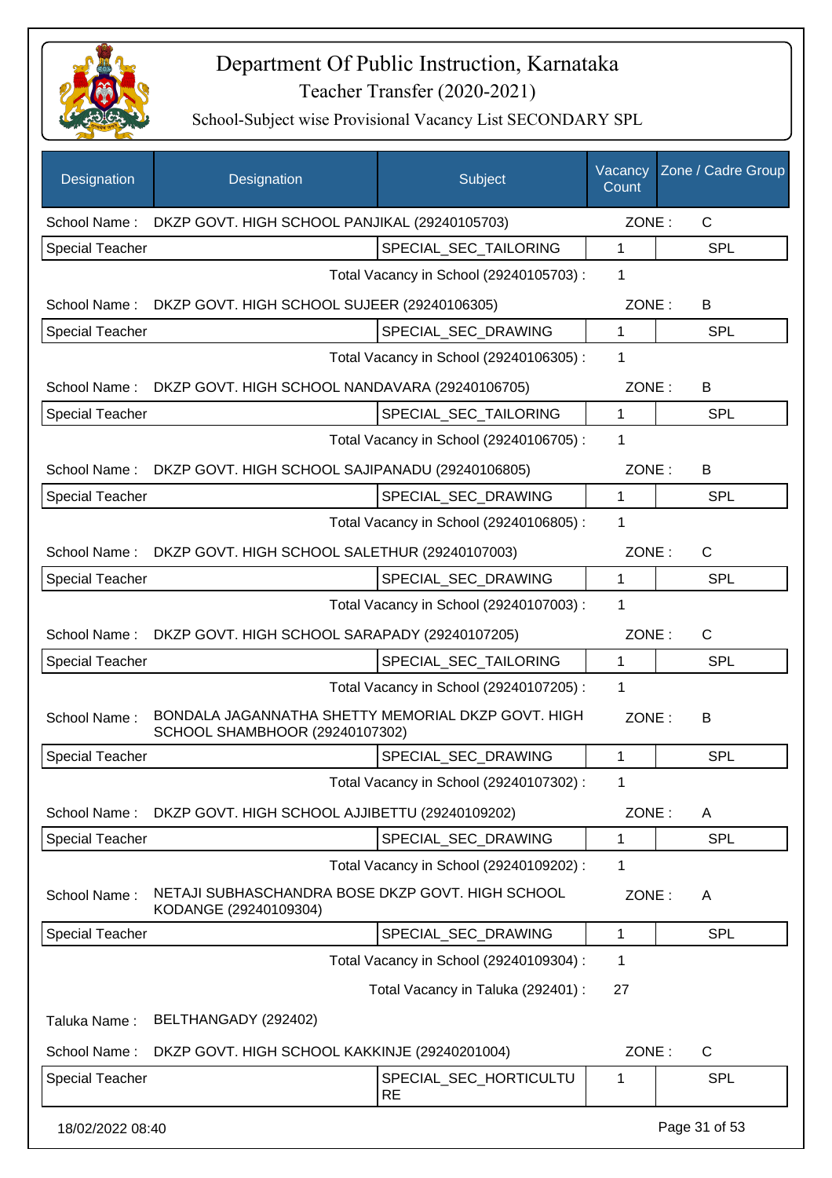# Department Of Public Instruction, Karnataka

## Teacher Transfer (2020-2021)

### School-Subject wise Provisional Vacancy List SECONDARY SPL

| Designation | Designation | Subject | Vacancy Count | Zone / Cadre Group |
|---|---|---|---|---|
| School Name : | DKZP GOVT. HIGH SCHOOL PANJIKAL (29240105703) | | ZONE : | C |
| Special Teacher | | SPECIAL_SEC_TAILORING | 1 | SPL |
| | | Total Vacancy in School (29240105703) : | 1 | |
| School Name : | DKZP GOVT. HIGH SCHOOL SUJEER (29240106305) | | ZONE : | B |
| Special Teacher | | SPECIAL_SEC_DRAWING | 1 | SPL |
| | | Total Vacancy in School (29240106305) : | 1 | |
| School Name : | DKZP GOVT. HIGH SCHOOL NANDAVARA (29240106705) | | ZONE : | B |
| Special Teacher | | SPECIAL_SEC_TAILORING | 1 | SPL |
| | | Total Vacancy in School (29240106705) : | 1 | |
| School Name : | DKZP GOVT. HIGH SCHOOL SAJIPANADU (29240106805) | | ZONE : | B |
| Special Teacher | | SPECIAL_SEC_DRAWING | 1 | SPL |
| | | Total Vacancy in School (29240106805) : | 1 | |
| School Name : | DKZP GOVT. HIGH SCHOOL SALETHUR (29240107003) | | ZONE : | C |
| Special Teacher | | SPECIAL_SEC_DRAWING | 1 | SPL |
| | | Total Vacancy in School (29240107003) : | 1 | |
| School Name : | DKZP GOVT. HIGH SCHOOL SARAPADY (29240107205) | | ZONE : | C |
| Special Teacher | | SPECIAL_SEC_TAILORING | 1 | SPL |
| | | Total Vacancy in School (29240107205) : | 1 | |
| School Name : | BONDALA JAGANNATHA SHETTY MEMORIAL DKZP GOVT. HIGH SCHOOL SHAMBHOOR (29240107302) | | ZONE : | B |
| Special Teacher | | SPECIAL_SEC_DRAWING | 1 | SPL |
| | | Total Vacancy in School (29240107302) : | 1 | |
| School Name : | DKZP GOVT. HIGH SCHOOL AJJIBETTU (29240109202) | | ZONE : | A |
| Special Teacher | | SPECIAL_SEC_DRAWING | 1 | SPL |
| | | Total Vacancy in School (29240109202) : | 1 | |
| School Name : | NETAJI SUBHASCHANDRA BOSE DKZP GOVT. HIGH SCHOOL KODANGE (29240109304) | | ZONE : | A |
| Special Teacher | | SPECIAL_SEC_DRAWING | 1 | SPL |
| | | Total Vacancy in School (29240109304) : | 1 | |
| | | Total Vacancy in Taluka (292401) : | 27 | |
| Taluka Name : | BELTHANGADY (292402) | | | |
| School Name : | DKZP GOVT. HIGH SCHOOL KAKKINJE (29240201004) | | ZONE : | C |
| Special Teacher | | SPECIAL_SEC_HORTICULTURE | 1 | SPL |

18/02/2022 08:40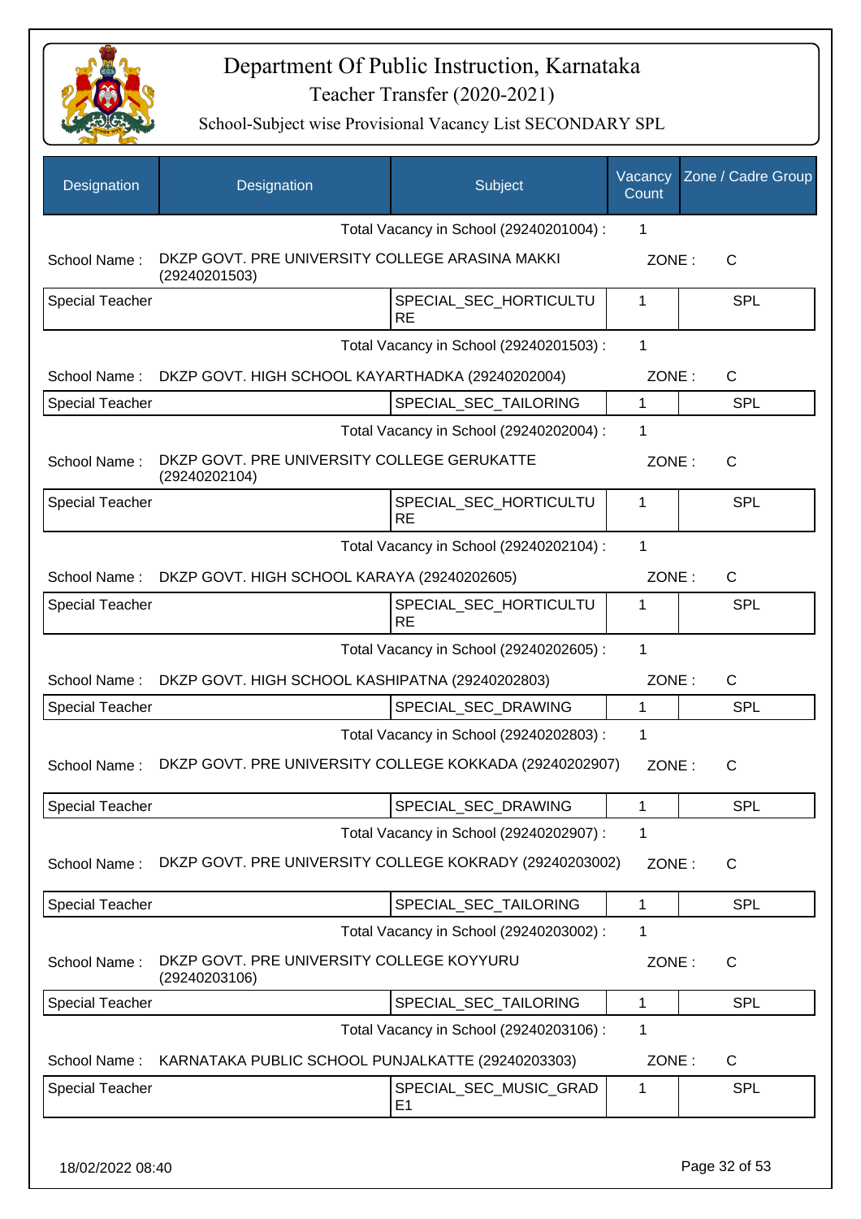# Department Of Public Instruction, Karnataka

## Teacher Transfer (2020-2021)

### School-Subject wise Provisional Vacancy List SECONDARY SPL

| Designation | Designation | Subject | Vacancy Count | Zone / Cadre Group |
|---|---|---|---|---|
| | | Total Vacancy in School (29240201004) : | 1 | |
| School Name : | DKZP GOVT. PRE UNIVERSITY COLLEGE ARASINA MAKKI (29240201503) | | ZONE : | C |
| Special Teacher | | SPECIAL_SEC_HORTICULTURE | 1 | SPL |
| | | Total Vacancy in School (29240201503) : | 1 | |
| School Name : | DKZP GOVT. HIGH SCHOOL KAYARTHADKA (29240202004) | | ZONE : | C |
| Special Teacher | | SPECIAL_SEC_TAILORING | 1 | SPL |
| | | Total Vacancy in School (29240202004) : | 1 | |
| School Name : | DKZP GOVT. PRE UNIVERSITY COLLEGE GERUKATTE (29240202104) | | ZONE : | C |
| Special Teacher | | SPECIAL_SEC_HORTICULTURE | 1 | SPL |
| | | Total Vacancy in School (29240202104) : | 1 | |
| School Name : | DKZP GOVT. HIGH SCHOOL KARAYA (29240202605) | | ZONE : | C |
| Special Teacher | | SPECIAL_SEC_HORTICULTURE | 1 | SPL |
| | | Total Vacancy in School (29240202605) : | 1 | |
| School Name : | DKZP GOVT. HIGH SCHOOL KASHIPATNA (29240202803) | | ZONE : | C |
| Special Teacher | | SPECIAL_SEC_DRAWING | 1 | SPL |
| | | Total Vacancy in School (29240202803) : | 1 | |
| School Name : | DKZP GOVT. PRE UNIVERSITY COLLEGE KOKKADA (29240202907) | | ZONE : | C |
| Special Teacher | | SPECIAL_SEC_DRAWING | 1 | SPL |
| | | Total Vacancy in School (29240202907) : | 1 | |
| School Name : | DKZP GOVT. PRE UNIVERSITY COLLEGE KOKRADY (29240203002) | | ZONE : | C |
| Special Teacher | | SPECIAL_SEC_TAILORING | 1 | SPL |
| | | Total Vacancy in School (29240203002) : | 1 | |
| School Name : | DKZP GOVT. PRE UNIVERSITY COLLEGE KOYYURU (29240203106) | | ZONE : | C |
| Special Teacher | | SPECIAL_SEC_TAILORING | 1 | SPL |
| | | Total Vacancy in School (29240203106) : | 1 | |
| School Name : | KARNATAKA PUBLIC SCHOOL PUNJALKATTE (29240203303) | | ZONE : | C |
| Special Teacher | | SPECIAL_SEC_MUSIC_GRADE1 | 1 | SPL |

18/02/2022 08:40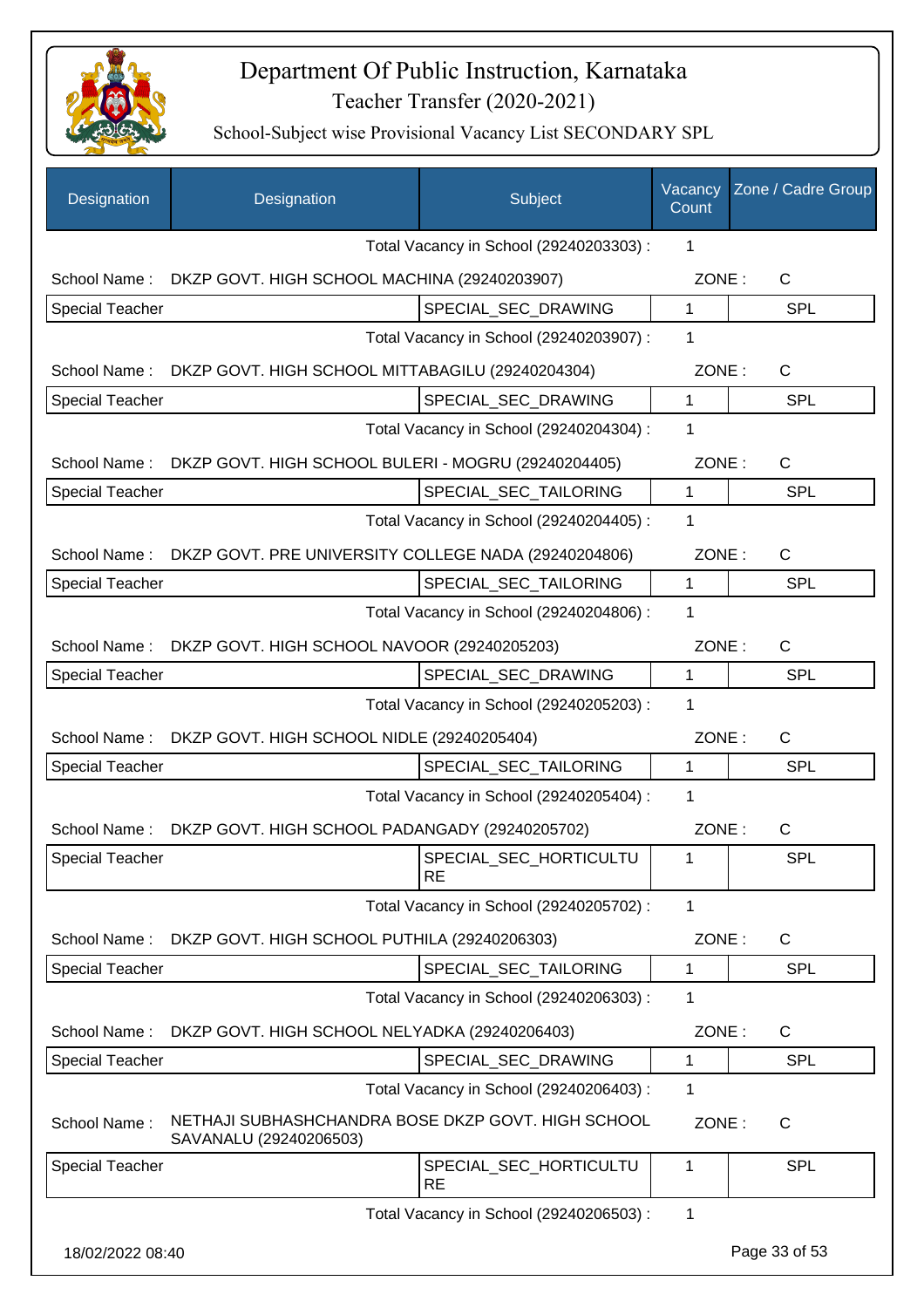# Department Of Public Instruction, Karnataka

## Teacher Transfer (2020-2021)

### School-Subject wise Provisional Vacancy List SECONDARY SPL

| Designation | Designation | Subject | Vacancy Count | Zone / Cadre Group |
|---|---|---|---|---|
| | | Total Vacancy in School (29240203303) : | 1 | |
| School Name : | DKZP GOVT. HIGH SCHOOL MACHINA (29240203907) | | ZONE : | C |
| Special Teacher | | SPECIAL_SEC_DRAWING | 1 | SPL |
| | | Total Vacancy in School (29240203907) : | 1 | |
| School Name : | DKZP GOVT. HIGH SCHOOL MITTABAGILU (29240204304) | | ZONE : | C |
| Special Teacher | | SPECIAL_SEC_DRAWING | 1 | SPL |
| | | Total Vacancy in School (29240204304) : | 1 | |
| School Name : | DKZP GOVT. HIGH SCHOOL BULERI - MOGRU (29240204405) | | ZONE : | C |
| Special Teacher | | SPECIAL_SEC_TAILORING | 1 | SPL |
| | | Total Vacancy in School (29240204405) : | 1 | |
| School Name : | DKZP GOVT. PRE UNIVERSITY COLLEGE NADA (29240204806) | | ZONE : | C |
| Special Teacher | | SPECIAL_SEC_TAILORING | 1 | SPL |
| | | Total Vacancy in School (29240204806) : | 1 | |
| School Name : | DKZP GOVT. HIGH SCHOOL NAVOOR (29240205203) | | ZONE : | C |
| Special Teacher | | SPECIAL_SEC_DRAWING | 1 | SPL |
| | | Total Vacancy in School (29240205203) : | 1 | |
| School Name : | DKZP GOVT. HIGH SCHOOL NIDLE (29240205404) | | ZONE : | C |
| Special Teacher | | SPECIAL_SEC_TAILORING | 1 | SPL |
| | | Total Vacancy in School (29240205404) : | 1 | |
| School Name : | DKZP GOVT. HIGH SCHOOL PADANGADY (29240205702) | | ZONE : | C |
| Special Teacher | | SPECIAL_SEC_HORTICULTURE | 1 | SPL |
| | | Total Vacancy in School (29240205702) : | 1 | |
| School Name : | DKZP GOVT. HIGH SCHOOL PUTHILA (29240206303) | | ZONE : | C |
| Special Teacher | | SPECIAL_SEC_TAILORING | 1 | SPL |
| | | Total Vacancy in School (29240206303) : | 1 | |
| School Name : | DKZP GOVT. HIGH SCHOOL NELYADKA (29240206403) | | ZONE : | C |
| Special Teacher | | SPECIAL_SEC_DRAWING | 1 | SPL |
| | | Total Vacancy in School (29240206403) : | 1 | |
| School Name : | NETHAJI SUBHASHCHANDRA BOSE DKZP GOVT. HIGH SCHOOL SAVANALU (29240206503) | | ZONE : | C |
| Special Teacher | | SPECIAL_SEC_HORTICULTURE | 1 | SPL |
| | | Total Vacancy in School (29240206503) : | 1 | |

18/02/2022 08:40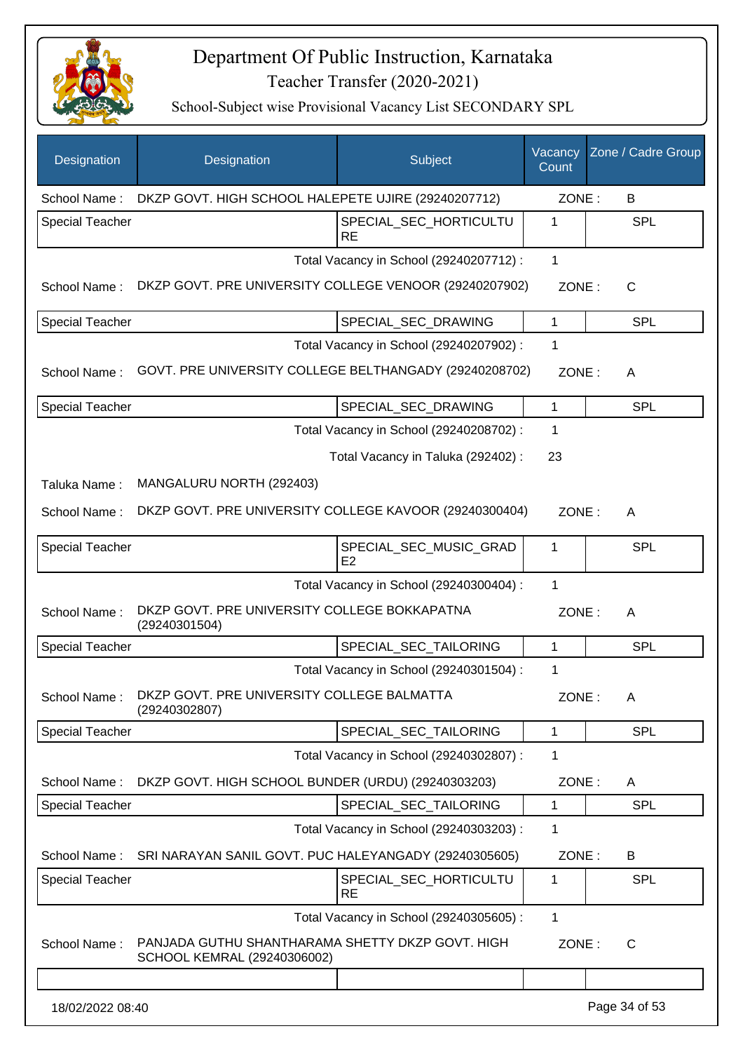# Department Of Public Instruction, Karnataka

## Teacher Transfer (2020-2021)

### School-Subject wise Provisional Vacancy List SECONDARY SPL

| Designation | Designation | Subject | Vacancy Count | Zone / Cadre Group |
|---|---|---|---|---|
| School Name : | DKZP GOVT. HIGH SCHOOL HALEPETE UJIRE (29240207712) | | ZONE : | B |
| Special Teacher | | SPECIAL_SEC_HORTICULTURE | 1 | SPL |
| | | Total Vacancy in School (29240207712) : | 1 | |
| School Name : | DKZP GOVT. PRE UNIVERSITY COLLEGE VENOOR (29240207902) | | ZONE : | C |
| Special Teacher | | SPECIAL_SEC_DRAWING | 1 | SPL |
| | | Total Vacancy in School (29240207902) : | 1 | |
| School Name : | GOVT. PRE UNIVERSITY COLLEGE BELTHANGADY (29240208702) | | ZONE : | A |
| Special Teacher | | SPECIAL_SEC_DRAWING | 1 | SPL |
| | | Total Vacancy in School (29240208702) : | 1 | |
| | | Total Vacancy in Taluka (292402) : | 23 | |
| Taluka Name : | MANGALURU NORTH (292403) | | | |
| School Name : | DKZP GOVT. PRE UNIVERSITY COLLEGE KAVOOR (29240300404) | | ZONE : | A |
| Special Teacher | | SPECIAL_SEC_MUSIC_GRADE2 | 1 | SPL |
| | | Total Vacancy in School (29240300404) : | 1 | |
| School Name : | DKZP GOVT. PRE UNIVERSITY COLLEGE BOKKAPATNA (29240301504) | | ZONE : | A |
| Special Teacher | | SPECIAL_SEC_TAILORING | 1 | SPL |
| | | Total Vacancy in School (29240301504) : | 1 | |
| School Name : | DKZP GOVT. PRE UNIVERSITY COLLEGE BALMATTA (29240302807) | | ZONE : | A |
| Special Teacher | | SPECIAL_SEC_TAILORING | 1 | SPL |
| | | Total Vacancy in School (29240302807) : | 1 | |
| School Name : | DKZP GOVT. HIGH SCHOOL BUNDER (URDU) (29240303203) | | ZONE : | A |
| Special Teacher | | SPECIAL_SEC_TAILORING | 1 | SPL |
| | | Total Vacancy in School (29240303203) : | 1 | |
| School Name : | SRI NARAYAN SANIL GOVT. PUC HALEYANGADY (29240305605) | | ZONE : | B |
| Special Teacher | | SPECIAL_SEC_HORTICULTURE | 1 | SPL |
| | | Total Vacancy in School (29240305605) : | 1 | |
| School Name : | PANJADA GUTHU SHANTHARAMA SHETTY DKZP GOVT. HIGH SCHOOL KEMRAL (29240306002) | | ZONE : | C |
| | | | | |

18/02/2022 08:40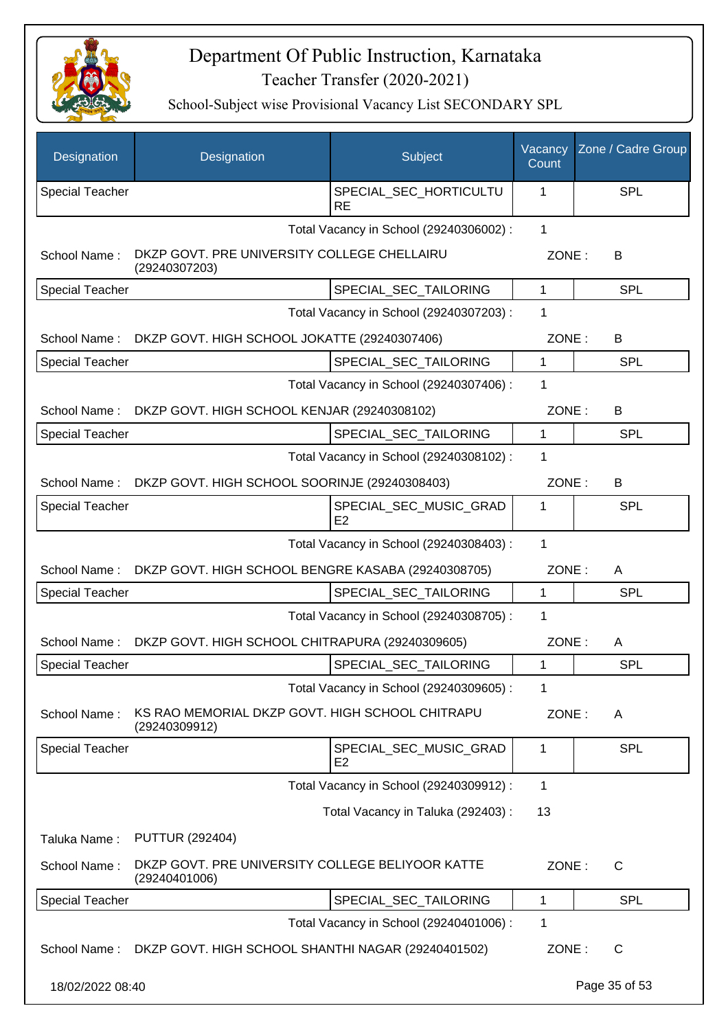# Department Of Public Instruction, Karnataka
## Teacher Transfer (2020-2021)
### School-Subject wise Provisional Vacancy List SECONDARY SPL

| Designation | Designation | Subject | Vacancy Count | Zone / Cadre Group |
|---|---|---|---|---|
| Special Teacher | | SPECIAL_SEC_HORTICULTURE | 1 | SPL |

Total Vacancy in School (29240306002) : 1

School Name : DKZP GOVT. PRE UNIVERSITY COLLEGE CHELLAIRU (29240307203) ZONE : B

| Designation | Designation | Subject | Vacancy Count | Zone / Cadre Group |
|---|---|---|---|---|
| Special Teacher | | SPECIAL_SEC_TAILORING | 1 | SPL |

Total Vacancy in School (29240307203) : 1

School Name : DKZP GOVT. HIGH SCHOOL JOKATTE (29240307406) ZONE : B

| Designation | Designation | Subject | Vacancy Count | Zone / Cadre Group |
|---|---|---|---|---|
| Special Teacher | | SPECIAL_SEC_TAILORING | 1 | SPL |

Total Vacancy in School (29240307406) : 1

School Name : DKZP GOVT. HIGH SCHOOL KENJAR (29240308102) ZONE : B

| Designation | Designation | Subject | Vacancy Count | Zone / Cadre Group |
|---|---|---|---|---|
| Special Teacher | | SPECIAL_SEC_TAILORING | 1 | SPL |

Total Vacancy in School (29240308102) : 1

School Name : DKZP GOVT. HIGH SCHOOL SOORINJE (29240308403) ZONE : B

| Designation | Designation | Subject | Vacancy Count | Zone / Cadre Group |
|---|---|---|---|---|
| Special Teacher | | SPECIAL_SEC_MUSIC_GRADE2 | 1 | SPL |

Total Vacancy in School (29240308403) : 1

School Name : DKZP GOVT. HIGH SCHOOL BENGRE KASABA (29240308705) ZONE : A

| Designation | Designation | Subject | Vacancy Count | Zone / Cadre Group |
|---|---|---|---|---|
| Special Teacher | | SPECIAL_SEC_TAILORING | 1 | SPL |

Total Vacancy in School (29240308705) : 1

School Name : DKZP GOVT. HIGH SCHOOL CHITRAPURA (29240309605) ZONE : A

| Designation | Designation | Subject | Vacancy Count | Zone / Cadre Group |
|---|---|---|---|---|
| Special Teacher | | SPECIAL_SEC_TAILORING | 1 | SPL |

Total Vacancy in School (29240309605) : 1

School Name : KS RAO MEMORIAL DKZP GOVT. HIGH SCHOOL CHITRAPU (29240309912) ZONE : A

| Designation | Designation | Subject | Vacancy Count | Zone / Cadre Group |
|---|---|---|---|---|
| Special Teacher | | SPECIAL_SEC_MUSIC_GRADE2 | 1 | SPL |

Total Vacancy in School (29240309912) : 1

Total Vacancy in Taluka (292403) : 13

Taluka Name : PUTTUR (292404)

School Name : DKZP GOVT. PRE UNIVERSITY COLLEGE BELIYOOR KATTE (29240401006) ZONE : C

| Designation | Designation | Subject | Vacancy Count | Zone / Cadre Group |
|---|---|---|---|---|
| Special Teacher | | SPECIAL_SEC_TAILORING | 1 | SPL |

Total Vacancy in School (29240401006) : 1

School Name : DKZP GOVT. HIGH SCHOOL SHANTHI NAGAR (29240401502) ZONE : C

18/02/2022 08:40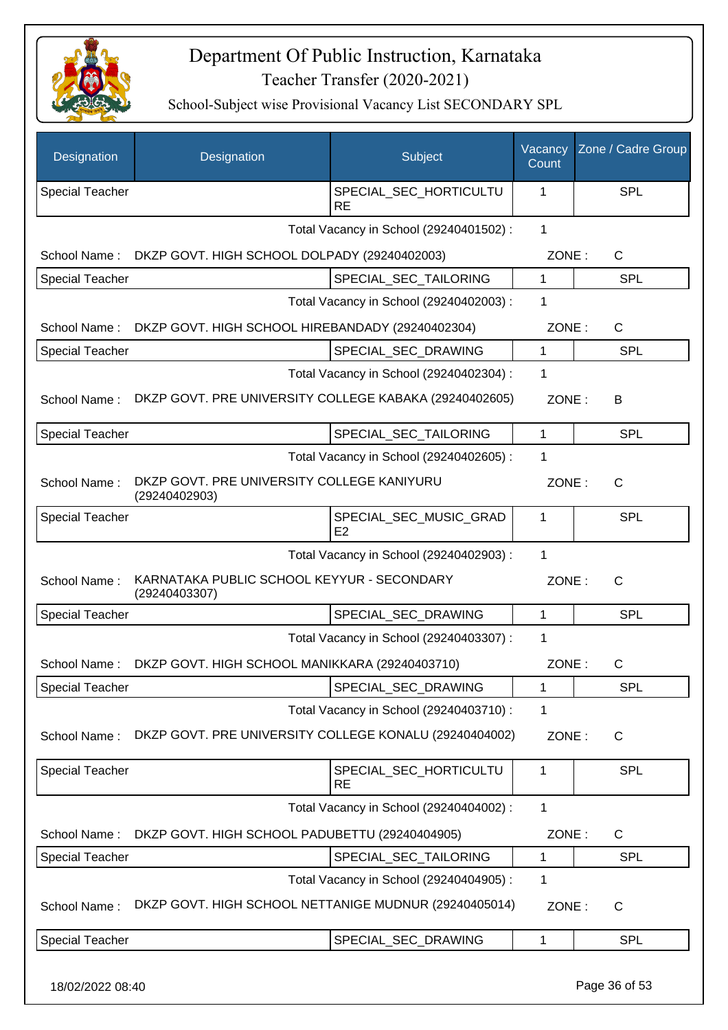# Department Of Public Instruction, Karnataka

Teacher Transfer (2020-2021)

School-Subject wise Provisional Vacancy List SECONDARY SPL

| Designation | Designation | Subject | Vacancy Count | Zone / Cadre Group |
|---|---|---|---|---|
| Special Teacher | | SPECIAL_SEC_HORTICULTURE | 1 | SPL |
| | | Total Vacancy in School (29240401502) : | 1 | |
| School Name : | DKZP GOVT. HIGH SCHOOL DOLPADY (29240402003) | | ZONE : | C |
| Special Teacher | | SPECIAL_SEC_TAILORING | 1 | SPL |
| | | Total Vacancy in School (29240402003) : | 1 | |
| School Name : | DKZP GOVT. HIGH SCHOOL HIREBANDADY (29240402304) | | ZONE : | C |
| Special Teacher | | SPECIAL_SEC_DRAWING | 1 | SPL |
| | | Total Vacancy in School (29240402304) : | 1 | |
| School Name : | DKZP GOVT. PRE UNIVERSITY COLLEGE KABAKA (29240402605) | | ZONE : | B |
| Special Teacher | | SPECIAL_SEC_TAILORING | 1 | SPL |
| | | Total Vacancy in School (29240402605) : | 1 | |
| School Name : | DKZP GOVT. PRE UNIVERSITY COLLEGE KANIYURU (29240402903) | | ZONE : | C |
| Special Teacher | | SPECIAL_SEC_MUSIC_GRADE2 | 1 | SPL |
| | | Total Vacancy in School (29240402903) : | 1 | |
| School Name : | KARNATAKA PUBLIC SCHOOL KEYYUR - SECONDARY (29240403307) | | ZONE : | C |
| Special Teacher | | SPECIAL_SEC_DRAWING | 1 | SPL |
| | | Total Vacancy in School (29240403307) : | 1 | |
| School Name : | DKZP GOVT. HIGH SCHOOL MANIKKARA (29240403710) | | ZONE : | C |
| Special Teacher | | SPECIAL_SEC_DRAWING | 1 | SPL |
| | | Total Vacancy in School (29240403710) : | 1 | |
| School Name : | DKZP GOVT. PRE UNIVERSITY COLLEGE KONALU (29240404002) | | ZONE : | C |
| Special Teacher | | SPECIAL_SEC_HORTICULTURE | 1 | SPL |
| | | Total Vacancy in School (29240404002) : | 1 | |
| School Name : | DKZP GOVT. HIGH SCHOOL PADUBETTU (29240404905) | | ZONE : | C |
| Special Teacher | | SPECIAL_SEC_TAILORING | 1 | SPL |
| | | Total Vacancy in School (29240404905) : | 1 | |
| School Name : | DKZP GOVT. HIGH SCHOOL NETTANIGE MUDNUR (29240405014) | | ZONE : | C |
| Special Teacher | | SPECIAL_SEC_DRAWING | 1 | SPL |

18/02/2022 08:40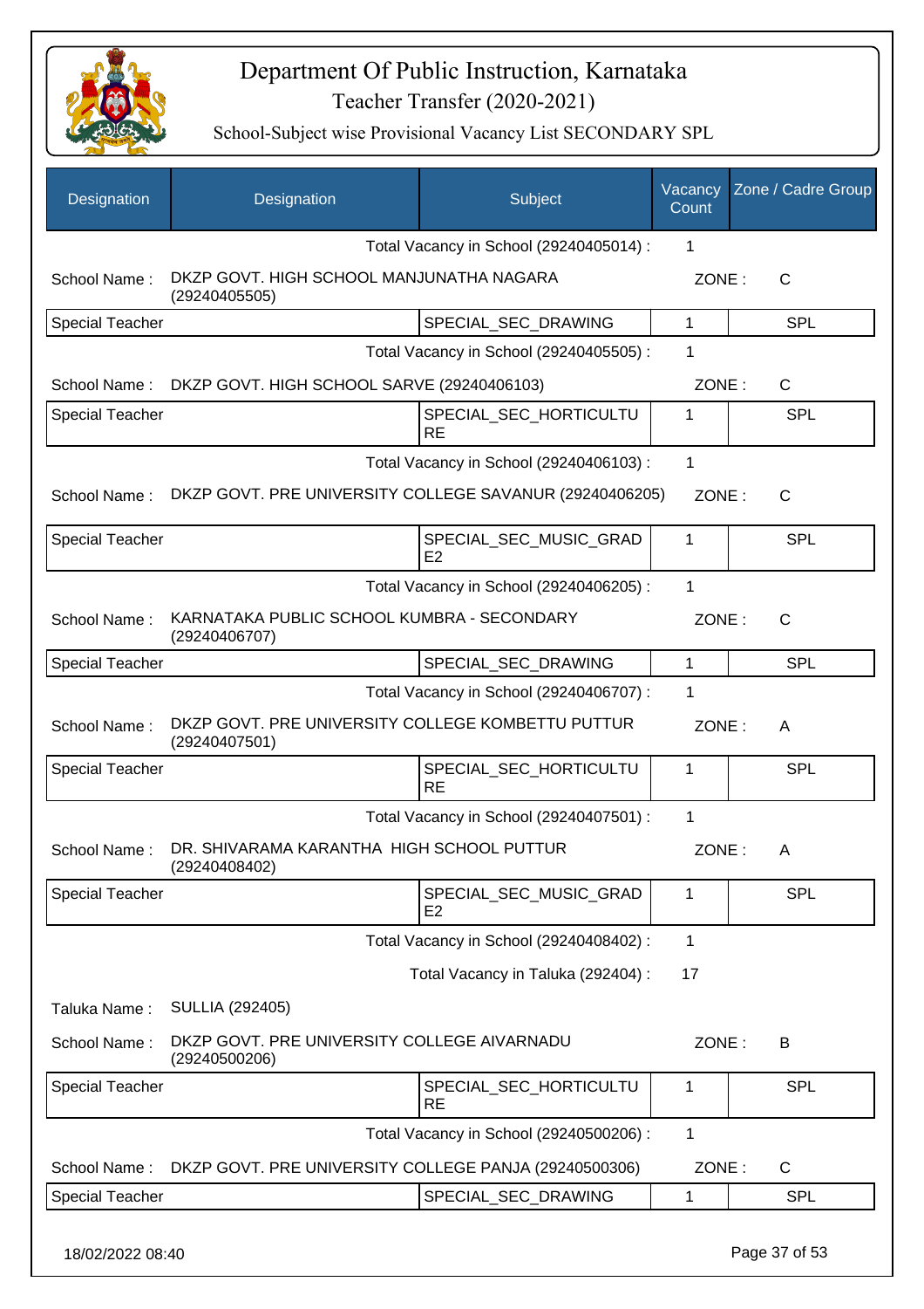# Department Of Public Instruction, Karnataka

## Teacher Transfer (2020-2021)

### School-Subject wise Provisional Vacancy List SECONDARY SPL

| Designation | Designation | Subject | Vacancy Count | Zone / Cadre Group |
|---|---|---|---|---|
| | | Total Vacancy in School (29240405014) : | 1 | |
| School Name : | DKZP GOVT. HIGH SCHOOL MANJUNATHA NAGARA (29240405505) | | ZONE : | C |
| Special Teacher | | SPECIAL_SEC_DRAWING | 1 | SPL |
| | | Total Vacancy in School (29240405505) : | 1 | |
| School Name : | DKZP GOVT. HIGH SCHOOL SARVE (29240406103) | | ZONE : | C |
| Special Teacher | | SPECIAL_SEC_HORTICULTURE | 1 | SPL |
| | | Total Vacancy in School (29240406103) : | 1 | |
| School Name : | DKZP GOVT. PRE UNIVERSITY COLLEGE SAVANUR (29240406205) | | ZONE : | C |
| Special Teacher | | SPECIAL_SEC_MUSIC_GRADE2 | 1 | SPL |
| | | Total Vacancy in School (29240406205) : | 1 | |
| School Name : | KARNATAKA PUBLIC SCHOOL KUMBRA - SECONDARY (29240406707) | | ZONE : | C |
| Special Teacher | | SPECIAL_SEC_DRAWING | 1 | SPL |
| | | Total Vacancy in School (29240406707) : | 1 | |
| School Name : | DKZP GOVT. PRE UNIVERSITY COLLEGE KOMBETTU PUTTUR (29240407501) | | ZONE : | A |
| Special Teacher | | SPECIAL_SEC_HORTICULTURE | 1 | SPL |
| | | Total Vacancy in School (29240407501) : | 1 | |
| School Name : | DR. SHIVARAMA KARANTHA HIGH SCHOOL PUTTUR (29240408402) | | ZONE : | A |
| Special Teacher | | SPECIAL_SEC_MUSIC_GRADE2 | 1 | SPL |
| | | Total Vacancy in School (29240408402) : | 1 | |
| | | Total Vacancy in Taluka (292404) : | 17 | |
| Taluka Name : | SULLIA (292405) | | | |
| School Name : | DKZP GOVT. PRE UNIVERSITY COLLEGE AIVARNADU (29240500206) | | ZONE : | B |
| Special Teacher | | SPECIAL_SEC_HORTICULTURE | 1 | SPL |
| | | Total Vacancy in School (29240500206) : | 1 | |
| School Name : | DKZP GOVT. PRE UNIVERSITY COLLEGE PANJA (29240500306) | | ZONE : | C |
| Special Teacher | | SPECIAL_SEC_DRAWING | 1 | SPL |

18/02/2022 08:40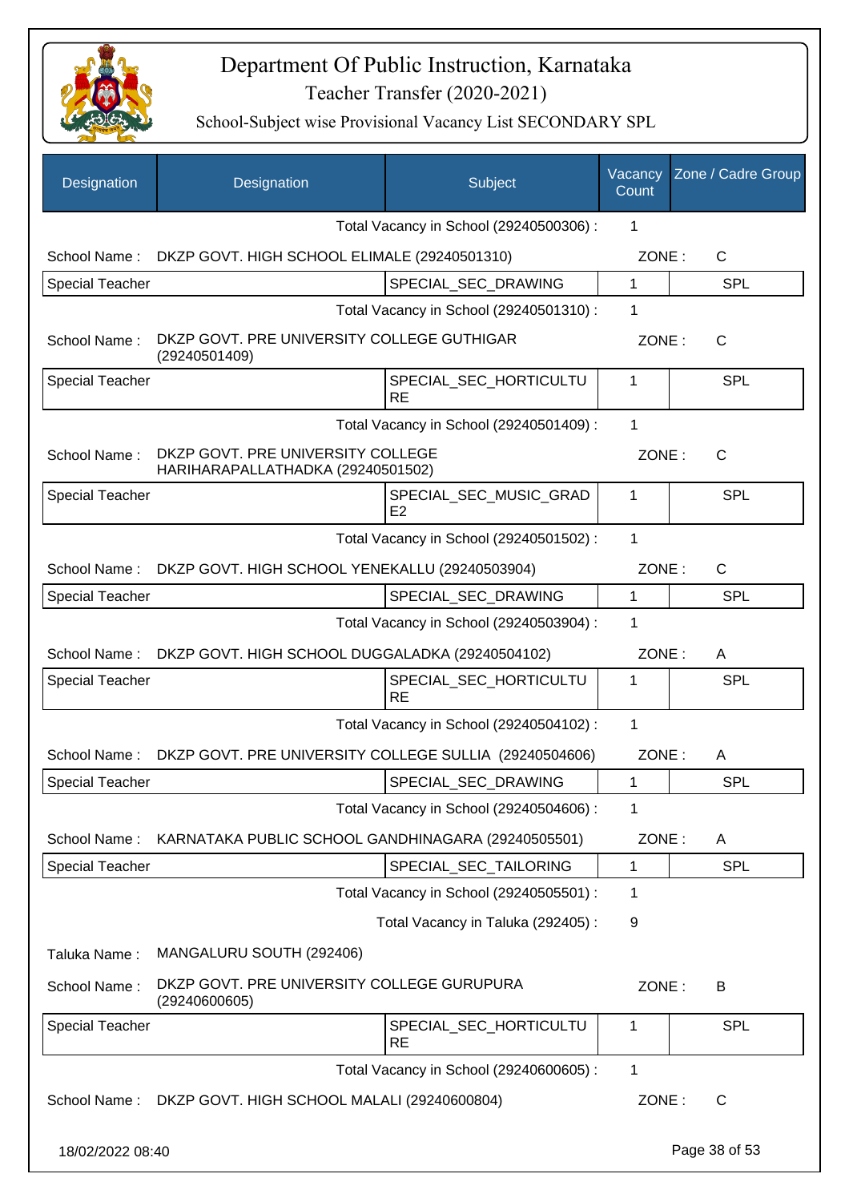# Department Of Public Instruction, Karnataka

## Teacher Transfer (2020-2021)

### School-Subject wise Provisional Vacancy List SECONDARY SPL

| Designation | Designation | Subject | Vacancy Count | Zone / Cadre Group |
|---|---|---|---|---|
| | | Total Vacancy in School (29240500306) : | 1 | |
| School Name : | DKZP GOVT. HIGH SCHOOL ELIMALE (29240501310) | | ZONE : | C |
| Special Teacher | | SPECIAL_SEC_DRAWING | 1 | SPL |
| | | Total Vacancy in School (29240501310) : | 1 | |
| School Name : | DKZP GOVT. PRE UNIVERSITY COLLEGE GUTHIGAR (29240501409) | | ZONE : | C |
| Special Teacher | | SPECIAL_SEC_HORTICULTURE | 1 | SPL |
| | | Total Vacancy in School (29240501409) : | 1 | |
| School Name : | DKZP GOVT. PRE UNIVERSITY COLLEGE HARIHARAPALLATHADKA (29240501502) | | ZONE : | C |
| Special Teacher | | SPECIAL_SEC_MUSIC_GRADE2 | 1 | SPL |
| | | Total Vacancy in School (29240501502) : | 1 | |
| School Name : | DKZP GOVT. HIGH SCHOOL YENEKALLU (29240503904) | | ZONE : | C |
| Special Teacher | | SPECIAL_SEC_DRAWING | 1 | SPL |
| | | Total Vacancy in School (29240503904) : | 1 | |
| School Name : | DKZP GOVT. HIGH SCHOOL DUGGALADKA (29240504102) | | ZONE : | A |
| Special Teacher | | SPECIAL_SEC_HORTICULTURE | 1 | SPL |
| | | Total Vacancy in School (29240504102) : | 1 | |
| School Name : | DKZP GOVT. PRE UNIVERSITY COLLEGE SULLIA (29240504606) | | ZONE : | A |
| Special Teacher | | SPECIAL_SEC_DRAWING | 1 | SPL |
| | | Total Vacancy in School (29240504606) : | 1 | |
| School Name : | KARNATAKA PUBLIC SCHOOL GANDHINAGARA (29240505501) | | ZONE : | A |
| Special Teacher | | SPECIAL_SEC_TAILORING | 1 | SPL |
| | | Total Vacancy in School (29240505501) : | 1 | |
| | | Total Vacancy in Taluka (292405) : | 9 | |
| Taluka Name : | MANGALURU SOUTH (292406) | | | |
| School Name : | DKZP GOVT. PRE UNIVERSITY COLLEGE GURUPURA (29240600605) | | ZONE : | B |
| Special Teacher | | SPECIAL_SEC_HORTICULTURE | 1 | SPL |
| | | Total Vacancy in School (29240600605) : | 1 | |
| School Name : | DKZP GOVT. HIGH SCHOOL MALALI (29240600804) | | ZONE : | C |

18/02/2022 08:40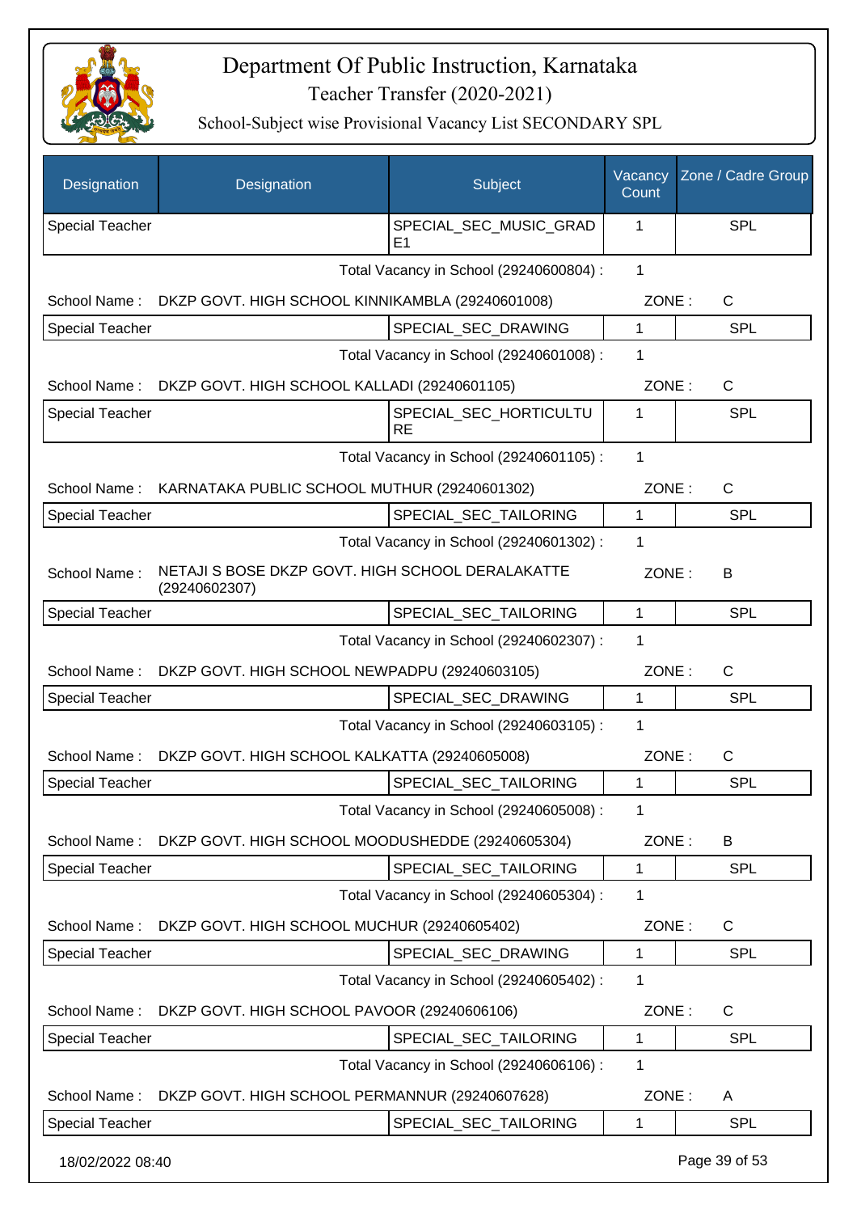# Department Of Public Instruction, Karnataka

## Teacher Transfer (2020-2021)

### School-Subject wise Provisional Vacancy List SECONDARY SPL

| Designation | Designation | Subject | Vacancy Count | Zone / Cadre Group |
|---|---|---|---|---|
| Special Teacher | | SPECIAL_SEC_MUSIC_GRADE1 | 1 | SPL |
| | | Total Vacancy in School (29240600804) : | 1 | |
| School Name : | DKZP GOVT. HIGH SCHOOL KINNIKAMBLA (29240601008) | | ZONE : | C |
| Special Teacher | | SPECIAL_SEC_DRAWING | 1 | SPL |
| | | Total Vacancy in School (29240601008) : | 1 | |
| School Name : | DKZP GOVT. HIGH SCHOOL KALLADI (29240601105) | | ZONE : | C |
| Special Teacher | | SPECIAL_SEC_HORTICULTURE | 1 | SPL |
| | | Total Vacancy in School (29240601105) : | 1 | |
| School Name : | KARNATAKA PUBLIC SCHOOL MUTHUR (29240601302) | | ZONE : | C |
| Special Teacher | | SPECIAL_SEC_TAILORING | 1 | SPL |
| | | Total Vacancy in School (29240601302) : | 1 | |
| School Name : | NETAJI S BOSE DKZP GOVT. HIGH SCHOOL DERALAKATTE (29240602307) | | ZONE : | B |
| Special Teacher | | SPECIAL_SEC_TAILORING | 1 | SPL |
| | | Total Vacancy in School (29240602307) : | 1 | |
| School Name : | DKZP GOVT. HIGH SCHOOL NEWPADPU (29240603105) | | ZONE : | C |
| Special Teacher | | SPECIAL_SEC_DRAWING | 1 | SPL |
| | | Total Vacancy in School (29240603105) : | 1 | |
| School Name : | DKZP GOVT. HIGH SCHOOL KALKATTA (29240605008) | | ZONE : | C |
| Special Teacher | | SPECIAL_SEC_TAILORING | 1 | SPL |
| | | Total Vacancy in School (29240605008) : | 1 | |
| School Name : | DKZP GOVT. HIGH SCHOOL MOODUSHEDDE (29240605304) | | ZONE : | B |
| Special Teacher | | SPECIAL_SEC_TAILORING | 1 | SPL |
| | | Total Vacancy in School (29240605304) : | 1 | |
| School Name : | DKZP GOVT. HIGH SCHOOL MUCHUR (29240605402) | | ZONE : | C |
| Special Teacher | | SPECIAL_SEC_DRAWING | 1 | SPL |
| | | Total Vacancy in School (29240605402) : | 1 | |
| School Name : | DKZP GOVT. HIGH SCHOOL PAVOOR (29240606106) | | ZONE : | C |
| Special Teacher | | SPECIAL_SEC_TAILORING | 1 | SPL |
| | | Total Vacancy in School (29240606106) : | 1 | |
| School Name : | DKZP GOVT. HIGH SCHOOL PERMANNUR (29240607628) | | ZONE : | A |
| Special Teacher | | SPECIAL_SEC_TAILORING | 1 | SPL |

18/02/2022 08:40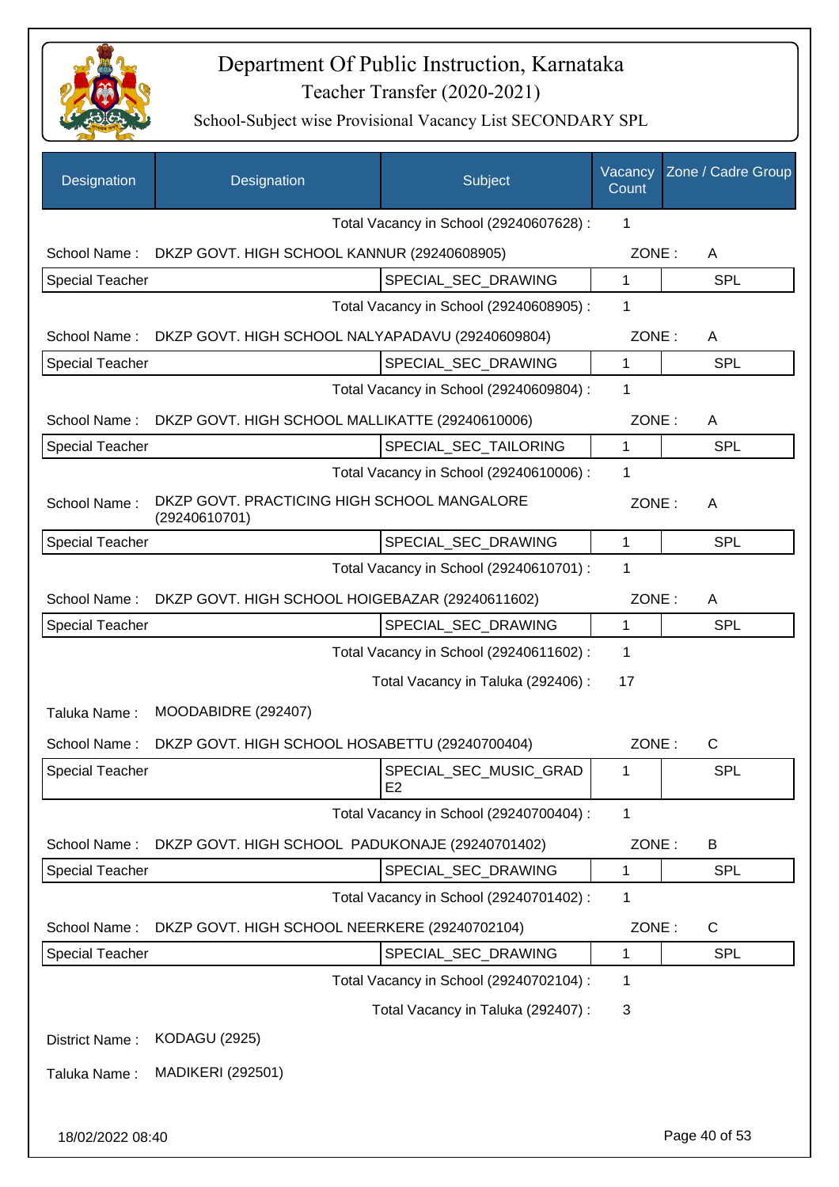# Department Of Public Instruction, Karnataka

## Teacher Transfer (2020-2021)

### School-Subject wise Provisional Vacancy List SECONDARY SPL

| Designation | Designation | Subject | Vacancy Count | Zone / Cadre Group |
|---|---|---|---|---|
| | | Total Vacancy in School (29240607628) : | 1 | |
| School Name : | DKZP GOVT. HIGH SCHOOL KANNUR (29240608905) | | ZONE : | A |
| Special Teacher | | SPECIAL_SEC_DRAWING | 1 | SPL |
| | | Total Vacancy in School (29240608905) : | 1 | |
| School Name : | DKZP GOVT. HIGH SCHOOL NALYAPADAVU (29240609804) | | ZONE : | A |
| Special Teacher | | SPECIAL_SEC_DRAWING | 1 | SPL |
| | | Total Vacancy in School (29240609804) : | 1 | |
| School Name : | DKZP GOVT. HIGH SCHOOL MALLIKATTE (29240610006) | | ZONE : | A |
| Special Teacher | | SPECIAL_SEC_TAILORING | 1 | SPL |
| | | Total Vacancy in School (29240610006) : | 1 | |
| School Name : | DKZP GOVT. PRACTICING HIGH SCHOOL MANGALORE (29240610701) | | ZONE : | A |
| Special Teacher | | SPECIAL_SEC_DRAWING | 1 | SPL |
| | | Total Vacancy in School (29240610701) : | 1 | |
| School Name : | DKZP GOVT. HIGH SCHOOL HOIGEBAZAR (29240611602) | | ZONE : | A |
| Special Teacher | | SPECIAL_SEC_DRAWING | 1 | SPL |
| | | Total Vacancy in School (29240611602) : | 1 | |
| | | Total Vacancy in Taluka (292406) : | 17 | |
| Taluka Name : | MOODABIDRE (292407) | | | |
| School Name : | DKZP GOVT. HIGH SCHOOL HOSABETTU (29240700404) | | ZONE : | C |
| Special Teacher | | SPECIAL_SEC_MUSIC_GRADE2 | 1 | SPL |
| | | Total Vacancy in School (29240700404) : | 1 | |
| School Name : | DKZP GOVT. HIGH SCHOOL PADUKONAJE (29240701402) | | ZONE : | B |
| Special Teacher | | SPECIAL_SEC_DRAWING | 1 | SPL |
| | | Total Vacancy in School (29240701402) : | 1 | |
| School Name : | DKZP GOVT. HIGH SCHOOL NEERKERE (29240702104) | | ZONE : | C |
| Special Teacher | | SPECIAL_SEC_DRAWING | 1 | SPL |
| | | Total Vacancy in School (29240702104) : | 1 | |
| | | Total Vacancy in Taluka (292407) : | 3 | |
| District Name : | KODAGU (2925) | | | |
| Taluka Name : | MADIKERI (292501) | | | |

18/02/2022 08:40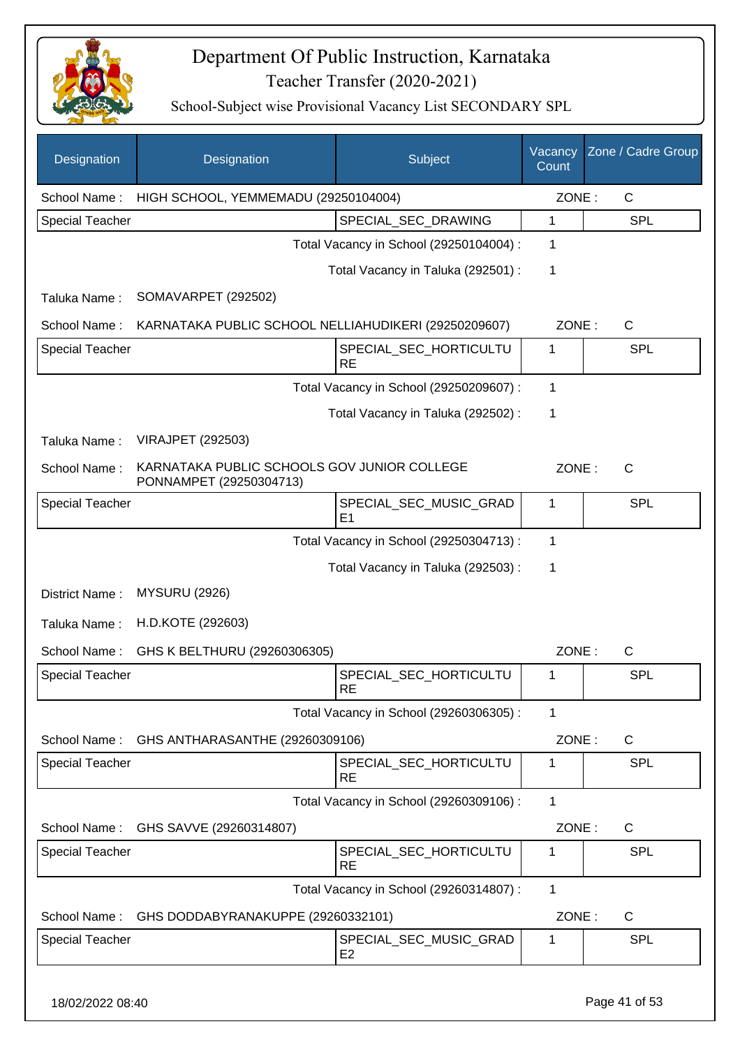# Department Of Public Instruction, Karnataka

## Teacher Transfer (2020-2021)

### School-Subject wise Provisional Vacancy List SECONDARY SPL

| Designation | Designation | Subject | Vacancy Count | Zone / Cadre Group |
|---|---|---|---|---|
| School Name : | HIGH SCHOOL, YEMMEMADU (29250104004) | | ZONE : | C |
| Special Teacher | | SPECIAL_SEC_DRAWING | 1 | SPL |
| | | Total Vacancy in School (29250104004) : | 1 | |
| | | Total Vacancy in Taluka (292501) : | 1 | |
| Taluka Name : | SOMAVARPET (292502) | | | |
| School Name : | KARNATAKA PUBLIC SCHOOL NELLIAHUDIKERI (29250209607) | | ZONE : | C |
| Special Teacher | | SPECIAL_SEC_HORTICULTURE | 1 | SPL |
| | | Total Vacancy in School (29250209607) : | 1 | |
| | | Total Vacancy in Taluka (292502) : | 1 | |
| Taluka Name : | VIRAJPET (292503) | | | |
| School Name : | KARNATAKA PUBLIC SCHOOLS GOV JUNIOR COLLEGE PONNAMPET (29250304713) | | ZONE : | C |
| Special Teacher | | SPECIAL_SEC_MUSIC_GRADE1 | 1 | SPL |
| | | Total Vacancy in School (29250304713) : | 1 | |
| | | Total Vacancy in Taluka (292503) : | 1 | |
| District Name : | MYSURU (2926) | | | |
| Taluka Name : | H.D.KOTE (292603) | | | |
| School Name : | GHS K BELTHURU (29260306305) | | ZONE : | C |
| Special Teacher | | SPECIAL_SEC_HORTICULTURE | 1 | SPL |
| | | Total Vacancy in School (29260306305) : | 1 | |
| School Name : | GHS ANTHARASANTHE (29260309106) | | ZONE : | C |
| Special Teacher | | SPECIAL_SEC_HORTICULTURE | 1 | SPL |
| | | Total Vacancy in School (29260309106) : | 1 | |
| School Name : | GHS SAVVE (29260314807) | | ZONE : | C |
| Special Teacher | | SPECIAL_SEC_HORTICULTURE | 1 | SPL |
| | | Total Vacancy in School (29260314807) : | 1 | |
| School Name : | GHS DODDABYRANAKUPPE (29260332101) | | ZONE : | C |
| Special Teacher | | SPECIAL_SEC_MUSIC_GRADE2 | 1 | SPL |

18/02/2022 08:40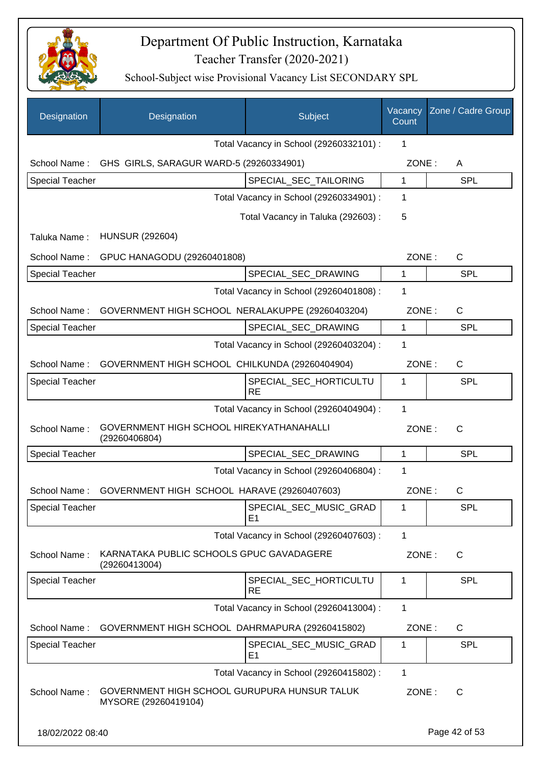# Department Of Public Instruction, Karnataka

## Teacher Transfer (2020-2021)

### School-Subject wise Provisional Vacancy List SECONDARY SPL

| Designation | Designation | Subject | Vacancy Count | Zone / Cadre Group |
|---|---|---|---|---|
| | | Total Vacancy in School (29260332101) : | 1 | |
| School Name : | GHS GIRLS, SARAGUR WARD-5 (29260334901) | | ZONE : | A |
| Special Teacher | | SPECIAL_SEC_TAILORING | 1 | SPL |
| | | Total Vacancy in School (29260334901) : | 1 | |
| | | Total Vacancy in Taluka (292603) : | 5 | |
| Taluka Name : | HUNSUR (292604) | | | |
| School Name : | GPUC HANAGODU (29260401808) | | ZONE : | C |
| Special Teacher | | SPECIAL_SEC_DRAWING | 1 | SPL |
| | | Total Vacancy in School (29260401808) : | 1 | |
| School Name : | GOVERNMENT HIGH SCHOOL NERALAKUPPE (29260403204) | | ZONE : | C |
| Special Teacher | | SPECIAL_SEC_DRAWING | 1 | SPL |
| | | Total Vacancy in School (29260403204) : | 1 | |
| School Name : | GOVERNMENT HIGH SCHOOL CHILKUNDA (29260404904) | | ZONE : | C |
| Special Teacher | | SPECIAL_SEC_HORTICULTURE | 1 | SPL |
| | | Total Vacancy in School (29260404904) : | 1 | |
| School Name : | GOVERNMENT HIGH SCHOOL HIREKYATHANAHALLI (29260406804) | | ZONE : | C |
| Special Teacher | | SPECIAL_SEC_DRAWING | 1 | SPL |
| | | Total Vacancy in School (29260406804) : | 1 | |
| School Name : | GOVERNMENT HIGH SCHOOL HARAVE (29260407603) | | ZONE : | C |
| Special Teacher | | SPECIAL_SEC_MUSIC_GRADE1 | 1 | SPL |
| | | Total Vacancy in School (29260407603) : | 1 | |
| School Name : | KARNATAKA PUBLIC SCHOOLS GPUC GAVADAGERE (29260413004) | | ZONE : | C |
| Special Teacher | | SPECIAL_SEC_HORTICULTURE | 1 | SPL |
| | | Total Vacancy in School (29260413004) : | 1 | |
| School Name : | GOVERNMENT HIGH SCHOOL DAHRMAPURA (29260415802) | | ZONE : | C |
| Special Teacher | | SPECIAL_SEC_MUSIC_GRADE1 | 1 | SPL |
| | | Total Vacancy in School (29260415802) : | 1 | |
| School Name : | GOVERNMENT HIGH SCHOOL GURUPURA HUNSUR TALUK MYSORE (29260419104) | | ZONE : | C |

18/02/2022 08:40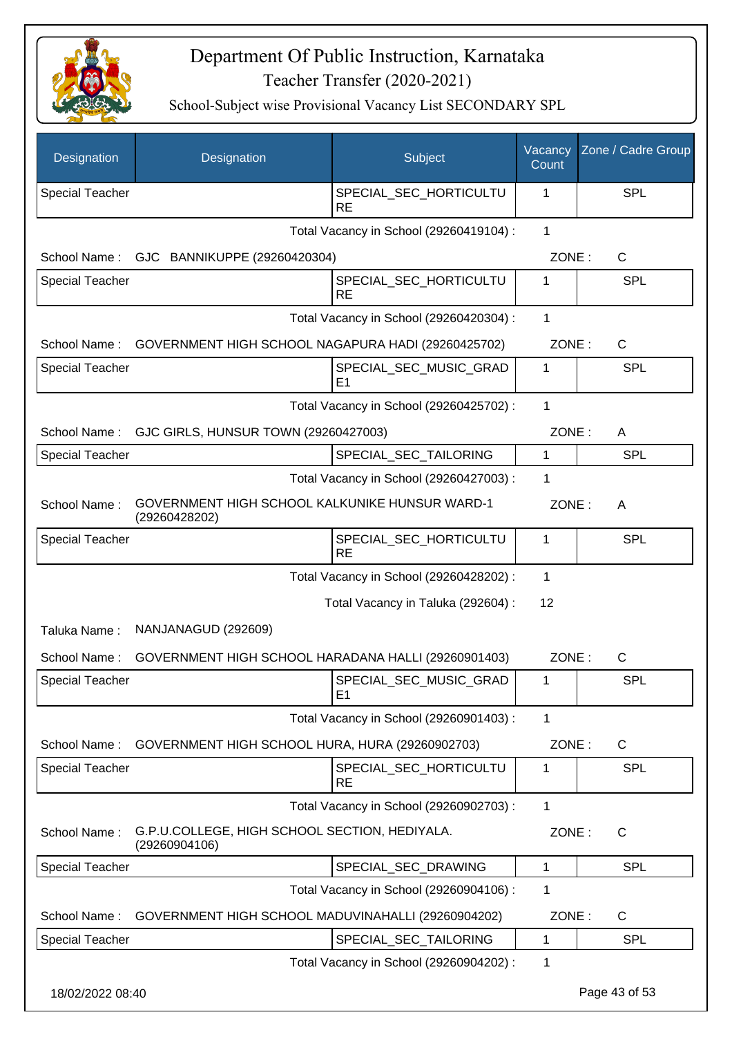# Department Of Public Instruction, Karnataka

## Teacher Transfer (2020-2021)

### School-Subject wise Provisional Vacancy List SECONDARY SPL

| Designation | Designation | Subject | Vacancy Count | Zone / Cadre Group |
|---|---|---|---|---|
| Special Teacher | | SPECIAL_SEC_HORTICULTURE | 1 | SPL |

Total Vacancy in School (29260419104) : 1

School Name : GJC BANNIKUPPE (29260420304) ZONE : C

| Designation | Designation | Subject | Vacancy Count | Zone / Cadre Group |
|---|---|---|---|---|
| Special Teacher | | SPECIAL_SEC_HORTICULTURE | 1 | SPL |

Total Vacancy in School (29260420304) : 1

School Name : GOVERNMENT HIGH SCHOOL NAGAPURA HADI (29260425702) ZONE : C

| Designation | Designation | Subject | Vacancy Count | Zone / Cadre Group |
|---|---|---|---|---|
| Special Teacher | | SPECIAL_SEC_MUSIC_GRADE1 | 1 | SPL |

Total Vacancy in School (29260425702) : 1

School Name : GJC GIRLS, HUNSUR TOWN (29260427003) ZONE : A

| Designation | Designation | Subject | Vacancy Count | Zone / Cadre Group |
|---|---|---|---|---|
| Special Teacher | | SPECIAL_SEC_TAILORING | 1 | SPL |

Total Vacancy in School (29260427003) : 1

School Name : GOVERNMENT HIGH SCHOOL KALKUNIKE HUNSUR WARD-1 (29260428202) ZONE : A

| Designation | Designation | Subject | Vacancy Count | Zone / Cadre Group |
|---|---|---|---|---|
| Special Teacher | | SPECIAL_SEC_HORTICULTURE | 1 | SPL |

Total Vacancy in School (29260428202) : 1

Total Vacancy in Taluka (292604) : 12

Taluka Name : NANJANAGUD (292609)

School Name : GOVERNMENT HIGH SCHOOL HARADANA HALLI (29260901403) ZONE : C

| Designation | Designation | Subject | Vacancy Count | Zone / Cadre Group |
|---|---|---|---|---|
| Special Teacher | | SPECIAL_SEC_MUSIC_GRADE1 | 1 | SPL |

Total Vacancy in School (29260901403) : 1

School Name : GOVERNMENT HIGH SCHOOL HURA, HURA (29260902703) ZONE : C

| Designation | Designation | Subject | Vacancy Count | Zone / Cadre Group |
|---|---|---|---|---|
| Special Teacher | | SPECIAL_SEC_HORTICULTURE | 1 | SPL |

Total Vacancy in School (29260902703) : 1

School Name : G.P.U.COLLEGE, HIGH SCHOOL SECTION, HEDIYALA. (29260904106) ZONE : C

| Designation | Designation | Subject | Vacancy Count | Zone / Cadre Group |
|---|---|---|---|---|
| Special Teacher | | SPECIAL_SEC_DRAWING | 1 | SPL |

Total Vacancy in School (29260904106) : 1

School Name : GOVERNMENT HIGH SCHOOL MADUVINAHALLI (29260904202) ZONE : C

| Designation | Designation | Subject | Vacancy Count | Zone / Cadre Group |
|---|---|---|---|---|
| Special Teacher | | SPECIAL_SEC_TAILORING | 1 | SPL |

Total Vacancy in School (29260904202) : 1

18/02/2022 08:40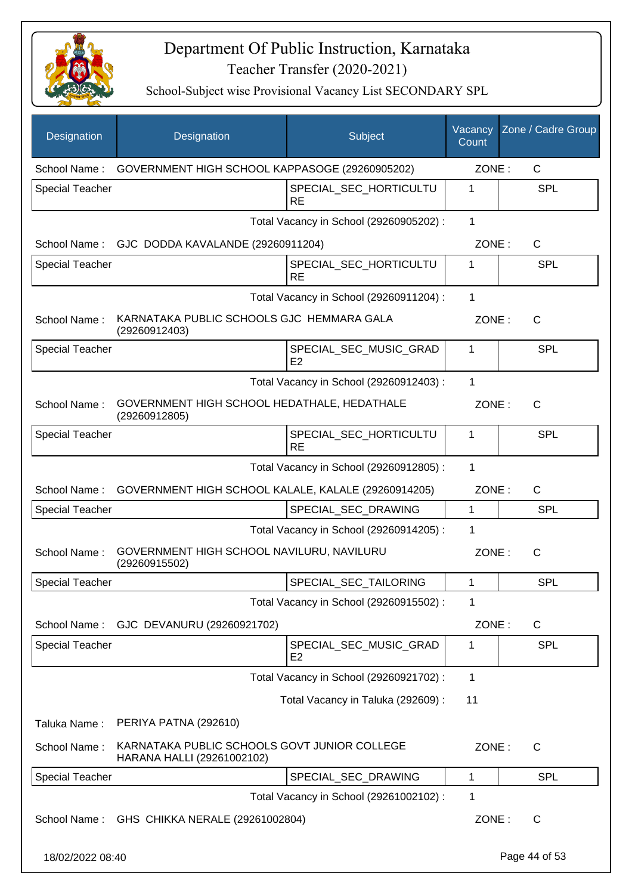# Department Of Public Instruction, Karnataka

## Teacher Transfer (2020-2021)

### School-Subject wise Provisional Vacancy List SECONDARY SPL

| Designation | Designation | Subject | Vacancy Count | Zone / Cadre Group |
|---|---|---|---|---|
| School Name : | GOVERNMENT HIGH SCHOOL KAPPASOGE (29260905202) | | ZONE : | C |
| Special Teacher | | SPECIAL_SEC_HORTICULTURE | 1 | SPL |
| | | Total Vacancy in School (29260905202) : | 1 | |
| School Name : | GJC DODDA KAVALANDE (29260911204) | | ZONE : | C |
| Special Teacher | | SPECIAL_SEC_HORTICULTURE | 1 | SPL |
| | | Total Vacancy in School (29260911204) : | 1 | |
| School Name : | KARNATAKA PUBLIC SCHOOLS GJC HEMMARA GALA (29260912403) | | ZONE : | C |
| Special Teacher | | SPECIAL_SEC_MUSIC_GRADE2 | 1 | SPL |
| | | Total Vacancy in School (29260912403) : | 1 | |
| School Name : | GOVERNMENT HIGH SCHOOL HEDATHALE, HEDATHALE (29260912805) | | ZONE : | C |
| Special Teacher | | SPECIAL_SEC_HORTICULTURE | 1 | SPL |
| | | Total Vacancy in School (29260912805) : | 1 | |
| School Name : | GOVERNMENT HIGH SCHOOL KALALE, KALALE (29260914205) | | ZONE : | C |
| Special Teacher | | SPECIAL_SEC_DRAWING | 1 | SPL |
| | | Total Vacancy in School (29260914205) : | 1 | |
| School Name : | GOVERNMENT HIGH SCHOOL NAVILURU, NAVILURU (29260915502) | | ZONE : | C |
| Special Teacher | | SPECIAL_SEC_TAILORING | 1 | SPL |
| | | Total Vacancy in School (29260915502) : | 1 | |
| School Name : | GJC DEVANURU (29260921702) | | ZONE : | C |
| Special Teacher | | SPECIAL_SEC_MUSIC_GRADE2 | 1 | SPL |
| | | Total Vacancy in School (29260921702) : | 1 | |
| | | Total Vacancy in Taluka (292609) : | 11 | |
| Taluka Name : | PERIYA PATNA (292610) | | | |
| School Name : | KARNATAKA PUBLIC SCHOOLS GOVT JUNIOR COLLEGE HARANA HALLI (29261002102) | | ZONE : | C |
| Special Teacher | | SPECIAL_SEC_DRAWING | 1 | SPL |
| | | Total Vacancy in School (29261002102) : | 1 | |
| School Name : | GHS CHIKKA NERALE (29261002804) | | ZONE : | C |

18/02/2022 08:40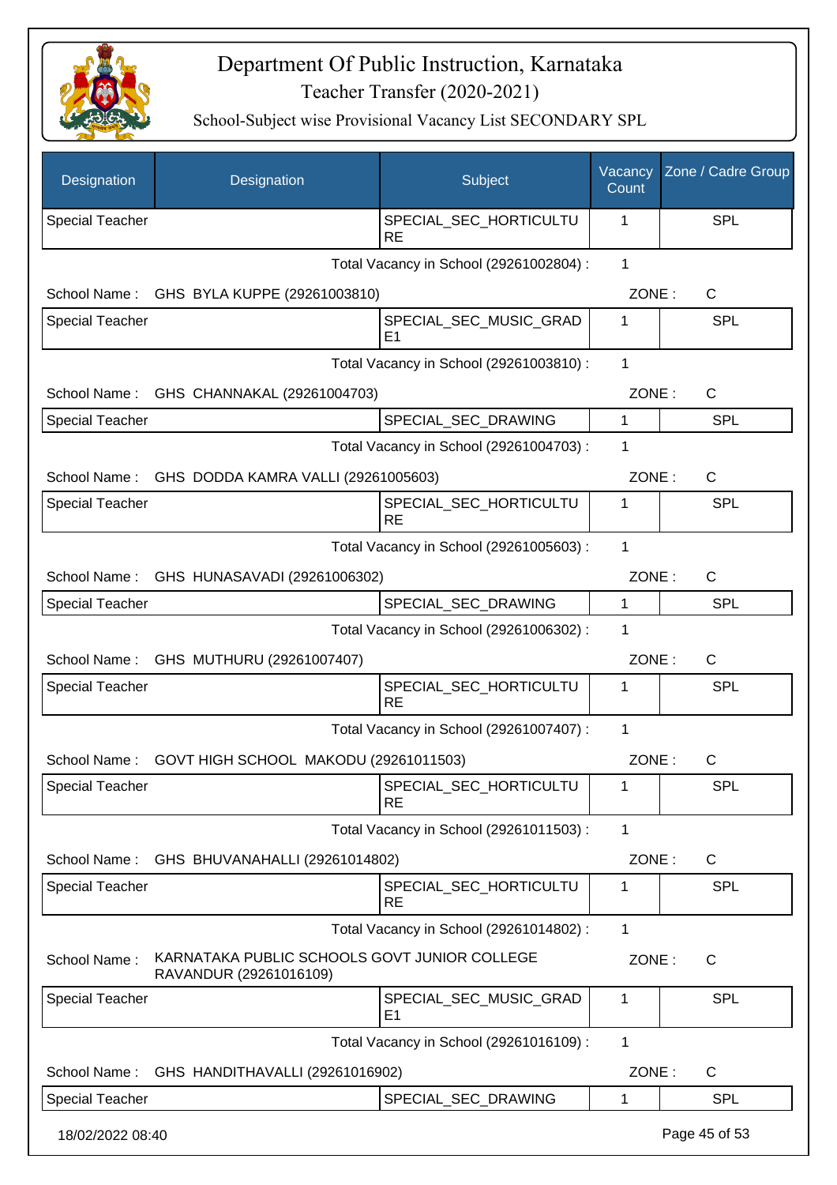# Department Of Public Instruction, Karnataka

## Teacher Transfer (2020-2021)

### School-Subject wise Provisional Vacancy List SECONDARY SPL

| Designation | Designation | Subject | Vacancy Count | Zone / Cadre Group |
|---|---|---|---|---|
| Special Teacher | | SPECIAL_SEC_HORTICULTURE | 1 | SPL |

Total Vacancy in School (29261002804) : 1

School Name : GHS BYLA KUPPE (29261003810) ZONE : C

| Designation | Designation | Subject | Vacancy Count | Zone / Cadre Group |
|---|---|---|---|---|
| Special Teacher | | SPECIAL_SEC_MUSIC_GRADE1 | 1 | SPL |

Total Vacancy in School (29261003810) : 1

School Name : GHS CHANNAKAL (29261004703) ZONE : C

| Designation | Designation | Subject | Vacancy Count | Zone / Cadre Group |
|---|---|---|---|---|
| Special Teacher | | SPECIAL_SEC_DRAWING | 1 | SPL |

Total Vacancy in School (29261004703) : 1

School Name : GHS DODDA KAMRA VALLI (29261005603) ZONE : C

| Designation | Designation | Subject | Vacancy Count | Zone / Cadre Group |
|---|---|---|---|---|
| Special Teacher | | SPECIAL_SEC_HORTICULTURE | 1 | SPL |

Total Vacancy in School (29261005603) : 1

School Name : GHS HUNASAVADI (29261006302) ZONE : C

| Designation | Designation | Subject | Vacancy Count | Zone / Cadre Group |
|---|---|---|---|---|
| Special Teacher | | SPECIAL_SEC_DRAWING | 1 | SPL |

Total Vacancy in School (29261006302) : 1

School Name : GHS MUTHURU (29261007407) ZONE : C

| Designation | Designation | Subject | Vacancy Count | Zone / Cadre Group |
|---|---|---|---|---|
| Special Teacher | | SPECIAL_SEC_HORTICULTURE | 1 | SPL |

Total Vacancy in School (29261007407) : 1

School Name : GOVT HIGH SCHOOL MAKODU (29261011503) ZONE : C

| Designation | Designation | Subject | Vacancy Count | Zone / Cadre Group |
|---|---|---|---|---|
| Special Teacher | | SPECIAL_SEC_HORTICULTURE | 1 | SPL |

Total Vacancy in School (29261011503) : 1

School Name : GHS BHUVANAHALLI (29261014802) ZONE : C

| Designation | Designation | Subject | Vacancy Count | Zone / Cadre Group |
|---|---|---|---|---|
| Special Teacher | | SPECIAL_SEC_HORTICULTURE | 1 | SPL |

Total Vacancy in School (29261014802) : 1

School Name : KARNATAKA PUBLIC SCHOOLS GOVT JUNIOR COLLEGE RAVANDUR (29261016109) ZONE : C

| Designation | Designation | Subject | Vacancy Count | Zone / Cadre Group |
|---|---|---|---|---|
| Special Teacher | | SPECIAL_SEC_MUSIC_GRADE1 | 1 | SPL |

Total Vacancy in School (29261016109) : 1

School Name : GHS HANDITHAVALLI (29261016902) ZONE : C

| Designation | Designation | Subject | Vacancy Count | Zone / Cadre Group |
|---|---|---|---|---|
| Special Teacher | | SPECIAL_SEC_DRAWING | 1 | SPL |

18/02/2022 08:40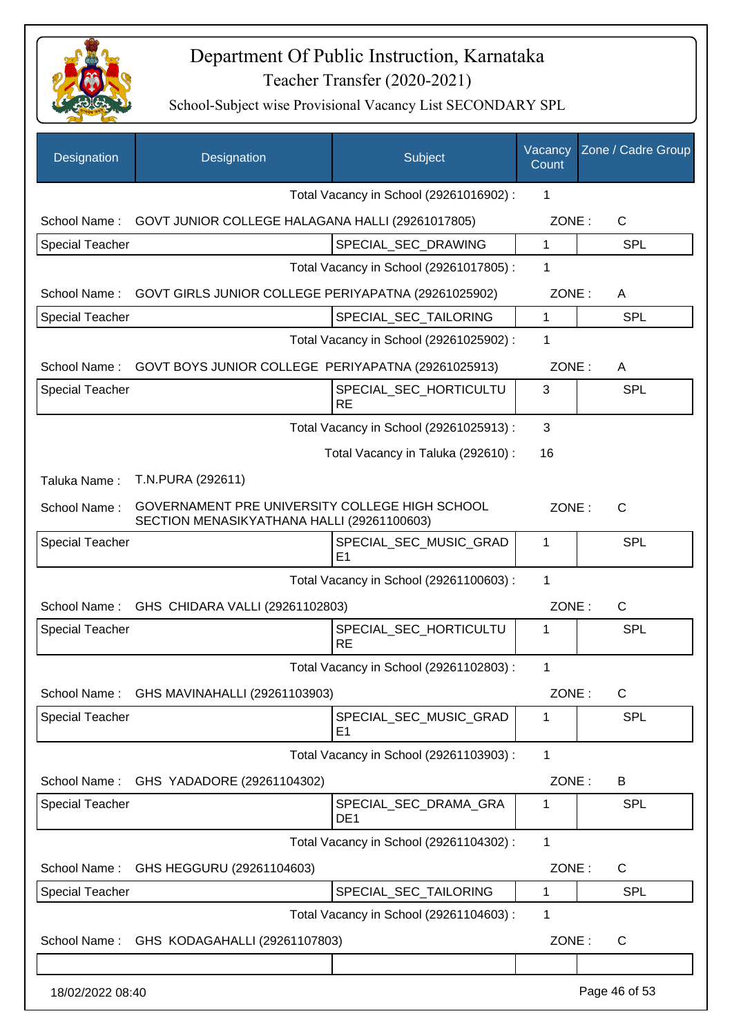# Department Of Public Instruction, Karnataka

## Teacher Transfer (2020-2021)

### School-Subject wise Provisional Vacancy List SECONDARY SPL

| Designation | Designation | Subject | Vacancy Count | Zone / Cadre Group |
|---|---|---|---|---|
| | | Total Vacancy in School (29261016902) : | 1 | |
| School Name : | GOVT JUNIOR COLLEGE HALAGANA HALLI (29261017805) | | ZONE : | C |
| Special Teacher | | SPECIAL_SEC_DRAWING | 1 | SPL |
| | | Total Vacancy in School (29261017805) : | 1 | |
| School Name : | GOVT GIRLS JUNIOR COLLEGE PERIYAPATNA (29261025902) | | ZONE : | A |
| Special Teacher | | SPECIAL_SEC_TAILORING | 1 | SPL |
| | | Total Vacancy in School (29261025902) : | 1 | |
| School Name : | GOVT BOYS JUNIOR COLLEGE PERIYAPATNA (29261025913) | | ZONE : | A |
| Special Teacher | | SPECIAL_SEC_HORTICULTURE | 3 | SPL |
| | | Total Vacancy in School (29261025913) : | 3 | |
| | | Total Vacancy in Taluka (292610) : | 16 | |
| Taluka Name : | T.N.PURA (292611) | | | |
| School Name : | GOVERNAMENT PRE UNIVERSITY COLLEGE HIGH SCHOOL SECTION MENASIKYATHANA HALLI (29261100603) | | ZONE : | C |
| Special Teacher | | SPECIAL_SEC_MUSIC_GRADE1 | 1 | SPL |
| | | Total Vacancy in School (29261100603) : | 1 | |
| School Name : | GHS CHIDARA VALLI (29261102803) | | ZONE : | C |
| Special Teacher | | SPECIAL_SEC_HORTICULTURE | 1 | SPL |
| | | Total Vacancy in School (29261102803) : | 1 | |
| School Name : | GHS MAVINAHALLI (29261103903) | | ZONE : | C |
| Special Teacher | | SPECIAL_SEC_MUSIC_GRADE1 | 1 | SPL |
| | | Total Vacancy in School (29261103903) : | 1 | |
| School Name : | GHS YADADORE (29261104302) | | ZONE : | B |
| Special Teacher | | SPECIAL_SEC_DRAMA_GRADE1 | 1 | SPL |
| | | Total Vacancy in School (29261104302) : | 1 | |
| School Name : | GHS HEGGURU (29261104603) | | ZONE : | C |
| Special Teacher | | SPECIAL_SEC_TAILORING | 1 | SPL |
| | | Total Vacancy in School (29261104603) : | 1 | |
| School Name : | GHS KODAGAHALLI (29261107803) | | ZONE : | C |
| | | | | |

18/02/2022 08:40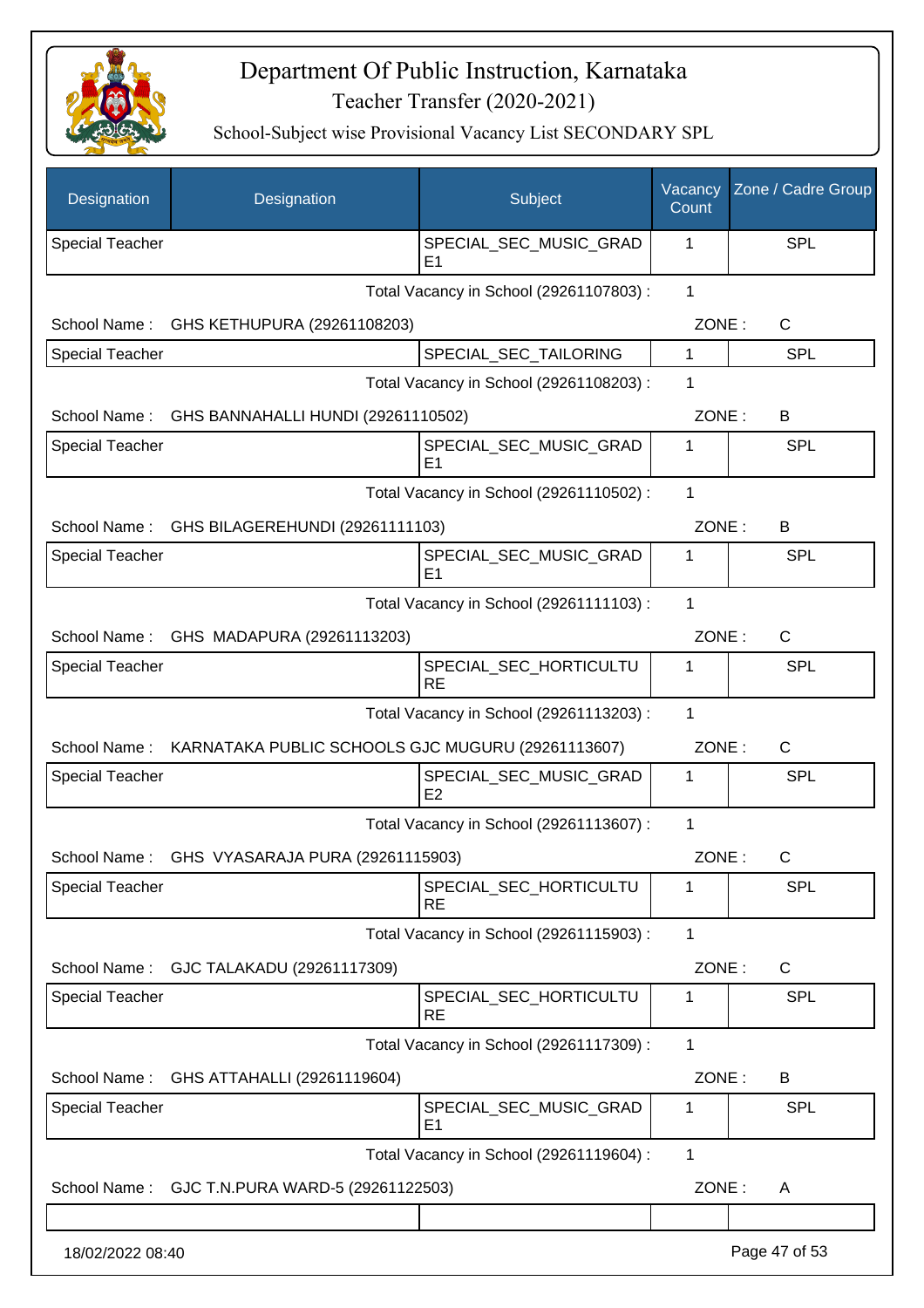# Department Of Public Instruction, Karnataka

Teacher Transfer (2020-2021)

School-Subject wise Provisional Vacancy List SECONDARY SPL

| Designation | Designation | Subject | Vacancy Count | Zone / Cadre Group |
|---|---|---|---|---|
| Special Teacher | | SPECIAL_SEC_MUSIC_GRADE1 | 1 | SPL |

Total Vacancy in School (29261107803) : 1

School Name : GHS KETHUPURA (29261108203) ZONE : C

| Designation | Designation | Subject | Vacancy Count | Zone / Cadre Group |
|---|---|---|---|---|
| Special Teacher | | SPECIAL_SEC_TAILORING | 1 | SPL |

Total Vacancy in School (29261108203) : 1

School Name : GHS BANNAHALLI HUNDI (29261110502) ZONE : B

| Designation | Designation | Subject | Vacancy Count | Zone / Cadre Group |
|---|---|---|---|---|
| Special Teacher | | SPECIAL_SEC_MUSIC_GRADE1 | 1 | SPL |

Total Vacancy in School (29261110502) : 1

School Name : GHS BILAGEREHUNDI (29261111103) ZONE : B

| Designation | Designation | Subject | Vacancy Count | Zone / Cadre Group |
|---|---|---|---|---|
| Special Teacher | | SPECIAL_SEC_MUSIC_GRADE1 | 1 | SPL |

Total Vacancy in School (29261111103) : 1

School Name : GHS MADAPURA (29261113203) ZONE : C

| Designation | Designation | Subject | Vacancy Count | Zone / Cadre Group |
|---|---|---|---|---|
| Special Teacher | | SPECIAL_SEC_HORTICULTURE | 1 | SPL |

Total Vacancy in School (29261113203) : 1

School Name : KARNATAKA PUBLIC SCHOOLS GJC MUGURU (29261113607) ZONE : C

| Designation | Designation | Subject | Vacancy Count | Zone / Cadre Group |
|---|---|---|---|---|
| Special Teacher | | SPECIAL_SEC_MUSIC_GRADE2 | 1 | SPL |

Total Vacancy in School (29261113607) : 1

School Name : GHS VYASARAJA PURA (29261115903) ZONE : C

| Designation | Designation | Subject | Vacancy Count | Zone / Cadre Group |
|---|---|---|---|---|
| Special Teacher | | SPECIAL_SEC_HORTICULTURE | 1 | SPL |

Total Vacancy in School (29261115903) : 1

School Name : GJC TALAKADU (29261117309) ZONE : C

| Designation | Designation | Subject | Vacancy Count | Zone / Cadre Group |
|---|---|---|---|---|
| Special Teacher | | SPECIAL_SEC_HORTICULTURE | 1 | SPL |

Total Vacancy in School (29261117309) : 1

School Name : GHS ATTAHALLI (29261119604) ZONE : B

| Designation | Designation | Subject | Vacancy Count | Zone / Cadre Group |
|---|---|---|---|---|
| Special Teacher | | SPECIAL_SEC_MUSIC_GRADE1 | 1 | SPL |

Total Vacancy in School (29261119604) : 1

School Name : GJC T.N.PURA WARD-5 (29261122503) ZONE : A

| Designation | Designation | Subject | Vacancy Count | Zone / Cadre Group |
|---|---|---|---|---|
| | | | | |

18/02/2022 08:40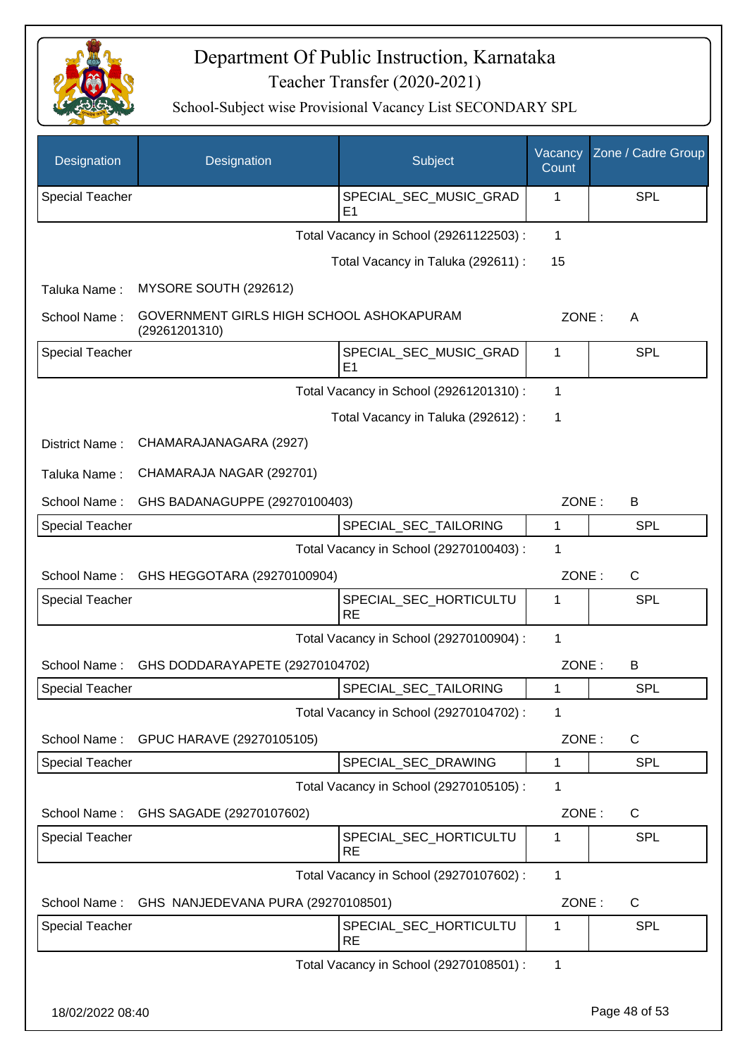# Department Of Public Instruction, Karnataka

## Teacher Transfer (2020-2021)

### School-Subject wise Provisional Vacancy List SECONDARY SPL

| Designation | Designation | Subject | Vacancy Count | Zone / Cadre Group |
|---|---|---|---|---|
| Special Teacher | | SPECIAL_SEC_MUSIC_GRADE1 | 1 | SPL |

Total Vacancy in School (29261122503) : 1

Total Vacancy in Taluka (292611) : 15

Taluka Name : MYSORE SOUTH (292612)

School Name : GOVERNMENT GIRLS HIGH SCHOOL ASHOKAPURAM (29261201310) ZONE : A

| Designation | Designation | Subject | Vacancy Count | Zone / Cadre Group |
|---|---|---|---|---|
| Special Teacher | | SPECIAL_SEC_MUSIC_GRADE1 | 1 | SPL |

Total Vacancy in School (29261201310) : 1

Total Vacancy in Taluka (292612) : 1

District Name : CHAMARAJANAGARA (2927)

Taluka Name : CHAMARAJA NAGAR (292701)

School Name : GHS BADANAGUPPE (29270100403) ZONE : B

| Designation | Designation | Subject | Vacancy Count | Zone / Cadre Group |
|---|---|---|---|---|
| Special Teacher | | SPECIAL_SEC_TAILORING | 1 | SPL |

Total Vacancy in School (29270100403) : 1

School Name : GHS HEGGOTARA (29270100904) ZONE : C

| Designation | Designation | Subject | Vacancy Count | Zone / Cadre Group |
|---|---|---|---|---|
| Special Teacher | | SPECIAL_SEC_HORTICULTURE | 1 | SPL |

Total Vacancy in School (29270100904) : 1

School Name : GHS DODDARAYAPETE (29270104702) ZONE : B

| Designation | Designation | Subject | Vacancy Count | Zone / Cadre Group |
|---|---|---|---|---|
| Special Teacher | | SPECIAL_SEC_TAILORING | 1 | SPL |

Total Vacancy in School (29270104702) : 1

School Name : GPUC HARAVE (29270105105) ZONE : C

| Designation | Designation | Subject | Vacancy Count | Zone / Cadre Group |
|---|---|---|---|---|
| Special Teacher | | SPECIAL_SEC_DRAWING | 1 | SPL |

Total Vacancy in School (29270105105) : 1

School Name : GHS SAGADE (29270107602) ZONE : C

| Designation | Designation | Subject | Vacancy Count | Zone / Cadre Group |
|---|---|---|---|---|
| Special Teacher | | SPECIAL_SEC_HORTICULTURE | 1 | SPL |

Total Vacancy in School (29270107602) : 1

School Name : GHS NANJEDEVANA PURA (29270108501) ZONE : C

| Designation | Designation | Subject | Vacancy Count | Zone / Cadre Group |
|---|---|---|---|---|
| Special Teacher | | SPECIAL_SEC_HORTICULTURE | 1 | SPL |

Total Vacancy in School (29270108501) : 1

18/02/2022 08:40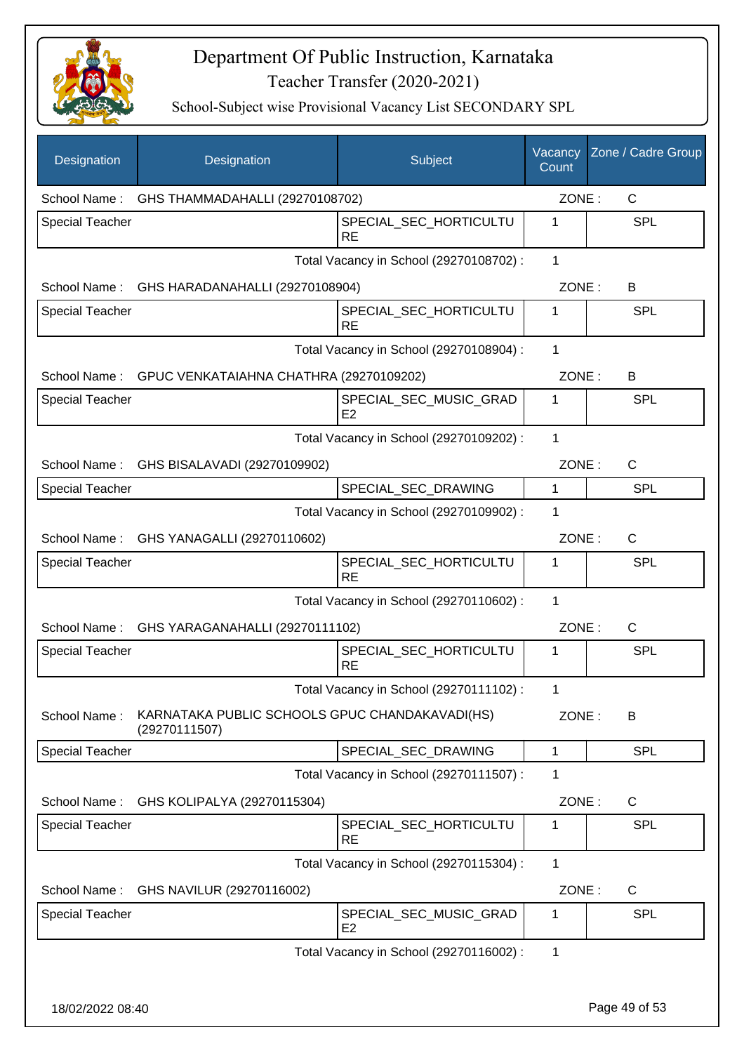# Department Of Public Instruction, Karnataka

## Teacher Transfer (2020-2021)

### School-Subject wise Provisional Vacancy List SECONDARY SPL

| Designation | Designation | Subject | Vacancy Count | Zone / Cadre Group |
|---|---|---|---|---|
| School Name : | GHS THAMMADAHALLI (29270108702) | | ZONE : | C |
| Special Teacher | | SPECIAL_SEC_HORTICULTURE | 1 | SPL |
| | | Total Vacancy in School (29270108702) : | 1 | |
| School Name : | GHS HARADANAHALLI (29270108904) | | ZONE : | B |
| Special Teacher | | SPECIAL_SEC_HORTICULTURE | 1 | SPL |
| | | Total Vacancy in School (29270108904) : | 1 | |
| School Name : | GPUC VENKATAIAHNA CHATHRA (29270109202) | | ZONE : | B |
| Special Teacher | | SPECIAL_SEC_MUSIC_GRADE2 | 1 | SPL |
| | | Total Vacancy in School (29270109202) : | 1 | |
| School Name : | GHS BISALAVADI (29270109902) | | ZONE : | C |
| Special Teacher | | SPECIAL_SEC_DRAWING | 1 | SPL |
| | | Total Vacancy in School (29270109902) : | 1 | |
| School Name : | GHS YANAGALLI (29270110602) | | ZONE : | C |
| Special Teacher | | SPECIAL_SEC_HORTICULTURE | 1 | SPL |
| | | Total Vacancy in School (29270110602) : | 1 | |
| School Name : | GHS YARAGANAHALLI (29270111102) | | ZONE : | C |
| Special Teacher | | SPECIAL_SEC_HORTICULTURE | 1 | SPL |
| | | Total Vacancy in School (29270111102) : | 1 | |
| School Name : | KARNATAKA PUBLIC SCHOOLS GPUC CHANDAKAVADI(HS) (29270111507) | | ZONE : | B |
| Special Teacher | | SPECIAL_SEC_DRAWING | 1 | SPL |
| | | Total Vacancy in School (29270111507) : | 1 | |
| School Name : | GHS KOLIPALYA (29270115304) | | ZONE : | C |
| Special Teacher | | SPECIAL_SEC_HORTICULTURE | 1 | SPL |
| | | Total Vacancy in School (29270115304) : | 1 | |
| School Name : | GHS NAVILUR (29270116002) | | ZONE : | C |
| Special Teacher | | SPECIAL_SEC_MUSIC_GRADE2 | 1 | SPL |
| | | Total Vacancy in School (29270116002) : | 1 | |

18/02/2022 08:40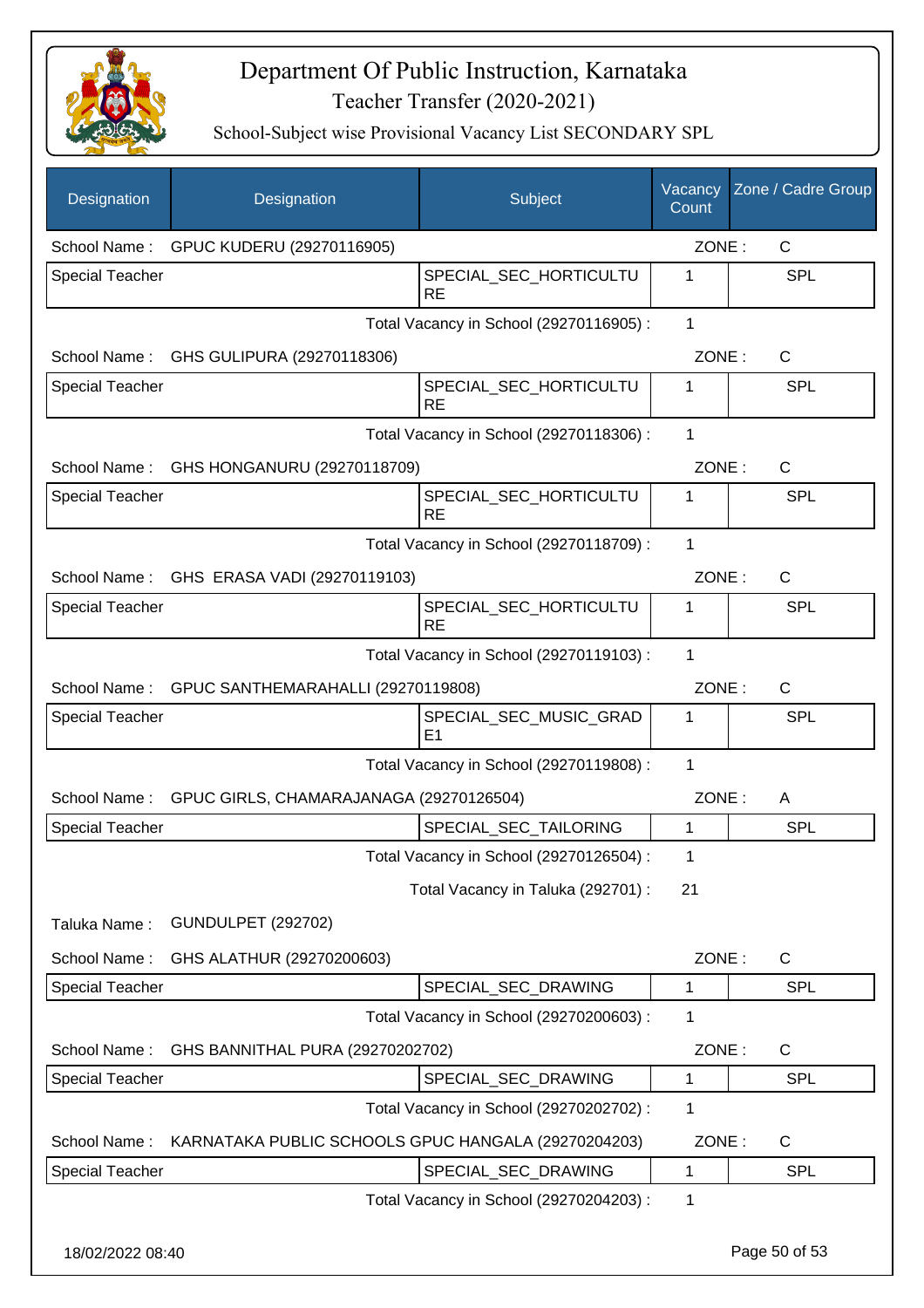# Department Of Public Instruction, Karnataka
## Teacher Transfer (2020-2021)
### School-Subject wise Provisional Vacancy List SECONDARY SPL

| Designation | Designation | Subject | Vacancy Count | Zone / Cadre Group |
|---|---|---|---|---|
| School Name : | GPUC KUDERU (29270116905) | | ZONE : | C |
| Special Teacher | | SPECIAL_SEC_HORTICULTURE | 1 | SPL |
| | | Total Vacancy in School (29270116905) : | 1 | |
| School Name : | GHS GULIPURA (29270118306) | | ZONE : | C |
| Special Teacher | | SPECIAL_SEC_HORTICULTURE | 1 | SPL |
| | | Total Vacancy in School (29270118306) : | 1 | |
| School Name : | GHS HONGANURU (29270118709) | | ZONE : | C |
| Special Teacher | | SPECIAL_SEC_HORTICULTURE | 1 | SPL |
| | | Total Vacancy in School (29270118709) : | 1 | |
| School Name : | GHS ERASA VADI (29270119103) | | ZONE : | C |
| Special Teacher | | SPECIAL_SEC_HORTICULTURE | 1 | SPL |
| | | Total Vacancy in School (29270119103) : | 1 | |
| School Name : | GPUC SANTHEMARAHALLI (29270119808) | | ZONE : | C |
| Special Teacher | | SPECIAL_SEC_MUSIC_GRADE1 | 1 | SPL |
| | | Total Vacancy in School (29270119808) : | 1 | |
| School Name : | GPUC GIRLS, CHAMARAJANAGA (29270126504) | | ZONE : | A |
| Special Teacher | | SPECIAL_SEC_TAILORING | 1 | SPL |
| | | Total Vacancy in School (29270126504) : | 1 | |
| | | Total Vacancy in Taluka (292701) : | 21 | |
| Taluka Name : | GUNDULPET (292702) | | | |
| School Name : | GHS ALATHUR (29270200603) | | ZONE : | C |
| Special Teacher | | SPECIAL_SEC_DRAWING | 1 | SPL |
| | | Total Vacancy in School (29270200603) : | 1 | |
| School Name : | GHS BANNITHAL PURA (29270202702) | | ZONE : | C |
| Special Teacher | | SPECIAL_SEC_DRAWING | 1 | SPL |
| | | Total Vacancy in School (29270202702) : | 1 | |
| School Name : | KARNATAKA PUBLIC SCHOOLS GPUC HANGALA (29270204203) | | ZONE : | C |
| Special Teacher | | SPECIAL_SEC_DRAWING | 1 | SPL |
| | | Total Vacancy in School (29270204203) : | 1 | |

18/02/2022 08:40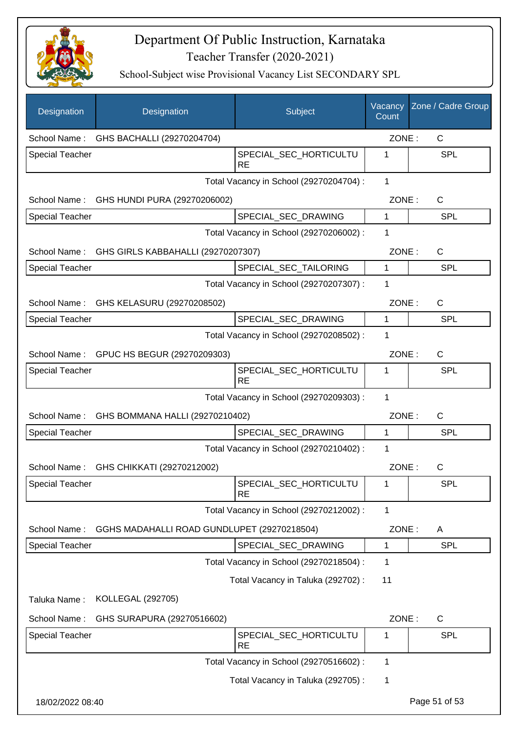# Department Of Public Instruction, Karnataka

## Teacher Transfer (2020-2021)

### School-Subject wise Provisional Vacancy List SECONDARY SPL

| Designation | Designation | Subject | Vacancy Count | Zone / Cadre Group |
|---|---|---|---|---|
| School Name : | GHS BACHALLI (29270204704) | | ZONE : | C |
| Special Teacher | | SPECIAL_SEC_HORTICULTURE | 1 | SPL |
| | | Total Vacancy in School (29270204704) : | 1 | |
| School Name : | GHS HUNDI PURA (29270206002) | | ZONE : | C |
| Special Teacher | | SPECIAL_SEC_DRAWING | 1 | SPL |
| | | Total Vacancy in School (29270206002) : | 1 | |
| School Name : | GHS GIRLS KABBAHALLI (29270207307) | | ZONE : | C |
| Special Teacher | | SPECIAL_SEC_TAILORING | 1 | SPL |
| | | Total Vacancy in School (29270207307) : | 1 | |
| School Name : | GHS KELASURU (29270208502) | | ZONE : | C |
| Special Teacher | | SPECIAL_SEC_DRAWING | 1 | SPL |
| | | Total Vacancy in School (29270208502) : | 1 | |
| School Name : | GPUC HS BEGUR (29270209303) | | ZONE : | C |
| Special Teacher | | SPECIAL_SEC_HORTICULTURE | 1 | SPL |
| | | Total Vacancy in School (29270209303) : | 1 | |
| School Name : | GHS BOMMANA HALLI (29270210402) | | ZONE : | C |
| Special Teacher | | SPECIAL_SEC_DRAWING | 1 | SPL |
| | | Total Vacancy in School (29270210402) : | 1 | |
| School Name : | GHS CHIKKATI (29270212002) | | ZONE : | C |
| Special Teacher | | SPECIAL_SEC_HORTICULTURE | 1 | SPL |
| | | Total Vacancy in School (29270212002) : | 1 | |
| School Name : | GGHS MADAHALLI ROAD GUNDLUPET (29270218504) | | ZONE : | A |
| Special Teacher | | SPECIAL_SEC_DRAWING | 1 | SPL |
| | | Total Vacancy in School (29270218504) : | 1 | |
| | | Total Vacancy in Taluka (292702) : | 11 | |
| Taluka Name : | KOLLEGAL (292705) | | | |
| School Name : | GHS SURAPURA (29270516602) | | ZONE : | C |
| Special Teacher | | SPECIAL_SEC_HORTICULTURE | 1 | SPL |
| | | Total Vacancy in School (29270516602) : | 1 | |
| | | Total Vacancy in Taluka (292705) : | 1 | |

18/02/2022 08:40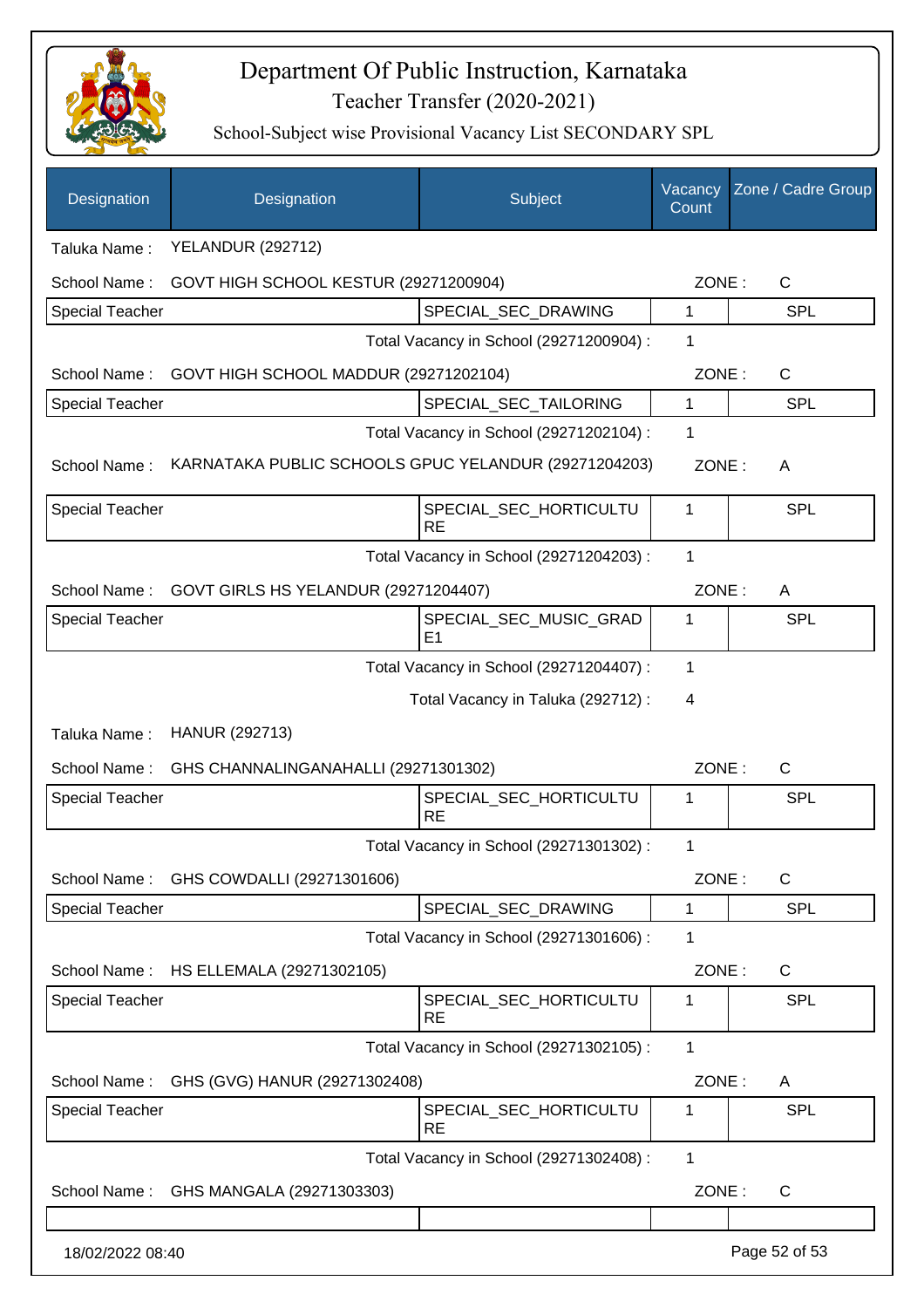# Department Of Public Instruction, Karnataka

## Teacher Transfer (2020-2021)

### School-Subject wise Provisional Vacancy List SECONDARY SPL

| Designation | Designation | Subject | Vacancy Count | Zone / Cadre Group |
|---|---|---|---|---|
| Taluka Name : | YELANDUR (292712) | | | |
| School Name : | GOVT HIGH SCHOOL KESTUR (29271200904) | | ZONE : | C |
| Special Teacher | | SPECIAL_SEC_DRAWING | 1 | SPL |
| | | Total Vacancy in School (29271200904) : | 1 | |
| School Name : | GOVT HIGH SCHOOL MADDUR (29271202104) | | ZONE : | C |
| Special Teacher | | SPECIAL_SEC_TAILORING | 1 | SPL |
| | | Total Vacancy in School (29271202104) : | 1 | |
| School Name : | KARNATAKA PUBLIC SCHOOLS GPUC YELANDUR (29271204203) | | ZONE : | A |
| Special Teacher | | SPECIAL_SEC_HORTICULTURE | 1 | SPL |
| | | Total Vacancy in School (29271204203) : | 1 | |
| School Name : | GOVT GIRLS HS YELANDUR (29271204407) | | ZONE : | A |
| Special Teacher | | SPECIAL_SEC_MUSIC_GRADE1 | 1 | SPL |
| | | Total Vacancy in School (29271204407) : | 1 | |
| | | Total Vacancy in Taluka (292712) : | 4 | |
| Taluka Name : | HANUR (292713) | | | |
| School Name : | GHS CHANNALINGANAHALLI (29271301302) | | ZONE : | C |
| Special Teacher | | SPECIAL_SEC_HORTICULTURE | 1 | SPL |
| | | Total Vacancy in School (29271301302) : | 1 | |
| School Name : | GHS COWDALLI (29271301606) | | ZONE : | C |
| Special Teacher | | SPECIAL_SEC_DRAWING | 1 | SPL |
| | | Total Vacancy in School (29271301606) : | 1 | |
| School Name : | HS ELLEMALA (29271302105) | | ZONE : | C |
| Special Teacher | | SPECIAL_SEC_HORTICULTURE | 1 | SPL |
| | | Total Vacancy in School (29271302105) : | 1 | |
| School Name : | GHS (GVG) HANUR (29271302408) | | ZONE : | A |
| Special Teacher | | SPECIAL_SEC_HORTICULTURE | 1 | SPL |
| | | Total Vacancy in School (29271302408) : | 1 | |
| School Name : | GHS MANGALA (29271303303) | | ZONE : | C |
| | | | | |

18/02/2022 08:40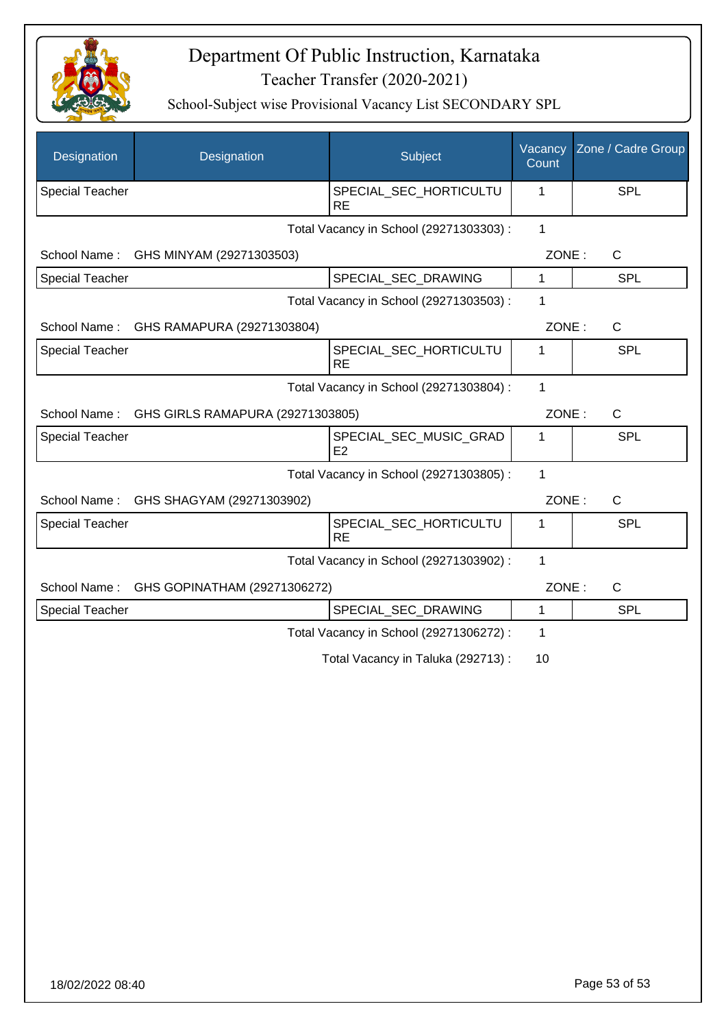# Department Of Public Instruction, Karnataka

## Teacher Transfer (2020-2021)

### School-Subject wise Provisional Vacancy List SECONDARY SPL

| Designation | Designation | Subject | Vacancy Count | Zone / Cadre Group |
|---|---|---|---|---|
| Special Teacher | | SPECIAL_SEC_HORTICULTURE | 1 | SPL |
| | | Total Vacancy in School (29271303303) : | 1 | |
| School Name : | GHS MINYAM (29271303503) | | ZONE : | C |
| Special Teacher | | SPECIAL_SEC_DRAWING | 1 | SPL |
| | | Total Vacancy in School (29271303503) : | 1 | |
| School Name : | GHS RAMAPURA (29271303804) | | ZONE : | C |
| Special Teacher | | SPECIAL_SEC_HORTICULTURE | 1 | SPL |
| | | Total Vacancy in School (29271303804) : | 1 | |
| School Name : | GHS GIRLS RAMAPURA (29271303805) | | ZONE : | C |
| Special Teacher | | SPECIAL_SEC_MUSIC_GRADE2 | 1 | SPL |
| | | Total Vacancy in School (29271303805) : | 1 | |
| School Name : | GHS SHAGYAM (29271303902) | | ZONE : | C |
| Special Teacher | | SPECIAL_SEC_HORTICULTURE | 1 | SPL |
| | | Total Vacancy in School (29271303902) : | 1 | |
| School Name : | GHS GOPINATHAM (29271306272) | | ZONE : | C |
| Special Teacher | | SPECIAL_SEC_DRAWING | 1 | SPL |
| | | Total Vacancy in School (29271306272) : | 1 | |
| | | Total Vacancy in Taluka (292713) : | 10 | |

18/02/2022 08:40